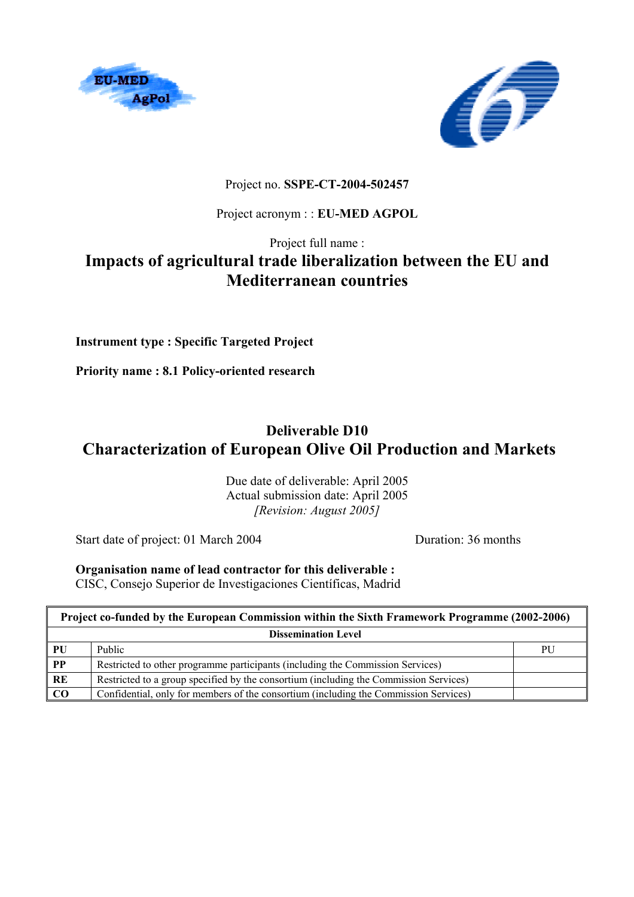Project no. **SSPE-CT-2004-502457**

Project acronym : : **EU-MED AGPOL**

Project full name :

# Impacts of agricultural trade liberalization between the EU and Mediterranean countries

**Instrument type : Specific Targeted Project**

**Priority name : 8.1 Policy-oriented research**

## Deliverable D10
## Characterization of European Olive Oil Production and Markets

Due date of deliverable: April 2005
Actual submission date: April 2005
*[Revision: August 2005]*

Start date of project: 01 March 2004 Duration: 36 months

**Organisation name of lead contractor for this deliverable :**
CISC, Consejo Superior de Investigaciones Científicas, Madrid

| Project co-funded by the European Commission within the Sixth Framework Programme (2002-2006) | | |
|---|---|---|
| **Dissemination Level** | | |
| **PU** | Public | PU |
| **PP** | Restricted to other programme participants (including the Commission Services) | |
| **RE** | Restricted to a group specified by the consortium (including the Commission Services) | |
| **CO** | Confidential, only for members of the consortium (including the Commission Services) | |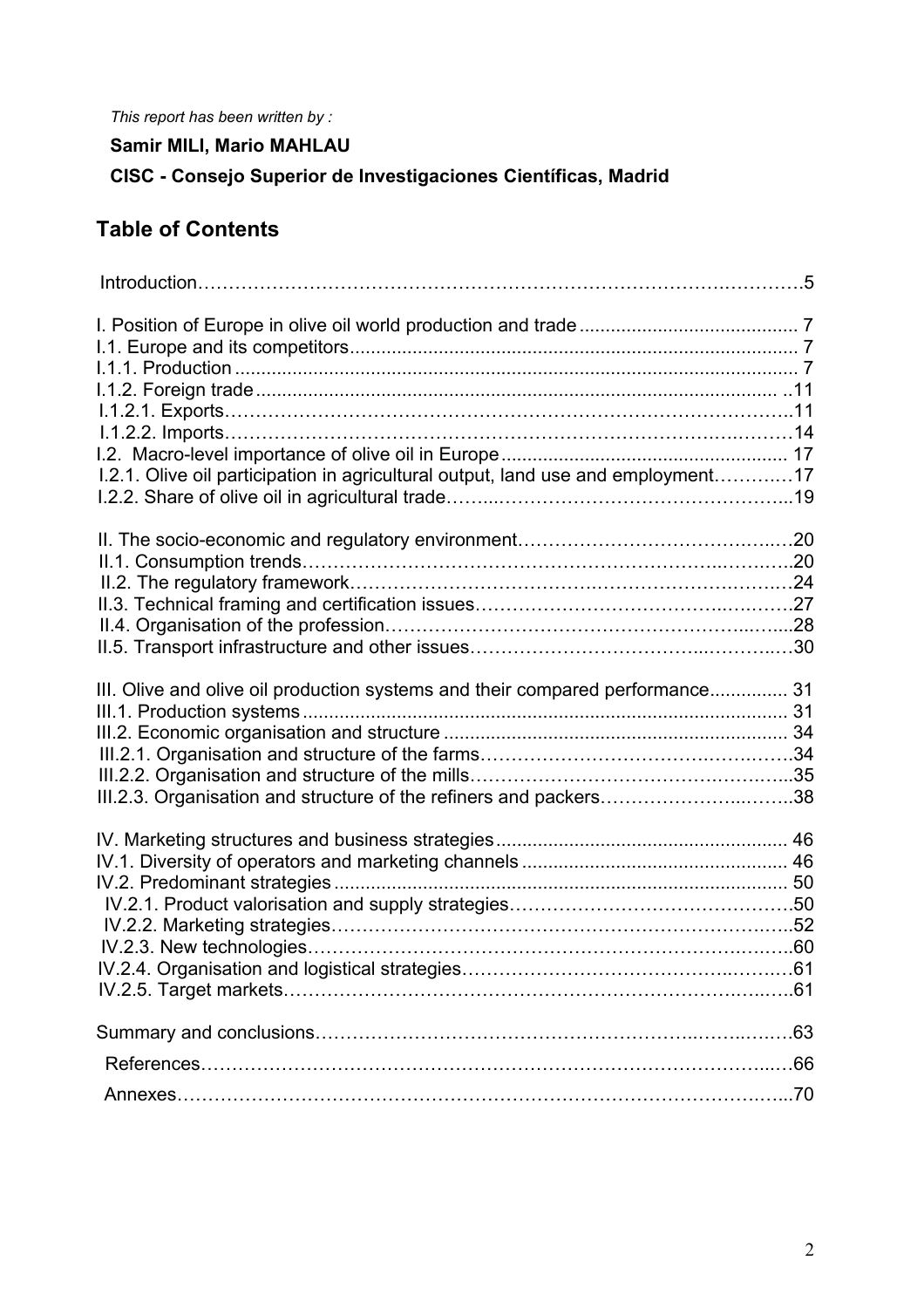*This report has been written by :*

**Samir MILI, Mario MAHLAU**

**CISC - Consejo Superior de Investigaciones Científicas, Madrid**

## Table of Contents

Introduction……………………………………………………………………………………….5

I. Position of Europe in olive oil world production and trade ......................................... 7
I.1. Europe and its competitors..................................................................................... 7
I.1.1. Production ........................................................................................................... 7
I.1.2. Foreign trade .................................................................................................. ..11
I.1.2.1. Exports……………………………………………………………………………..11
I.1.2.2. Imports……………………………………………………………………………14
I.2. Macro-level importance of olive oil in Europe ...................................................... 17
I.2.1. Olive oil participation in agricultural output, land use and employment…………17
I.2.2. Share of olive oil in agricultural trade……..………………………………………...19

II. The socio-economic and regulatory environment……………………………………20
II.1. Consumption trends………………………………………………………………..20
II.2. The regulatory framework………………………………………………………………24
II.3. Technical framing and certification issues…………………………………………….27
II.4. Organisation of the profession…………………………………………………………..28
II.5. Transport infrastructure and other issues……………………………………………30

III. Olive and olive oil production systems and their compared performance............... 31
III.1. Production systems ............................................................................................ 31
III.2. Economic organisation and structure ................................................................. 34
III.2.1. Organisation and structure of the farms………………………………………….34
III.2.2. Organisation and structure of the mills…………………………………………...35
III.2.3. Organisation and structure of the refiners and packers…………………..……..38

IV. Marketing structures and business strategies ....................................................... 46
IV.1. Diversity of operators and marketing channels .................................................. 46
IV.2. Predominant strategies ...................................................................................... 50
IV.2.1. Product valorisation and supply strategies……………………………………….50
IV.2.2. Marketing strategies……………………………………………………………….52
IV.2.3. New technologies…………………………………………………………………..60
IV.2.4. Organisation and logistical strategies…………………………………………….61
IV.2.5. Target markets……………………………………………………………………..61

Summary and conclusions………………………………………………………………….63

References…………………………………………………………………………………..66

Annexes……………………………………………………………………………………...70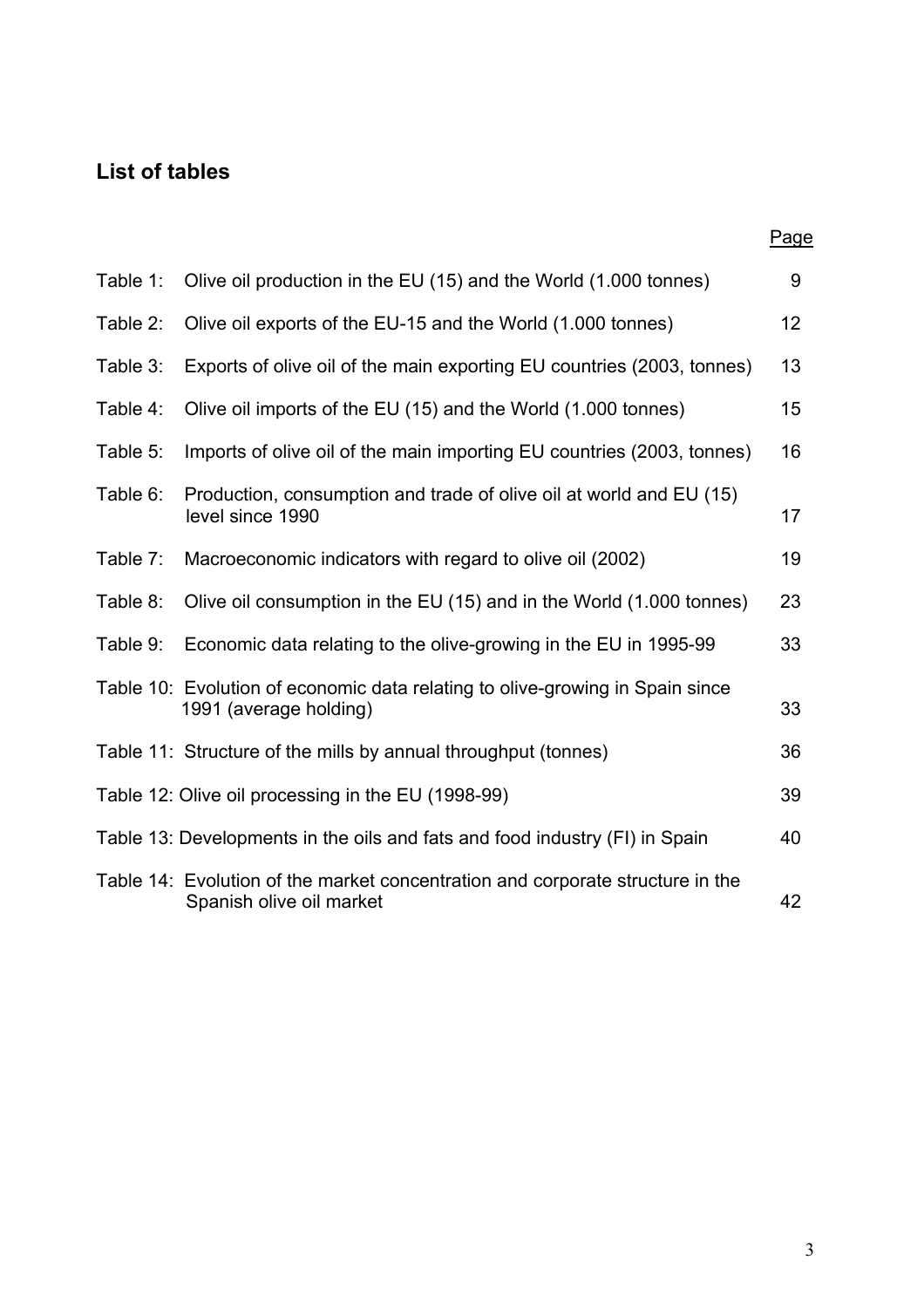## List of tables

| | | Page |
|---|---|---|
| Table 1: | Olive oil production in the EU (15) and the World (1.000 tonnes) | 9 |
| Table 2: | Olive oil exports of the EU-15 and the World (1.000 tonnes) | 12 |
| Table 3: | Exports of olive oil of the main exporting EU countries (2003, tonnes) | 13 |
| Table 4: | Olive oil imports of the EU (15) and the World (1.000 tonnes) | 15 |
| Table 5: | Imports of olive oil of the main importing EU countries (2003, tonnes) | 16 |
| Table 6: | Production, consumption and trade of olive oil at world and EU (15) level since 1990 | 17 |
| Table 7: | Macroeconomic indicators with regard to olive oil (2002) | 19 |
| Table 8: | Olive oil consumption in the EU (15) and in the World (1.000 tonnes) | 23 |
| Table 9: | Economic data relating to the olive-growing in the EU in 1995-99 | 33 |
| Table 10: | Evolution of economic data relating to olive-growing in Spain since 1991 (average holding) | 33 |
| Table 11: | Structure of the mills by annual throughput (tonnes) | 36 |
| Table 12: | Olive oil processing in the EU (1998-99) | 39 |
| Table 13: | Developments in the oils and fats and food industry (FI) in Spain | 40 |
| Table 14: | Evolution of the market concentration and corporate structure in the Spanish olive oil market | 42 |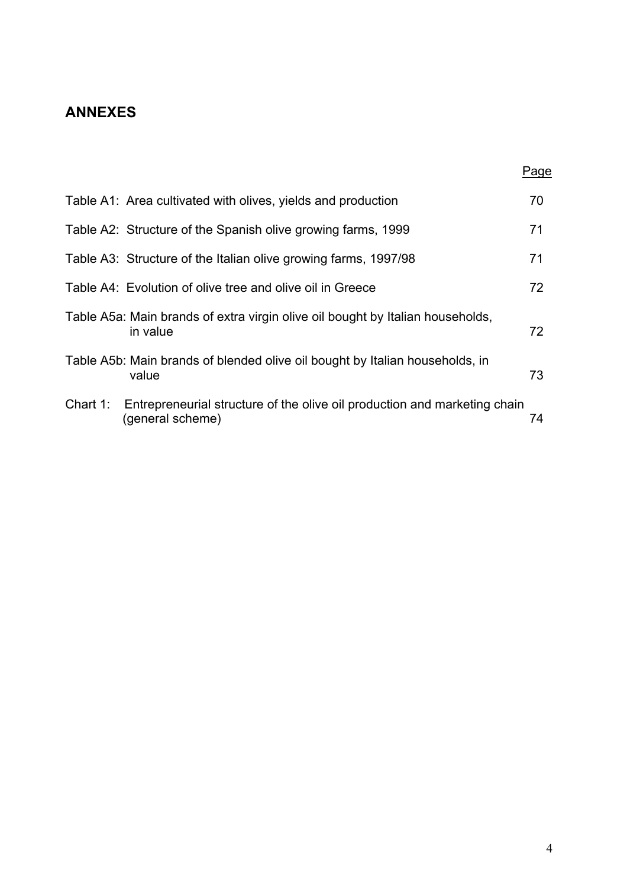## ANNEXES

| | Page |
|---|---|
| Table A1: Area cultivated with olives, yields and production | 70 |
| Table A2: Structure of the Spanish olive growing farms, 1999 | 71 |
| Table A3: Structure of the Italian olive growing farms, 1997/98 | 71 |
| Table A4: Evolution of olive tree and olive oil in Greece | 72 |
| Table A5a: Main brands of extra virgin olive oil bought by Italian households, in value | 72 |
| Table A5b: Main brands of blended olive oil bought by Italian households, in value | 73 |
| Chart 1: Entrepreneurial structure of the olive oil production and marketing chain (general scheme) | 74 |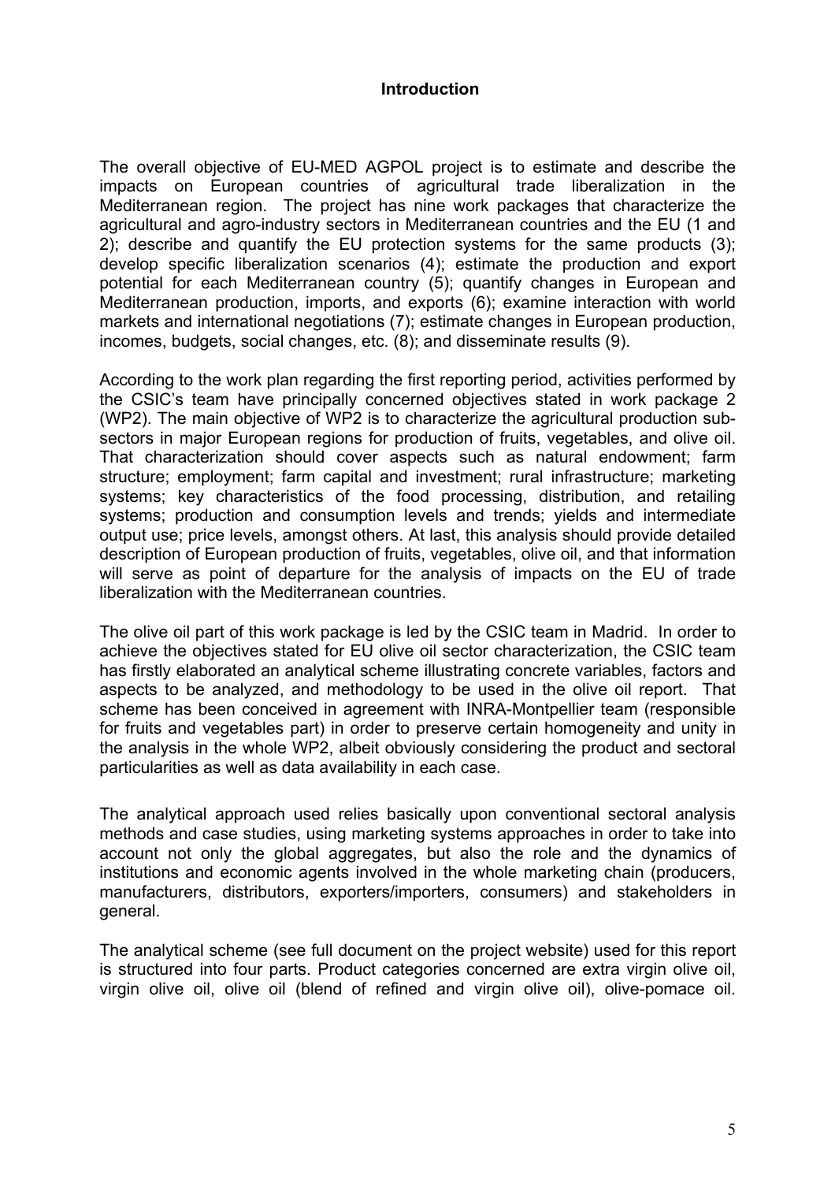# Introduction

The overall objective of EU-MED AGPOL project is to estimate and describe the impacts on European countries of agricultural trade liberalization in the Mediterranean region. The project has nine work packages that characterize the agricultural and agro-industry sectors in Mediterranean countries and the EU (1 and 2); describe and quantify the EU protection systems for the same products (3); develop specific liberalization scenarios (4); estimate the production and export potential for each Mediterranean country (5); quantify changes in European and Mediterranean production, imports, and exports (6); examine interaction with world markets and international negotiations (7); estimate changes in European production, incomes, budgets, social changes, etc. (8); and disseminate results (9).

According to the work plan regarding the first reporting period, activities performed by the CSIC's team have principally concerned objectives stated in work package 2 (WP2). The main objective of WP2 is to characterize the agricultural production sub-sectors in major European regions for production of fruits, vegetables, and olive oil. That characterization should cover aspects such as natural endowment; farm structure; employment; farm capital and investment; rural infrastructure; marketing systems; key characteristics of the food processing, distribution, and retailing systems; production and consumption levels and trends; yields and intermediate output use; price levels, amongst others. At last, this analysis should provide detailed description of European production of fruits, vegetables, olive oil, and that information will serve as point of departure for the analysis of impacts on the EU of trade liberalization with the Mediterranean countries.

The olive oil part of this work package is led by the CSIC team in Madrid. In order to achieve the objectives stated for EU olive oil sector characterization, the CSIC team has firstly elaborated an analytical scheme illustrating concrete variables, factors and aspects to be analyzed, and methodology to be used in the olive oil report. That scheme has been conceived in agreement with INRA-Montpellier team (responsible for fruits and vegetables part) in order to preserve certain homogeneity and unity in the analysis in the whole WP2, albeit obviously considering the product and sectoral particularities as well as data availability in each case.

The analytical approach used relies basically upon conventional sectoral analysis methods and case studies, using marketing systems approaches in order to take into account not only the global aggregates, but also the role and the dynamics of institutions and economic agents involved in the whole marketing chain (producers, manufacturers, distributors, exporters/importers, consumers) and stakeholders in general.

The analytical scheme (see full document on the project website) used for this report is structured into four parts. Product categories concerned are extra virgin olive oil, virgin olive oil, olive oil (blend of refined and virgin olive oil), olive-pomace oil.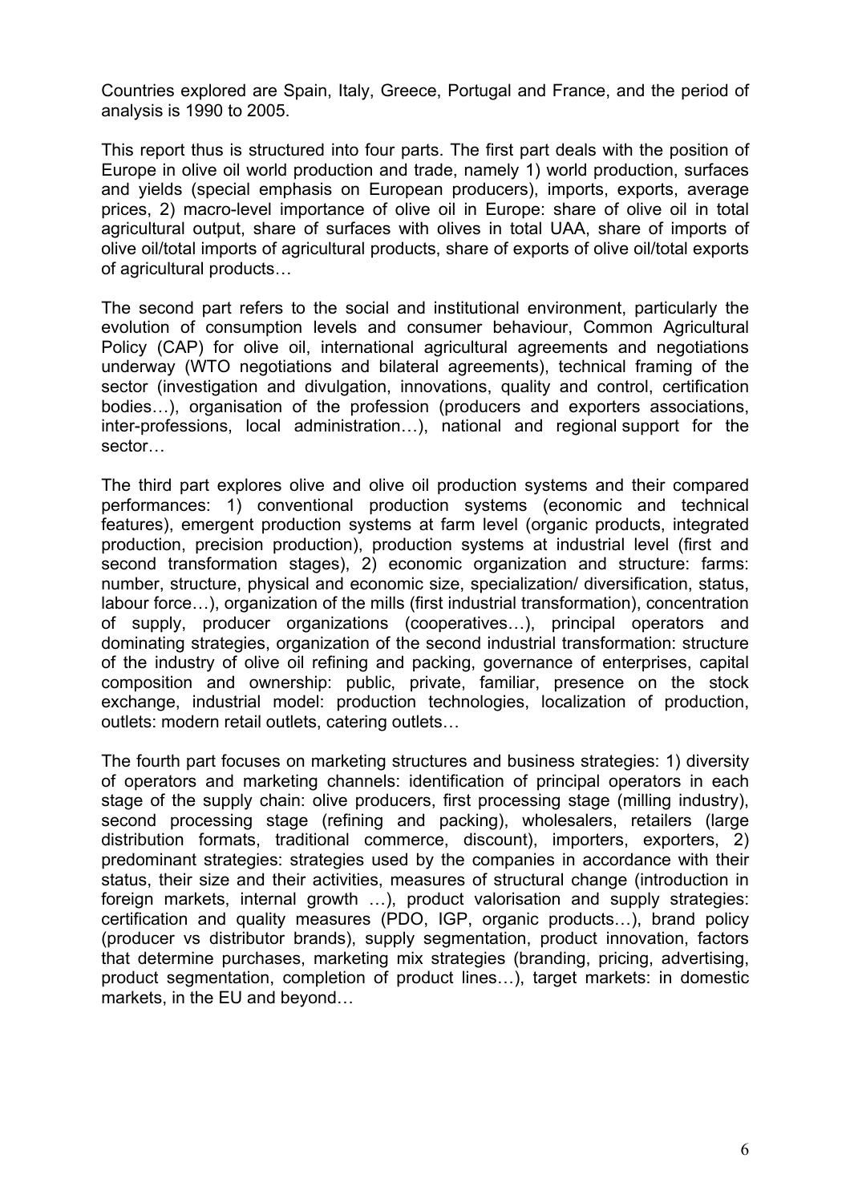Countries explored are Spain, Italy, Greece, Portugal and France, and the period of analysis is 1990 to 2005.

This report thus is structured into four parts. The first part deals with the position of Europe in olive oil world production and trade, namely 1) world production, surfaces and yields (special emphasis on European producers), imports, exports, average prices, 2) macro-level importance of olive oil in Europe: share of olive oil in total agricultural output, share of surfaces with olives in total UAA, share of imports of olive oil/total imports of agricultural products, share of exports of olive oil/total exports of agricultural products…

The second part refers to the social and institutional environment, particularly the evolution of consumption levels and consumer behaviour, Common Agricultural Policy (CAP) for olive oil, international agricultural agreements and negotiations underway (WTO negotiations and bilateral agreements), technical framing of the sector (investigation and divulgation, innovations, quality and control, certification bodies…), organisation of the profession (producers and exporters associations, inter-professions, local administration…), national and regional support for the sector…

The third part explores olive and olive oil production systems and their compared performances: 1) conventional production systems (economic and technical features), emergent production systems at farm level (organic products, integrated production, precision production), production systems at industrial level (first and second transformation stages), 2) economic organization and structure: farms: number, structure, physical and economic size, specialization/ diversification, status, labour force…), organization of the mills (first industrial transformation), concentration of supply, producer organizations (cooperatives…), principal operators and dominating strategies, organization of the second industrial transformation: structure of the industry of olive oil refining and packing, governance of enterprises, capital composition and ownership: public, private, familiar, presence on the stock exchange, industrial model: production technologies, localization of production, outlets: modern retail outlets, catering outlets…

The fourth part focuses on marketing structures and business strategies: 1) diversity of operators and marketing channels: identification of principal operators in each stage of the supply chain: olive producers, first processing stage (milling industry), second processing stage (refining and packing), wholesalers, retailers (large distribution formats, traditional commerce, discount), importers, exporters, 2) predominant strategies: strategies used by the companies in accordance with their status, their size and their activities, measures of structural change (introduction in foreign markets, internal growth …), product valorisation and supply strategies: certification and quality measures (PDO, IGP, organic products…), brand policy (producer vs distributor brands), supply segmentation, product innovation, factors that determine purchases, marketing mix strategies (branding, pricing, advertising, product segmentation, completion of product lines…), target markets: in domestic markets, in the EU and beyond…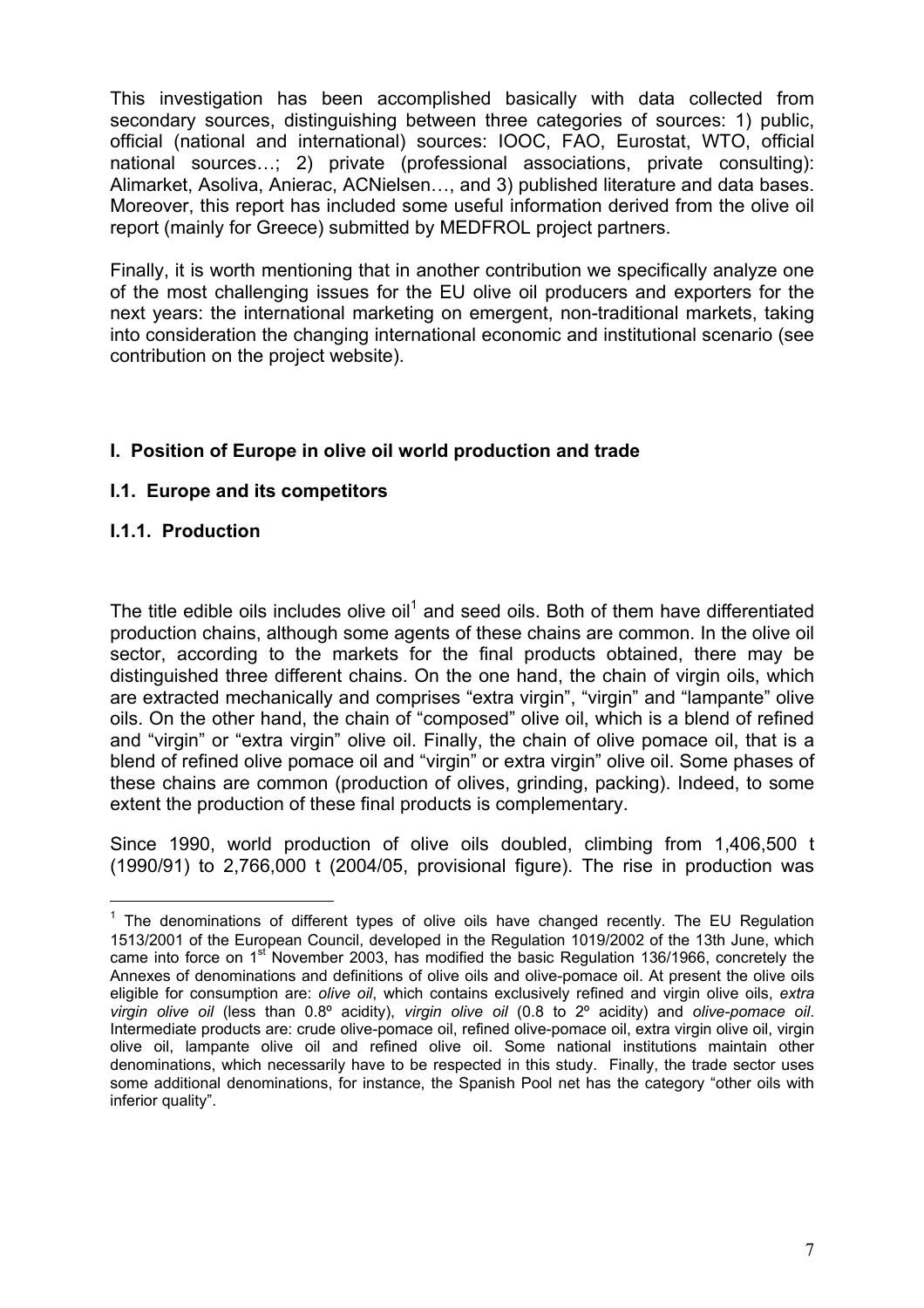This investigation has been accomplished basically with data collected from secondary sources, distinguishing between three categories of sources: 1) public, official (national and international) sources: IOOC, FAO, Eurostat, WTO, official national sources…; 2) private (professional associations, private consulting): Alimarket, Asoliva, Anierac, ACNielsen…, and 3) published literature and data bases. Moreover, this report has included some useful information derived from the olive oil report (mainly for Greece) submitted by MEDFROL project partners.

Finally, it is worth mentioning that in another contribution we specifically analyze one of the most challenging issues for the EU olive oil producers and exporters for the next years: the international marketing on emergent, non-traditional markets, taking into consideration the changing international economic and institutional scenario (see contribution on the project website).

## I. Position of Europe in olive oil world production and trade

### I.1. Europe and its competitors

#### I.1.1. Production

The title edible oils includes olive oil[1] and seed oils. Both of them have differentiated production chains, although some agents of these chains are common. In the olive oil sector, according to the markets for the final products obtained, there may be distinguished three different chains. On the one hand, the chain of virgin oils, which are extracted mechanically and comprises "extra virgin", "virgin" and "lampante" olive oils. On the other hand, the chain of "composed" olive oil, which is a blend of refined and "virgin" or "extra virgin" olive oil. Finally, the chain of olive pomace oil, that is a blend of refined olive pomace oil and "virgin" or extra virgin" olive oil. Some phases of these chains are common (production of olives, grinding, packing). Indeed, to some extent the production of these final products is complementary.

Since 1990, world production of olive oils doubled, climbing from 1,406,500 t (1990/91) to 2,766,000 t (2004/05, provisional figure). The rise in production was

---

[1] The denominations of different types of olive oils have changed recently. The EU Regulation 1513/2001 of the European Council, developed in the Regulation 1019/2002 of the 13th June, which came into force on 1st November 2003, has modified the basic Regulation 136/1966, concretely the Annexes of denominations and definitions of olive oils and olive-pomace oil. At present the olive oils eligible for consumption are: *olive oil*, which contains exclusively refined and virgin olive oils, *extra virgin olive oil* (less than 0.8º acidity), *virgin olive oil* (0.8 to 2º acidity) and *olive-pomace oil*. Intermediate products are: crude olive-pomace oil, refined olive-pomace oil, extra virgin olive oil, virgin olive oil, lampante olive oil and refined olive oil. Some national institutions maintain other denominations, which necessarily have to be respected in this study. Finally, the trade sector uses some additional denominations, for instance, the Spanish Pool net has the category "other oils with inferior quality".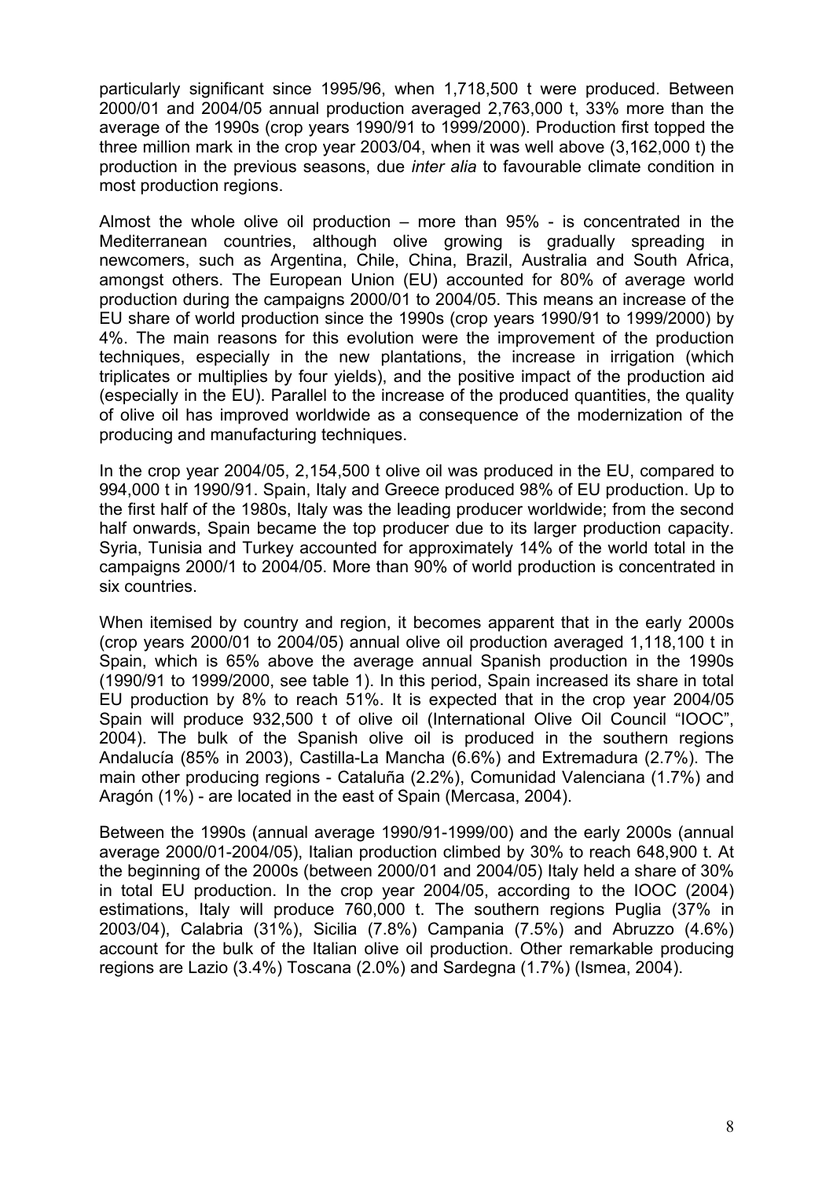particularly significant since 1995/96, when 1,718,500 t were produced. Between 2000/01 and 2004/05 annual production averaged 2,763,000 t, 33% more than the average of the 1990s (crop years 1990/91 to 1999/2000). Production first topped the three million mark in the crop year 2003/04, when it was well above (3,162,000 t) the production in the previous seasons, due *inter alia* to favourable climate condition in most production regions.

Almost the whole olive oil production – more than 95% - is concentrated in the Mediterranean countries, although olive growing is gradually spreading in newcomers, such as Argentina, Chile, China, Brazil, Australia and South Africa, amongst others. The European Union (EU) accounted for 80% of average world production during the campaigns 2000/01 to 2004/05. This means an increase of the EU share of world production since the 1990s (crop years 1990/91 to 1999/2000) by 4%. The main reasons for this evolution were the improvement of the production techniques, especially in the new plantations, the increase in irrigation (which triplicates or multiplies by four yields), and the positive impact of the production aid (especially in the EU). Parallel to the increase of the produced quantities, the quality of olive oil has improved worldwide as a consequence of the modernization of the producing and manufacturing techniques.

In the crop year 2004/05, 2,154,500 t olive oil was produced in the EU, compared to 994,000 t in 1990/91. Spain, Italy and Greece produced 98% of EU production. Up to the first half of the 1980s, Italy was the leading producer worldwide; from the second half onwards, Spain became the top producer due to its larger production capacity. Syria, Tunisia and Turkey accounted for approximately 14% of the world total in the campaigns 2000/1 to 2004/05. More than 90% of world production is concentrated in six countries.

When itemised by country and region, it becomes apparent that in the early 2000s (crop years 2000/01 to 2004/05) annual olive oil production averaged 1,118,100 t in Spain, which is 65% above the average annual Spanish production in the 1990s (1990/91 to 1999/2000, see table 1). In this period, Spain increased its share in total EU production by 8% to reach 51%. It is expected that in the crop year 2004/05 Spain will produce 932,500 t of olive oil (International Olive Oil Council "IOOC", 2004). The bulk of the Spanish olive oil is produced in the southern regions Andalucía (85% in 2003), Castilla-La Mancha (6.6%) and Extremadura (2.7%). The main other producing regions - Cataluña (2.2%), Comunidad Valenciana (1.7%) and Aragón (1%) - are located in the east of Spain (Mercasa, 2004).

Between the 1990s (annual average 1990/91-1999/00) and the early 2000s (annual average 2000/01-2004/05), Italian production climbed by 30% to reach 648,900 t. At the beginning of the 2000s (between 2000/01 and 2004/05) Italy held a share of 30% in total EU production. In the crop year 2004/05, according to the IOOC (2004) estimations, Italy will produce 760,000 t. The southern regions Puglia (37% in 2003/04), Calabria (31%), Sicilia (7.8%) Campania (7.5%) and Abruzzo (4.6%) account for the bulk of the Italian olive oil production. Other remarkable producing regions are Lazio (3.4%) Toscana (2.0%) and Sardegna (1.7%) (Ismea, 2004).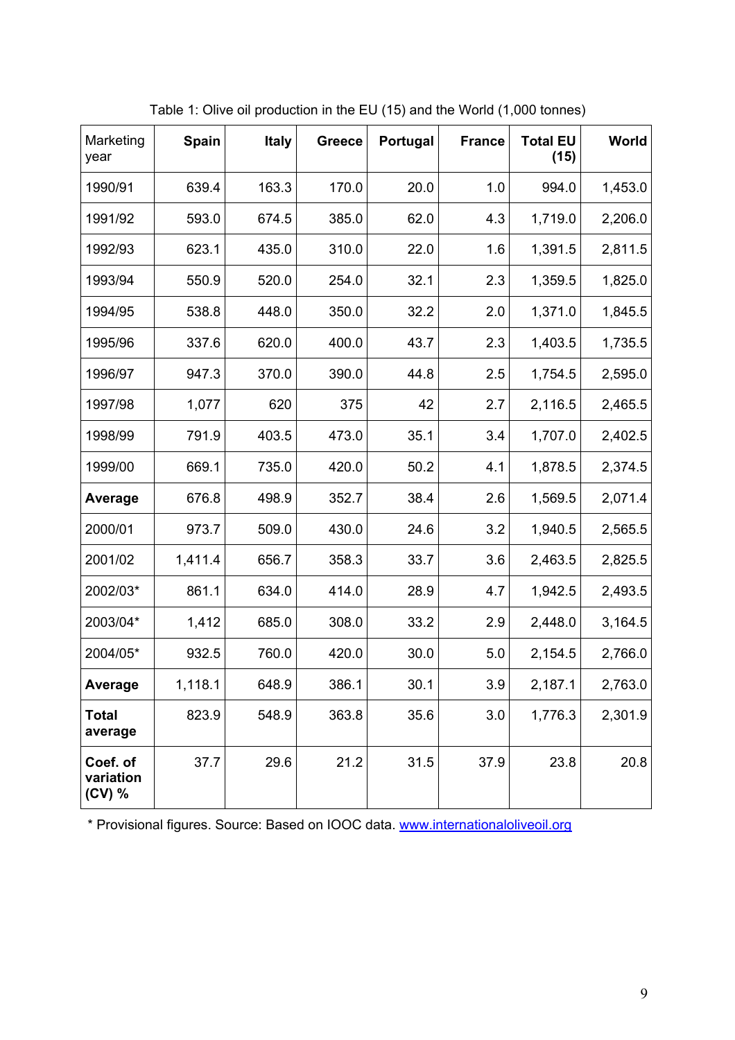Table 1: Olive oil production in the EU (15) and the World (1,000 tonnes)

| Marketing year | Spain | Italy | Greece | Portugal | France | Total EU (15) | World |
|---|---|---|---|---|---|---|---|
| 1990/91 | 639.4 | 163.3 | 170.0 | 20.0 | 1.0 | 994.0 | 1,453.0 |
| 1991/92 | 593.0 | 674.5 | 385.0 | 62.0 | 4.3 | 1,719.0 | 2,206.0 |
| 1992/93 | 623.1 | 435.0 | 310.0 | 22.0 | 1.6 | 1,391.5 | 2,811.5 |
| 1993/94 | 550.9 | 520.0 | 254.0 | 32.1 | 2.3 | 1,359.5 | 1,825.0 |
| 1994/95 | 538.8 | 448.0 | 350.0 | 32.2 | 2.0 | 1,371.0 | 1,845.5 |
| 1995/96 | 337.6 | 620.0 | 400.0 | 43.7 | 2.3 | 1,403.5 | 1,735.5 |
| 1996/97 | 947.3 | 370.0 | 390.0 | 44.8 | 2.5 | 1,754.5 | 2,595.0 |
| 1997/98 | 1,077 | 620 | 375 | 42 | 2.7 | 2,116.5 | 2,465.5 |
| 1998/99 | 791.9 | 403.5 | 473.0 | 35.1 | 3.4 | 1,707.0 | 2,402.5 |
| 1999/00 | 669.1 | 735.0 | 420.0 | 50.2 | 4.1 | 1,878.5 | 2,374.5 |
| **Average** | 676.8 | 498.9 | 352.7 | 38.4 | 2.6 | 1,569.5 | 2,071.4 |
| 2000/01 | 973.7 | 509.0 | 430.0 | 24.6 | 3.2 | 1,940.5 | 2,565.5 |
| 2001/02 | 1,411.4 | 656.7 | 358.3 | 33.7 | 3.6 | 2,463.5 | 2,825.5 |
| 2002/03* | 861.1 | 634.0 | 414.0 | 28.9 | 4.7 | 1,942.5 | 2,493.5 |
| 2003/04* | 1,412 | 685.0 | 308.0 | 33.2 | 2.9 | 2,448.0 | 3,164.5 |
| 2004/05* | 932.5 | 760.0 | 420.0 | 30.0 | 5.0 | 2,154.5 | 2,766.0 |
| **Average** | 1,118.1 | 648.9 | 386.1 | 30.1 | 3.9 | 2,187.1 | 2,763.0 |
| **Total average** | 823.9 | 548.9 | 363.8 | 35.6 | 3.0 | 1,776.3 | 2,301.9 |
| **Coef. of variation (CV) %** | 37.7 | 29.6 | 21.2 | 31.5 | 37.9 | 23.8 | 20.8 |

* Provisional figures. Source: Based on IOOC data. www.internationaloliveoil.org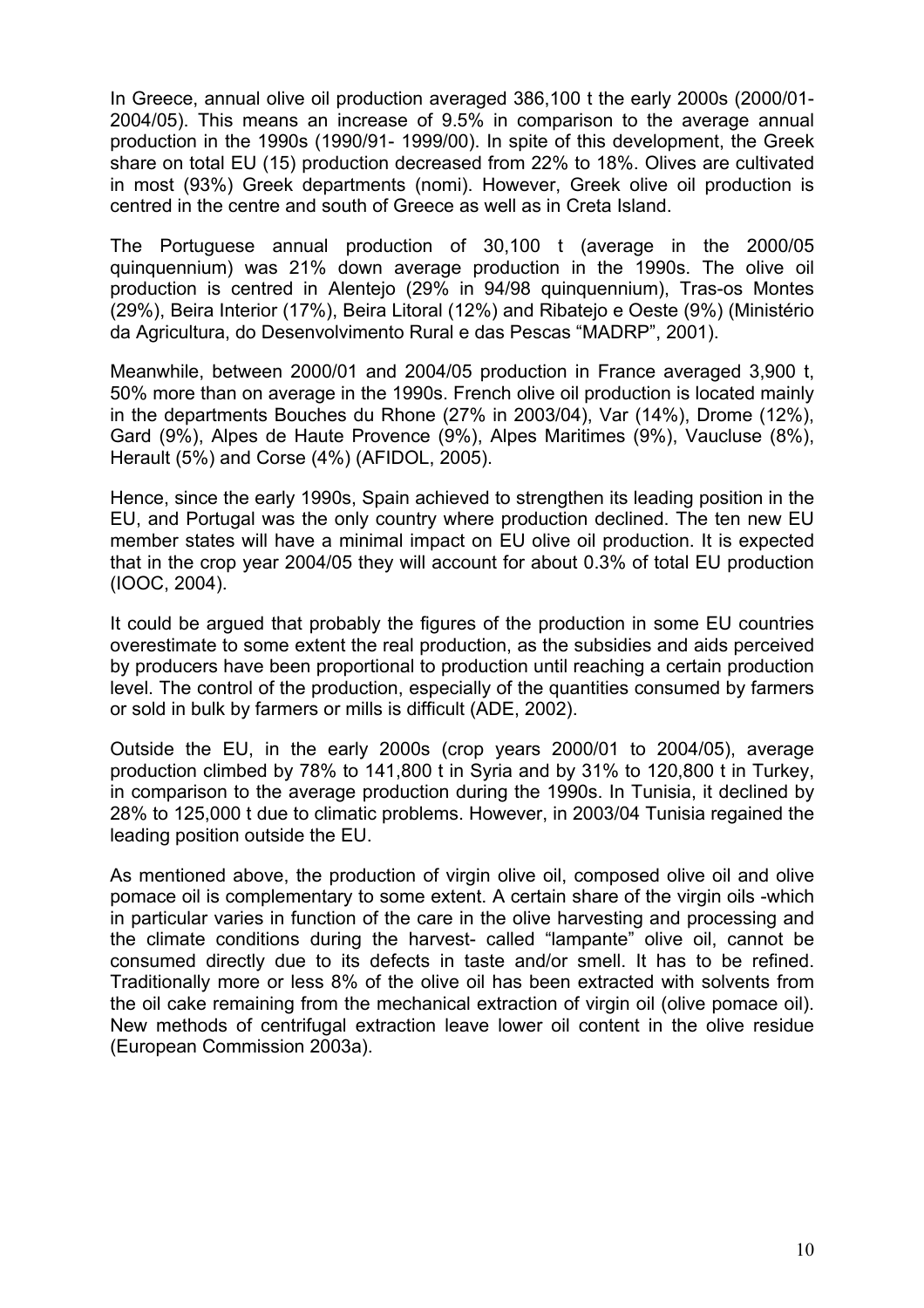In Greece, annual olive oil production averaged 386,100 t the early 2000s (2000/01-2004/05). This means an increase of 9.5% in comparison to the average annual production in the 1990s (1990/91- 1999/00). In spite of this development, the Greek share on total EU (15) production decreased from 22% to 18%. Olives are cultivated in most (93%) Greek departments (nomi). However, Greek olive oil production is centred in the centre and south of Greece as well as in Creta Island.

The Portuguese annual production of 30,100 t (average in the 2000/05 quinquennium) was 21% down average production in the 1990s. The olive oil production is centred in Alentejo (29% in 94/98 quinquennium), Tras-os Montes (29%), Beira Interior (17%), Beira Litoral (12%) and Ribatejo e Oeste (9%) (Ministério da Agricultura, do Desenvolvimento Rural e das Pescas "MADRP", 2001).

Meanwhile, between 2000/01 and 2004/05 production in France averaged 3,900 t, 50% more than on average in the 1990s. French olive oil production is located mainly in the departments Bouches du Rhone (27% in 2003/04), Var (14%), Drome (12%), Gard (9%), Alpes de Haute Provence (9%), Alpes Maritimes (9%), Vaucluse (8%), Herault (5%) and Corse (4%) (AFIDOL, 2005).

Hence, since the early 1990s, Spain achieved to strengthen its leading position in the EU, and Portugal was the only country where production declined. The ten new EU member states will have a minimal impact on EU olive oil production. It is expected that in the crop year 2004/05 they will account for about 0.3% of total EU production (IOOC, 2004).

It could be argued that probably the figures of the production in some EU countries overestimate to some extent the real production, as the subsidies and aids perceived by producers have been proportional to production until reaching a certain production level. The control of the production, especially of the quantities consumed by farmers or sold in bulk by farmers or mills is difficult (ADE, 2002).

Outside the EU, in the early 2000s (crop years 2000/01 to 2004/05), average production climbed by 78% to 141,800 t in Syria and by 31% to 120,800 t in Turkey, in comparison to the average production during the 1990s. In Tunisia, it declined by 28% to 125,000 t due to climatic problems. However, in 2003/04 Tunisia regained the leading position outside the EU.

As mentioned above, the production of virgin olive oil, composed olive oil and olive pomace oil is complementary to some extent. A certain share of the virgin oils -which in particular varies in function of the care in the olive harvesting and processing and the climate conditions during the harvest- called "lampante" olive oil, cannot be consumed directly due to its defects in taste and/or smell. It has to be refined. Traditionally more or less 8% of the olive oil has been extracted with solvents from the oil cake remaining from the mechanical extraction of virgin oil (olive pomace oil). New methods of centrifugal extraction leave lower oil content in the olive residue (European Commission 2003a).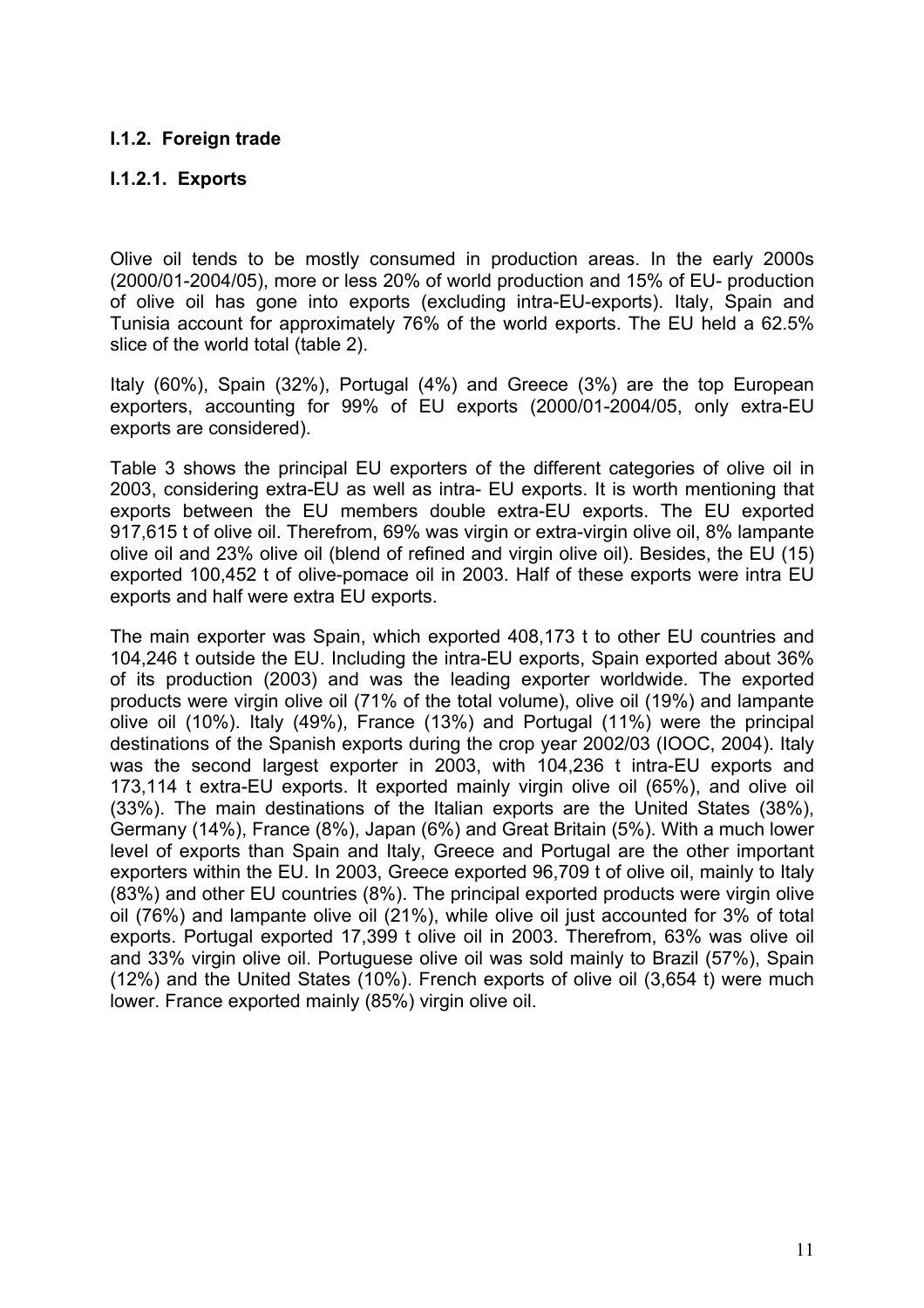### I.1.2. Foreign trade

#### I.1.2.1. Exports

Olive oil tends to be mostly consumed in production areas. In the early 2000s (2000/01-2004/05), more or less 20% of world production and 15% of EU- production of olive oil has gone into exports (excluding intra-EU-exports). Italy, Spain and Tunisia account for approximately 76% of the world exports. The EU held a 62.5% slice of the world total (table 2).

Italy (60%), Spain (32%), Portugal (4%) and Greece (3%) are the top European exporters, accounting for 99% of EU exports (2000/01-2004/05, only extra-EU exports are considered).

Table 3 shows the principal EU exporters of the different categories of olive oil in 2003, considering extra-EU as well as intra- EU exports. It is worth mentioning that exports between the EU members double extra-EU exports. The EU exported 917,615 t of olive oil. Therefrom, 69% was virgin or extra-virgin olive oil, 8% lampante olive oil and 23% olive oil (blend of refined and virgin olive oil). Besides, the EU (15) exported 100,452 t of olive-pomace oil in 2003. Half of these exports were intra EU exports and half were extra EU exports.

The main exporter was Spain, which exported 408,173 t to other EU countries and 104,246 t outside the EU. Including the intra-EU exports, Spain exported about 36% of its production (2003) and was the leading exporter worldwide. The exported products were virgin olive oil (71% of the total volume), olive oil (19%) and lampante olive oil (10%). Italy (49%), France (13%) and Portugal (11%) were the principal destinations of the Spanish exports during the crop year 2002/03 (IOOC, 2004). Italy was the second largest exporter in 2003, with 104,236 t intra-EU exports and 173,114 t extra-EU exports. It exported mainly virgin olive oil (65%), and olive oil (33%). The main destinations of the Italian exports are the United States (38%), Germany (14%), France (8%), Japan (6%) and Great Britain (5%). With a much lower level of exports than Spain and Italy, Greece and Portugal are the other important exporters within the EU. In 2003, Greece exported 96,709 t of olive oil, mainly to Italy (83%) and other EU countries (8%). The principal exported products were virgin olive oil (76%) and lampante olive oil (21%), while olive oil just accounted for 3% of total exports. Portugal exported 17,399 t olive oil in 2003. Therefrom, 63% was olive oil and 33% virgin olive oil. Portuguese olive oil was sold mainly to Brazil (57%), Spain (12%) and the United States (10%). French exports of olive oil (3,654 t) were much lower. France exported mainly (85%) virgin olive oil.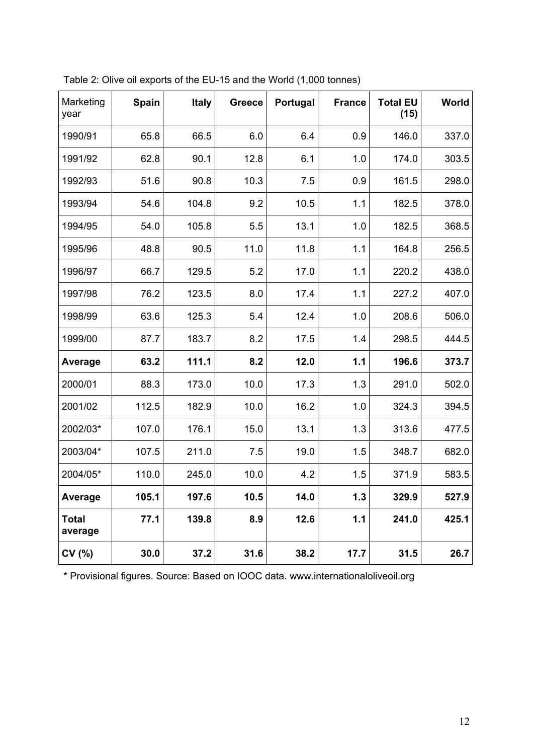Table 2: Olive oil exports of the EU-15 and the World (1,000 tonnes)

| Marketing year | **Spain** | **Italy** | **Greece** | **Portugal** | **France** | **Total EU (15)** | **World** |
|---|---|---|---|---|---|---|---|
| 1990/91 | 65.8 | 66.5 | 6.0 | 6.4 | 0.9 | 146.0 | 337.0 |
| 1991/92 | 62.8 | 90.1 | 12.8 | 6.1 | 1.0 | 174.0 | 303.5 |
| 1992/93 | 51.6 | 90.8 | 10.3 | 7.5 | 0.9 | 161.5 | 298.0 |
| 1993/94 | 54.6 | 104.8 | 9.2 | 10.5 | 1.1 | 182.5 | 378.0 |
| 1994/95 | 54.0 | 105.8 | 5.5 | 13.1 | 1.0 | 182.5 | 368.5 |
| 1995/96 | 48.8 | 90.5 | 11.0 | 11.8 | 1.1 | 164.8 | 256.5 |
| 1996/97 | 66.7 | 129.5 | 5.2 | 17.0 | 1.1 | 220.2 | 438.0 |
| 1997/98 | 76.2 | 123.5 | 8.0 | 17.4 | 1.1 | 227.2 | 407.0 |
| 1998/99 | 63.6 | 125.3 | 5.4 | 12.4 | 1.0 | 208.6 | 506.0 |
| 1999/00 | 87.7 | 183.7 | 8.2 | 17.5 | 1.4 | 298.5 | 444.5 |
| **Average** | **63.2** | **111.1** | **8.2** | **12.0** | **1.1** | **196.6** | **373.7** |
| 2000/01 | 88.3 | 173.0 | 10.0 | 17.3 | 1.3 | 291.0 | 502.0 |
| 2001/02 | 112.5 | 182.9 | 10.0 | 16.2 | 1.0 | 324.3 | 394.5 |
| 2002/03* | 107.0 | 176.1 | 15.0 | 13.1 | 1.3 | 313.6 | 477.5 |
| 2003/04* | 107.5 | 211.0 | 7.5 | 19.0 | 1.5 | 348.7 | 682.0 |
| 2004/05* | 110.0 | 245.0 | 10.0 | 4.2 | 1.5 | 371.9 | 583.5 |
| **Average** | **105.1** | **197.6** | **10.5** | **14.0** | **1.3** | **329.9** | **527.9** |
| **Total average** | **77.1** | **139.8** | **8.9** | **12.6** | **1.1** | **241.0** | **425.1** |
| **CV (%)** | **30.0** | **37.2** | **31.6** | **38.2** | **17.7** | **31.5** | **26.7** |

* Provisional figures. Source: Based on IOOC data. www.internationaloliveoil.org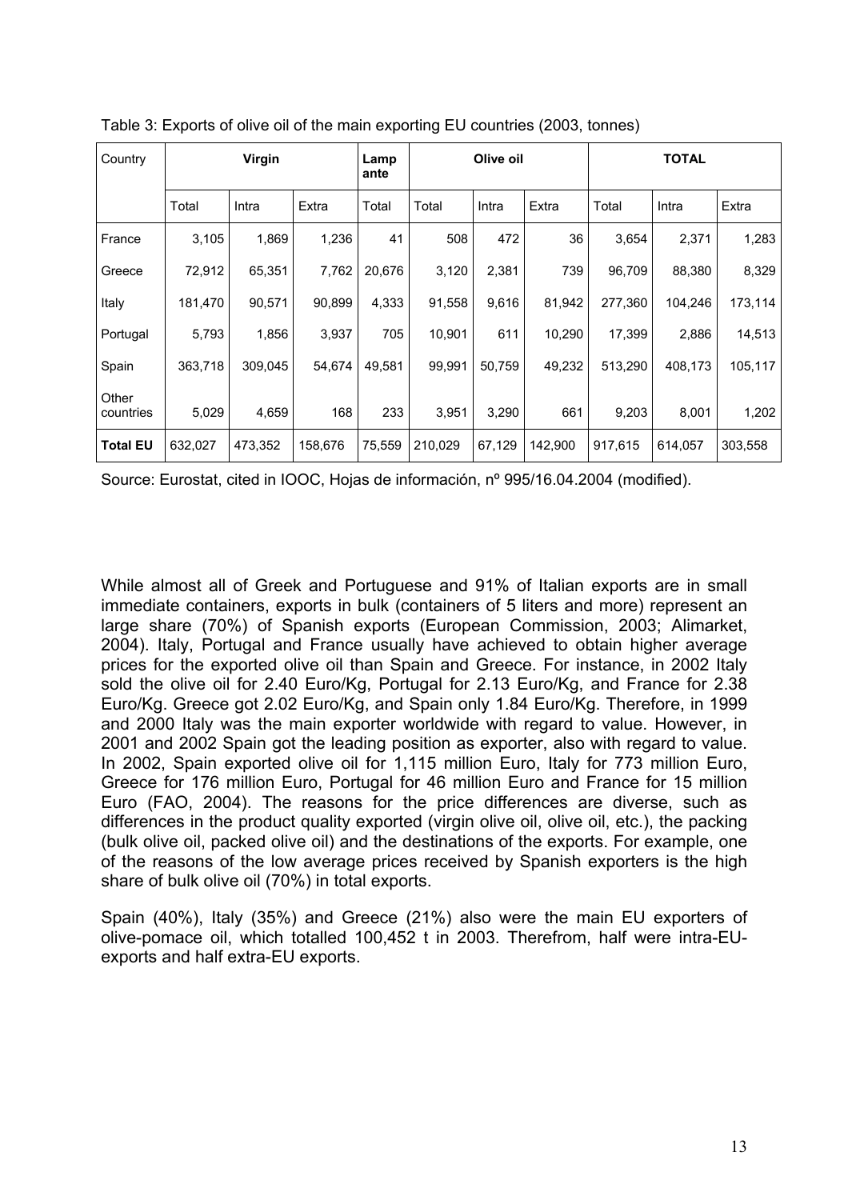Table 3: Exports of olive oil of the main exporting EU countries (2003, tonnes)

| Country | Virgin | | | Lampante | Olive oil | | | TOTAL | | |
|---|---|---|---|---|---|---|---|---|---|---|
| | Total | Intra | Extra | Total | Total | Intra | Extra | Total | Intra | Extra |
| France | 3,105 | 1,869 | 1,236 | 41 | 508 | 472 | 36 | 3,654 | 2,371 | 1,283 |
| Greece | 72,912 | 65,351 | 7,762 | 20,676 | 3,120 | 2,381 | 739 | 96,709 | 88,380 | 8,329 |
| Italy | 181,470 | 90,571 | 90,899 | 4,333 | 91,558 | 9,616 | 81,942 | 277,360 | 104,246 | 173,114 |
| Portugal | 5,793 | 1,856 | 3,937 | 705 | 10,901 | 611 | 10,290 | 17,399 | 2,886 | 14,513 |
| Spain | 363,718 | 309,045 | 54,674 | 49,581 | 99,991 | 50,759 | 49,232 | 513,290 | 408,173 | 105,117 |
| Other countries | 5,029 | 4,659 | 168 | 233 | 3,951 | 3,290 | 661 | 9,203 | 8,001 | 1,202 |
| **Total EU** | 632,027 | 473,352 | 158,676 | 75,559 | 210,029 | 67,129 | 142,900 | 917,615 | 614,057 | 303,558 |

Source: Eurostat, cited in IOOC, Hojas de información, nº 995/16.04.2004 (modified).

While almost all of Greek and Portuguese and 91% of Italian exports are in small immediate containers, exports in bulk (containers of 5 liters and more) represent an large share (70%) of Spanish exports (European Commission, 2003; Alimarket, 2004). Italy, Portugal and France usually have achieved to obtain higher average prices for the exported olive oil than Spain and Greece. For instance, in 2002 Italy sold the olive oil for 2.40 Euro/Kg, Portugal for 2.13 Euro/Kg, and France for 2.38 Euro/Kg. Greece got 2.02 Euro/Kg, and Spain only 1.84 Euro/Kg. Therefore, in 1999 and 2000 Italy was the main exporter worldwide with regard to value. However, in 2001 and 2002 Spain got the leading position as exporter, also with regard to value. In 2002, Spain exported olive oil for 1,115 million Euro, Italy for 773 million Euro, Greece for 176 million Euro, Portugal for 46 million Euro and France for 15 million Euro (FAO, 2004). The reasons for the price differences are diverse, such as differences in the product quality exported (virgin olive oil, olive oil, etc.), the packing (bulk olive oil, packed olive oil) and the destinations of the exports. For example, one of the reasons of the low average prices received by Spanish exporters is the high share of bulk olive oil (70%) in total exports.

Spain (40%), Italy (35%) and Greece (21%) also were the main EU exporters of olive-pomace oil, which totalled 100,452 t in 2003. Therefrom, half were intra-EU-exports and half extra-EU exports.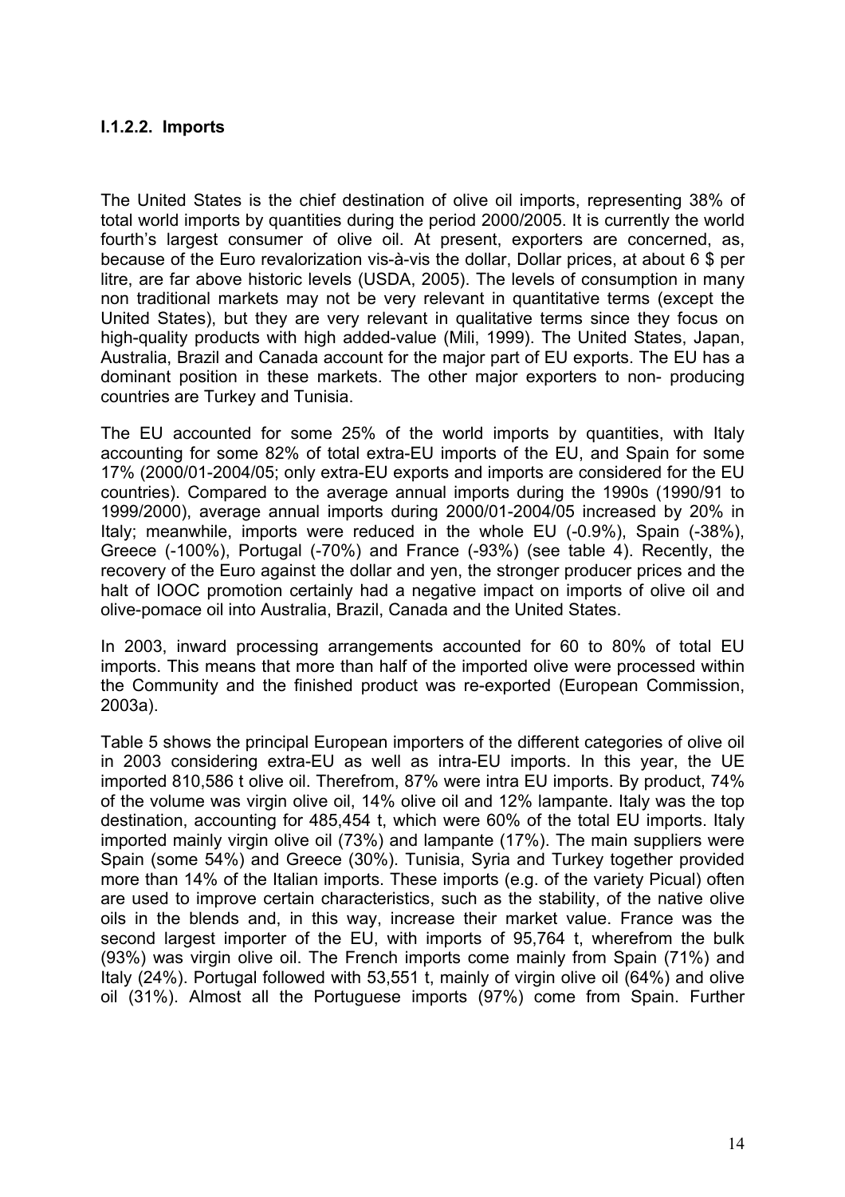#### I.1.2.2. Imports

The United States is the chief destination of olive oil imports, representing 38% of total world imports by quantities during the period 2000/2005. It is currently the world fourth's largest consumer of olive oil. At present, exporters are concerned, as, because of the Euro revalorization vis-à-vis the dollar, Dollar prices, at about 6 $ per litre, are far above historic levels (USDA, 2005). The levels of consumption in many non traditional markets may not be very relevant in quantitative terms (except the United States), but they are very relevant in qualitative terms since they focus on high-quality products with high added-value (Mili, 1999). The United States, Japan, Australia, Brazil and Canada account for the major part of EU exports. The EU has a dominant position in these markets. The other major exporters to non- producing countries are Turkey and Tunisia.

The EU accounted for some 25% of the world imports by quantities, with Italy accounting for some 82% of total extra-EU imports of the EU, and Spain for some 17% (2000/01-2004/05; only extra-EU exports and imports are considered for the EU countries). Compared to the average annual imports during the 1990s (1990/91 to 1999/2000), average annual imports during 2000/01-2004/05 increased by 20% in Italy; meanwhile, imports were reduced in the whole EU (-0.9%), Spain (-38%), Greece (-100%), Portugal (-70%) and France (-93%) (see table 4). Recently, the recovery of the Euro against the dollar and yen, the stronger producer prices and the halt of IOOC promotion certainly had a negative impact on imports of olive oil and olive-pomace oil into Australia, Brazil, Canada and the United States.

In 2003, inward processing arrangements accounted for 60 to 80% of total EU imports. This means that more than half of the imported olive were processed within the Community and the finished product was re-exported (European Commission, 2003a).

Table 5 shows the principal European importers of the different categories of olive oil in 2003 considering extra-EU as well as intra-EU imports. In this year, the UE imported 810,586 t olive oil. Therefrom, 87% were intra EU imports. By product, 74% of the volume was virgin olive oil, 14% olive oil and 12% lampante. Italy was the top destination, accounting for 485,454 t, which were 60% of the total EU imports. Italy imported mainly virgin olive oil (73%) and lampante (17%). The main suppliers were Spain (some 54%) and Greece (30%). Tunisia, Syria and Turkey together provided more than 14% of the Italian imports. These imports (e.g. of the variety Picual) often are used to improve certain characteristics, such as the stability, of the native olive oils in the blends and, in this way, increase their market value. France was the second largest importer of the EU, with imports of 95,764 t, wherefrom the bulk (93%) was virgin olive oil. The French imports come mainly from Spain (71%) and Italy (24%). Portugal followed with 53,551 t, mainly of virgin olive oil (64%) and olive oil (31%). Almost all the Portuguese imports (97%) come from Spain. Further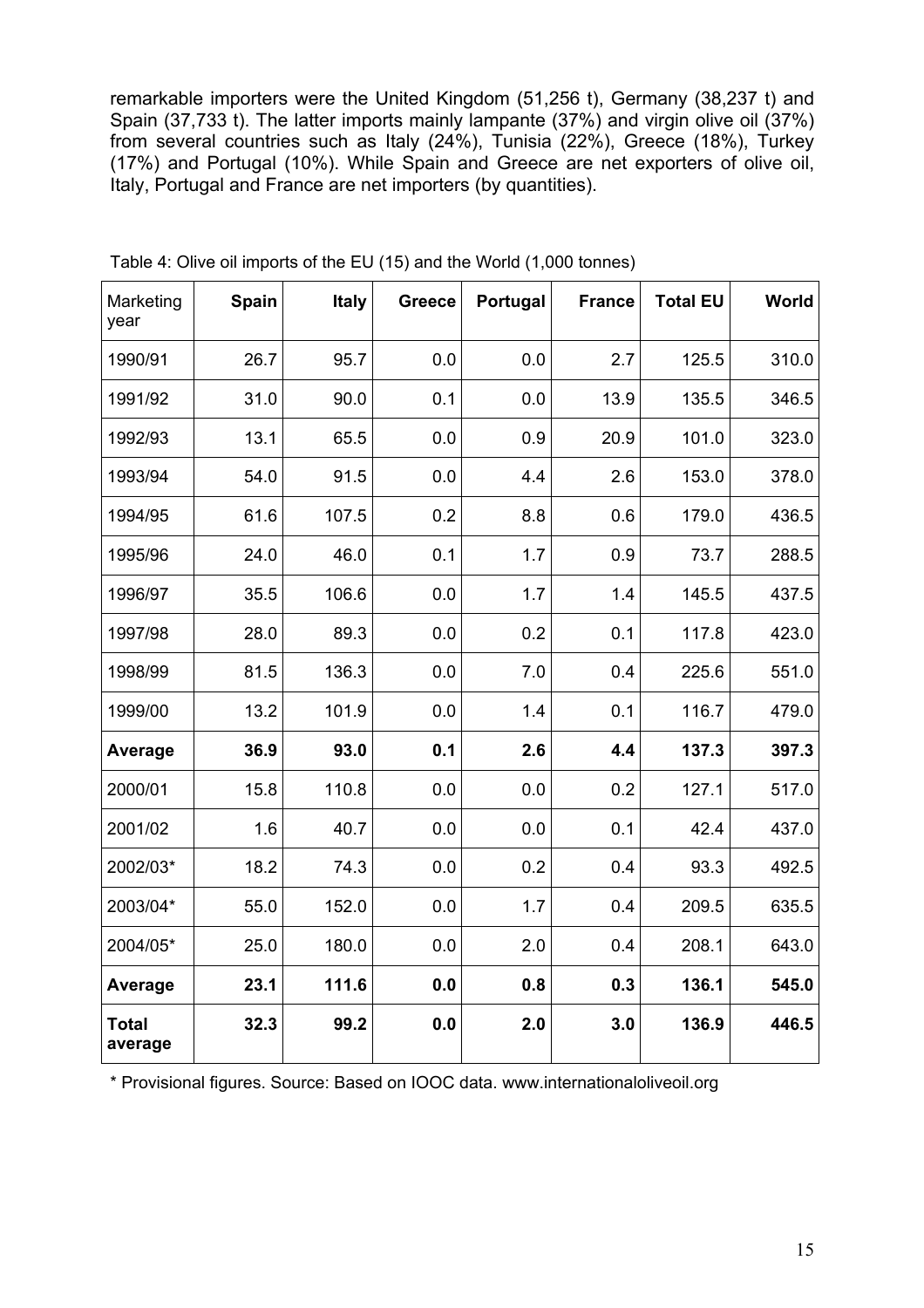remarkable importers were the United Kingdom (51,256 t), Germany (38,237 t) and Spain (37,733 t). The latter imports mainly lampante (37%) and virgin olive oil (37%) from several countries such as Italy (24%), Tunisia (22%), Greece (18%), Turkey (17%) and Portugal (10%). While Spain and Greece are net exporters of olive oil, Italy, Portugal and France are net importers (by quantities).

Table 4: Olive oil imports of the EU (15) and the World (1,000 tonnes)

| Marketing year | **Spain** | **Italy** | **Greece** | **Portugal** | **France** | **Total EU** | **World** |
|---|---|---|---|---|---|---|---|
| 1990/91 | 26.7 | 95.7 | 0.0 | 0.0 | 2.7 | 125.5 | 310.0 |
| 1991/92 | 31.0 | 90.0 | 0.1 | 0.0 | 13.9 | 135.5 | 346.5 |
| 1992/93 | 13.1 | 65.5 | 0.0 | 0.9 | 20.9 | 101.0 | 323.0 |
| 1993/94 | 54.0 | 91.5 | 0.0 | 4.4 | 2.6 | 153.0 | 378.0 |
| 1994/95 | 61.6 | 107.5 | 0.2 | 8.8 | 0.6 | 179.0 | 436.5 |
| 1995/96 | 24.0 | 46.0 | 0.1 | 1.7 | 0.9 | 73.7 | 288.5 |
| 1996/97 | 35.5 | 106.6 | 0.0 | 1.7 | 1.4 | 145.5 | 437.5 |
| 1997/98 | 28.0 | 89.3 | 0.0 | 0.2 | 0.1 | 117.8 | 423.0 |
| 1998/99 | 81.5 | 136.3 | 0.0 | 7.0 | 0.4 | 225.6 | 551.0 |
| 1999/00 | 13.2 | 101.9 | 0.0 | 1.4 | 0.1 | 116.7 | 479.0 |
| **Average** | **36.9** | **93.0** | **0.1** | **2.6** | **4.4** | **137.3** | **397.3** |
| 2000/01 | 15.8 | 110.8 | 0.0 | 0.0 | 0.2 | 127.1 | 517.0 |
| 2001/02 | 1.6 | 40.7 | 0.0 | 0.0 | 0.1 | 42.4 | 437.0 |
| 2002/03* | 18.2 | 74.3 | 0.0 | 0.2 | 0.4 | 93.3 | 492.5 |
| 2003/04* | 55.0 | 152.0 | 0.0 | 1.7 | 0.4 | 209.5 | 635.5 |
| 2004/05* | 25.0 | 180.0 | 0.0 | 2.0 | 0.4 | 208.1 | 643.0 |
| **Average** | **23.1** | **111.6** | **0.0** | **0.8** | **0.3** | **136.1** | **545.0** |
| **Total average** | **32.3** | **99.2** | **0.0** | **2.0** | **3.0** | **136.9** | **446.5** |

* Provisional figures. Source: Based on IOOC data. www.internationaloliveoil.org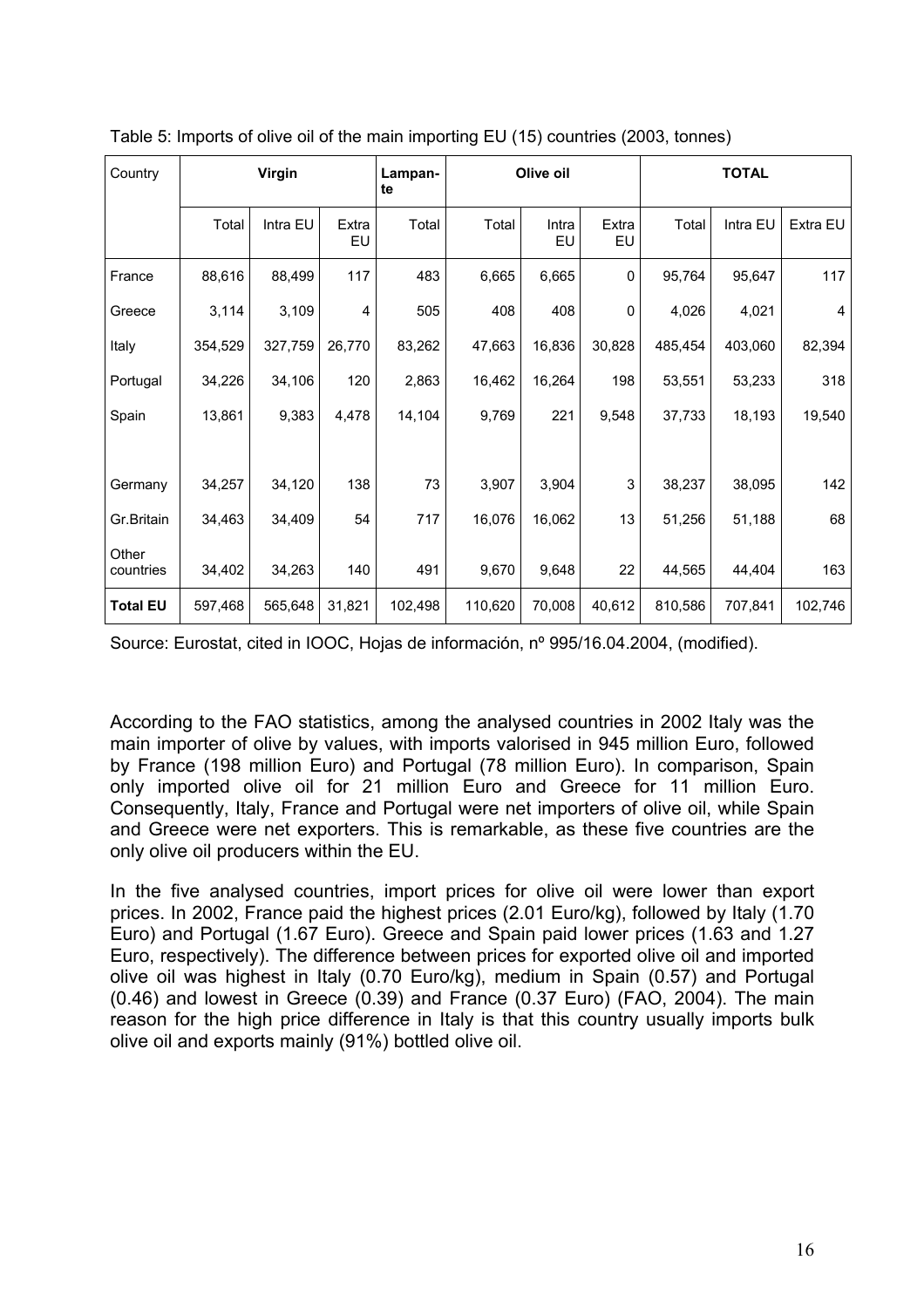Table 5: Imports of olive oil of the main importing EU (15) countries (2003, tonnes)

| Country | Virgin | | | Lampan-te | Olive oil | | | TOTAL | | |
|---|---|---|---|---|---|---|---|---|---|---|
| | Total | Intra EU | Extra EU | Total | Total | Intra EU | Extra EU | Total | Intra EU | Extra EU |
| France | 88,616 | 88,499 | 117 | 483 | 6,665 | 6,665 | 0 | 95,764 | 95,647 | 117 |
| Greece | 3,114 | 3,109 | 4 | 505 | 408 | 408 | 0 | 4,026 | 4,021 | 4 |
| Italy | 354,529 | 327,759 | 26,770 | 83,262 | 47,663 | 16,836 | 30,828 | 485,454 | 403,060 | 82,394 |
| Portugal | 34,226 | 34,106 | 120 | 2,863 | 16,462 | 16,264 | 198 | 53,551 | 53,233 | 318 |
| Spain | 13,861 | 9,383 | 4,478 | 14,104 | 9,769 | 221 | 9,548 | 37,733 | 18,193 | 19,540 |
| | | | | | | | | | | |
| Germany | 34,257 | 34,120 | 138 | 73 | 3,907 | 3,904 | 3 | 38,237 | 38,095 | 142 |
| Gr.Britain | 34,463 | 34,409 | 54 | 717 | 16,076 | 16,062 | 13 | 51,256 | 51,188 | 68 |
| Other countries | 34,402 | 34,263 | 140 | 491 | 9,670 | 9,648 | 22 | 44,565 | 44,404 | 163 |
| **Total EU** | 597,468 | 565,648 | 31,821 | 102,498 | 110,620 | 70,008 | 40,612 | 810,586 | 707,841 | 102,746 |

Source: Eurostat, cited in IOOC, Hojas de información, nº 995/16.04.2004, (modified).

According to the FAO statistics, among the analysed countries in 2002 Italy was the main importer of olive by values, with imports valorised in 945 million Euro, followed by France (198 million Euro) and Portugal (78 million Euro). In comparison, Spain only imported olive oil for 21 million Euro and Greece for 11 million Euro. Consequently, Italy, France and Portugal were net importers of olive oil, while Spain and Greece were net exporters. This is remarkable, as these five countries are the only olive oil producers within the EU.

In the five analysed countries, import prices for olive oil were lower than export prices. In 2002, France paid the highest prices (2.01 Euro/kg), followed by Italy (1.70 Euro) and Portugal (1.67 Euro). Greece and Spain paid lower prices (1.63 and 1.27 Euro, respectively). The difference between prices for exported olive oil and imported olive oil was highest in Italy (0.70 Euro/kg), medium in Spain (0.57) and Portugal (0.46) and lowest in Greece (0.39) and France (0.37 Euro) (FAO, 2004). The main reason for the high price difference in Italy is that this country usually imports bulk olive oil and exports mainly (91%) bottled olive oil.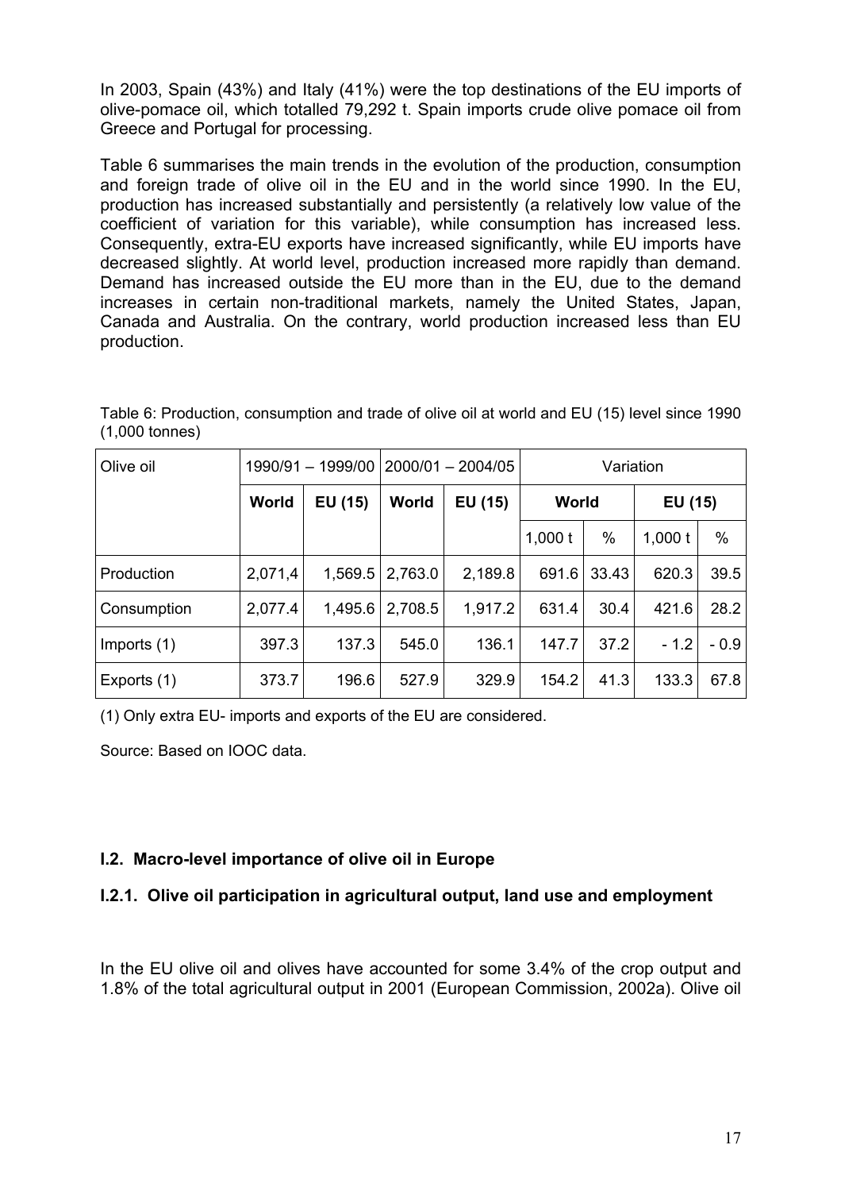In 2003, Spain (43%) and Italy (41%) were the top destinations of the EU imports of olive-pomace oil, which totalled 79,292 t. Spain imports crude olive pomace oil from Greece and Portugal for processing.

Table 6 summarises the main trends in the evolution of the production, consumption and foreign trade of olive oil in the EU and in the world since 1990. In the EU, production has increased substantially and persistently (a relatively low value of the coefficient of variation for this variable), while consumption has increased less. Consequently, extra-EU exports have increased significantly, while EU imports have decreased slightly. At world level, production increased more rapidly than demand. Demand has increased outside the EU more than in the EU, due to the demand increases in certain non-traditional markets, namely the United States, Japan, Canada and Australia. On the contrary, world production increased less than EU production.

Table 6: Production, consumption and trade of olive oil at world and EU (15) level since 1990 (1,000 tonnes)

| Olive oil | 1990/91 – 1999/00 | | 2000/01 – 2004/05 | | Variation | | | |
|---|---|---|---|---|---|---|---|---|
| | **World** | **EU (15)** | **World** | **EU (15)** | **World** | | **EU (15)** | |
| | | | | | 1,000 t | % | 1,000 t | % |
| Production | 2,071,4 | 1,569.5 | 2,763.0 | 2,189.8 | 691.6 | 33.43 | 620.3 | 39.5 |
| Consumption | 2,077.4 | 1,495.6 | 2,708.5 | 1,917.2 | 631.4 | 30.4 | 421.6 | 28.2 |
| Imports (1) | 397.3 | 137.3 | 545.0 | 136.1 | 147.7 | 37.2 | - 1.2 | - 0.9 |
| Exports (1) | 373.7 | 196.6 | 527.9 | 329.9 | 154.2 | 41.3 | 133.3 | 67.8 |

(1) Only extra EU- imports and exports of the EU are considered.

Source: Based on IOOC data.

## I.2. Macro-level importance of olive oil in Europe

### I.2.1. Olive oil participation in agricultural output, land use and employment

In the EU olive oil and olives have accounted for some 3.4% of the crop output and 1.8% of the total agricultural output in 2001 (European Commission, 2002a). Olive oil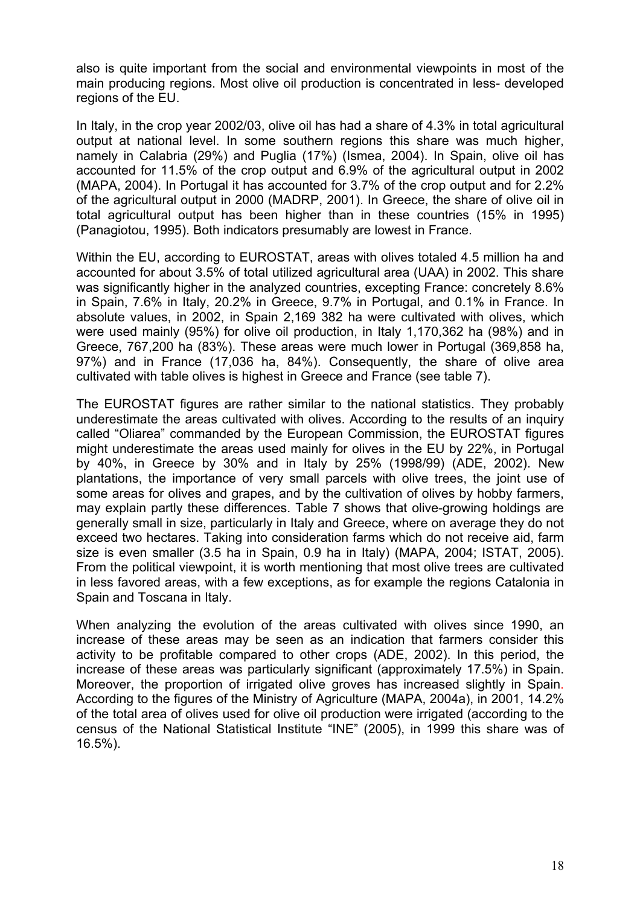also is quite important from the social and environmental viewpoints in most of the main producing regions. Most olive oil production is concentrated in less- developed regions of the EU.

In Italy, in the crop year 2002/03, olive oil has had a share of 4.3% in total agricultural output at national level. In some southern regions this share was much higher, namely in Calabria (29%) and Puglia (17%) (Ismea, 2004). In Spain, olive oil has accounted for 11.5% of the crop output and 6.9% of the agricultural output in 2002 (MAPA, 2004). In Portugal it has accounted for 3.7% of the crop output and for 2.2% of the agricultural output in 2000 (MADRP, 2001). In Greece, the share of olive oil in total agricultural output has been higher than in these countries (15% in 1995) (Panagiotou, 1995). Both indicators presumably are lowest in France.

Within the EU, according to EUROSTAT, areas with olives totaled 4.5 million ha and accounted for about 3.5% of total utilized agricultural area (UAA) in 2002. This share was significantly higher in the analyzed countries, excepting France: concretely 8.6% in Spain, 7.6% in Italy, 20.2% in Greece, 9.7% in Portugal, and 0.1% in France. In absolute values, in 2002, in Spain 2,169 382 ha were cultivated with olives, which were used mainly (95%) for olive oil production, in Italy 1,170,362 ha (98%) and in Greece, 767,200 ha (83%). These areas were much lower in Portugal (369,858 ha, 97%) and in France (17,036 ha, 84%). Consequently, the share of olive area cultivated with table olives is highest in Greece and France (see table 7).

The EUROSTAT figures are rather similar to the national statistics. They probably underestimate the areas cultivated with olives. According to the results of an inquiry called "Oliarea" commanded by the European Commission, the EUROSTAT figures might underestimate the areas used mainly for olives in the EU by 22%, in Portugal by 40%, in Greece by 30% and in Italy by 25% (1998/99) (ADE, 2002). New plantations, the importance of very small parcels with olive trees, the joint use of some areas for olives and grapes, and by the cultivation of olives by hobby farmers, may explain partly these differences. Table 7 shows that olive-growing holdings are generally small in size, particularly in Italy and Greece, where on average they do not exceed two hectares. Taking into consideration farms which do not receive aid, farm size is even smaller (3.5 ha in Spain, 0.9 ha in Italy) (MAPA, 2004; ISTAT, 2005). From the political viewpoint, it is worth mentioning that most olive trees are cultivated in less favored areas, with a few exceptions, as for example the regions Catalonia in Spain and Toscana in Italy.

When analyzing the evolution of the areas cultivated with olives since 1990, an increase of these areas may be seen as an indication that farmers consider this activity to be profitable compared to other crops (ADE, 2002). In this period, the increase of these areas was particularly significant (approximately 17.5%) in Spain. Moreover, the proportion of irrigated olive groves has increased slightly in Spain. According to the figures of the Ministry of Agriculture (MAPA, 2004a), in 2001, 14.2% of the total area of olives used for olive oil production were irrigated (according to the census of the National Statistical Institute "INE" (2005), in 1999 this share was of 16.5%).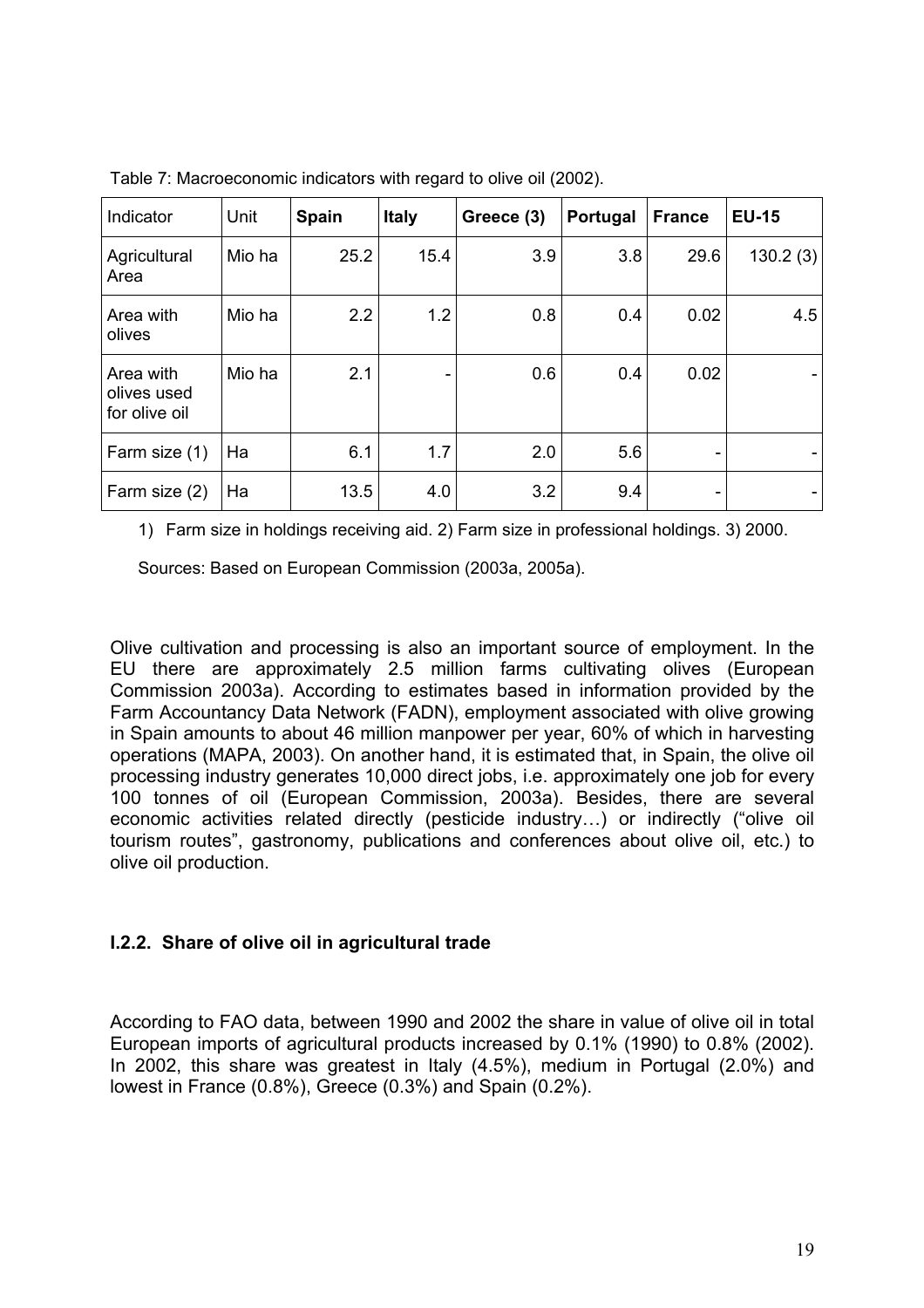Table 7: Macroeconomic indicators with regard to olive oil (2002).

| Indicator | Unit | **Spain** | **Italy** | **Greece (3)** | **Portugal** | **France** | **EU-15** |
|---|---|---|---|---|---|---|---|
| Agricultural Area | Mio ha | 25.2 | 15.4 | 3.9 | 3.8 | 29.6 | 130.2 (3) |
| Area with olives | Mio ha | 2.2 | 1.2 | 0.8 | 0.4 | 0.02 | 4.5 |
| Area with olives used for olive oil | Mio ha | 2.1 | - | 0.6 | 0.4 | 0.02 | - |
| Farm size (1) | Ha | 6.1 | 1.7 | 2.0 | 5.6 | - | - |
| Farm size (2) | Ha | 13.5 | 4.0 | 3.2 | 9.4 | - | - |

1) Farm size in holdings receiving aid. 2) Farm size in professional holdings. 3) 2000.

Sources: Based on European Commission (2003a, 2005a).

Olive cultivation and processing is also an important source of employment. In the EU there are approximately 2.5 million farms cultivating olives (European Commission 2003a). According to estimates based in information provided by the Farm Accountancy Data Network (FADN), employment associated with olive growing in Spain amounts to about 46 million manpower per year, 60% of which in harvesting operations (MAPA, 2003). On another hand, it is estimated that, in Spain, the olive oil processing industry generates 10,000 direct jobs, i.e. approximately one job for every 100 tonnes of oil (European Commission, 2003a). Besides, there are several economic activities related directly (pesticide industry…) or indirectly ("olive oil tourism routes", gastronomy, publications and conferences about olive oil, etc.) to olive oil production.

### I.2.2. Share of olive oil in agricultural trade

According to FAO data, between 1990 and 2002 the share in value of olive oil in total European imports of agricultural products increased by 0.1% (1990) to 0.8% (2002). In 2002, this share was greatest in Italy (4.5%), medium in Portugal (2.0%) and lowest in France (0.8%), Greece (0.3%) and Spain (0.2%).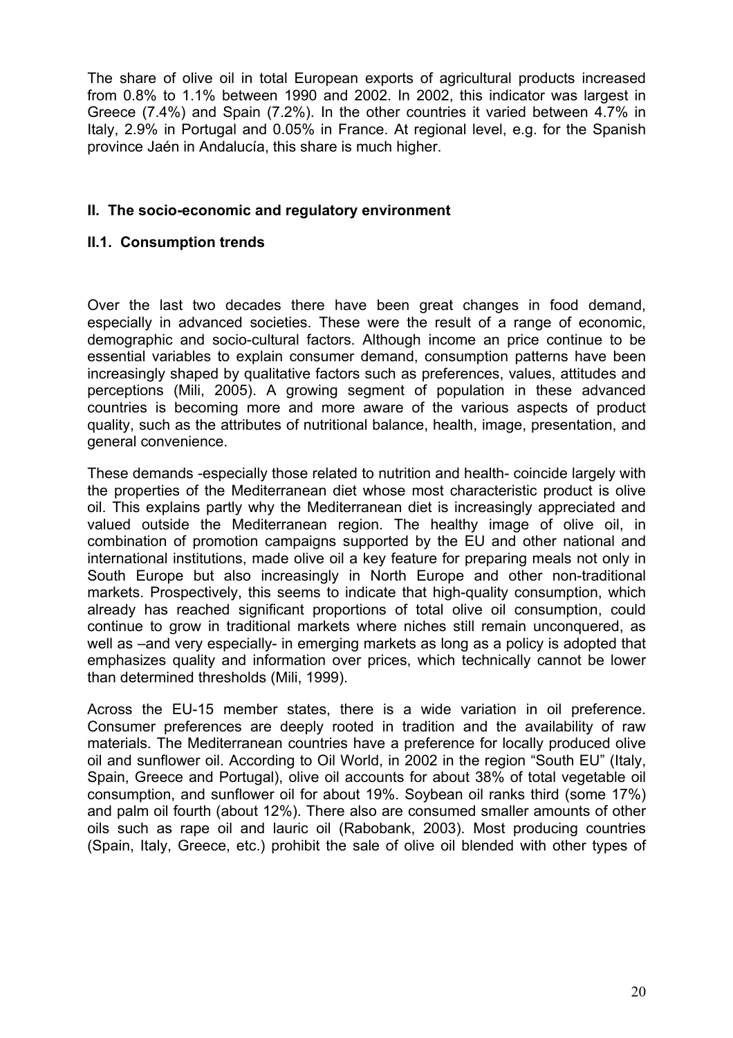The share of olive oil in total European exports of agricultural products increased from 0.8% to 1.1% between 1990 and 2002. In 2002, this indicator was largest in Greece (7.4%) and Spain (7.2%). In the other countries it varied between 4.7% in Italy, 2.9% in Portugal and 0.05% in France. At regional level, e.g. for the Spanish province Jaén in Andalucía, this share is much higher.

## II. The socio-economic and regulatory environment

### II.1. Consumption trends

Over the last two decades there have been great changes in food demand, especially in advanced societies. These were the result of a range of economic, demographic and socio-cultural factors. Although income an price continue to be essential variables to explain consumer demand, consumption patterns have been increasingly shaped by qualitative factors such as preferences, values, attitudes and perceptions (Mili, 2005). A growing segment of population in these advanced countries is becoming more and more aware of the various aspects of product quality, such as the attributes of nutritional balance, health, image, presentation, and general convenience.

These demands -especially those related to nutrition and health- coincide largely with the properties of the Mediterranean diet whose most characteristic product is olive oil. This explains partly why the Mediterranean diet is increasingly appreciated and valued outside the Mediterranean region. The healthy image of olive oil, in combination of promotion campaigns supported by the EU and other national and international institutions, made olive oil a key feature for preparing meals not only in South Europe but also increasingly in North Europe and other non-traditional markets. Prospectively, this seems to indicate that high-quality consumption, which already has reached significant proportions of total olive oil consumption, could continue to grow in traditional markets where niches still remain unconquered, as well as –and very especially- in emerging markets as long as a policy is adopted that emphasizes quality and information over prices, which technically cannot be lower than determined thresholds (Mili, 1999).

Across the EU-15 member states, there is a wide variation in oil preference. Consumer preferences are deeply rooted in tradition and the availability of raw materials. The Mediterranean countries have a preference for locally produced olive oil and sunflower oil. According to Oil World, in 2002 in the region "South EU" (Italy, Spain, Greece and Portugal), olive oil accounts for about 38% of total vegetable oil consumption, and sunflower oil for about 19%. Soybean oil ranks third (some 17%) and palm oil fourth (about 12%). There also are consumed smaller amounts of other oils such as rape oil and lauric oil (Rabobank, 2003). Most producing countries (Spain, Italy, Greece, etc.) prohibit the sale of olive oil blended with other types of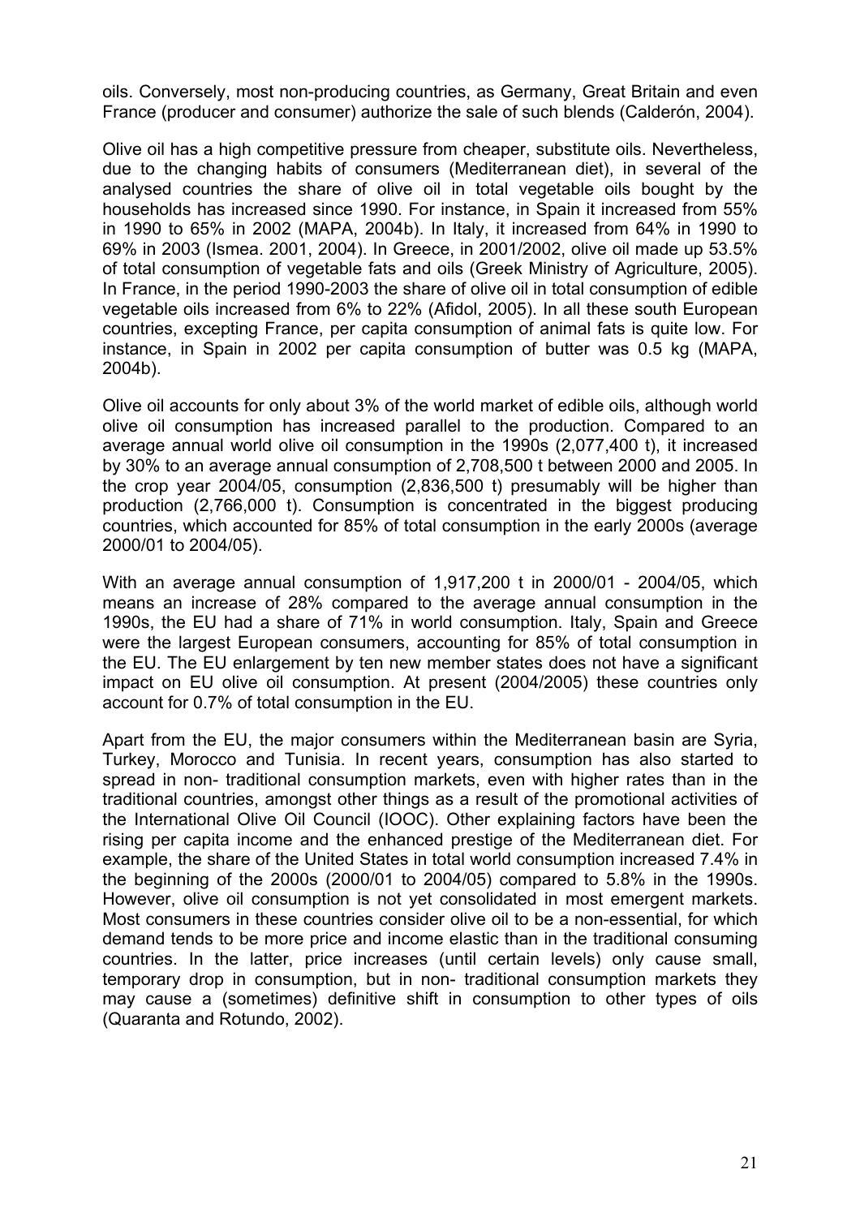oils. Conversely, most non-producing countries, as Germany, Great Britain and even France (producer and consumer) authorize the sale of such blends (Calderón, 2004).

Olive oil has a high competitive pressure from cheaper, substitute oils. Nevertheless, due to the changing habits of consumers (Mediterranean diet), in several of the analysed countries the share of olive oil in total vegetable oils bought by the households has increased since 1990. For instance, in Spain it increased from 55% in 1990 to 65% in 2002 (MAPA, 2004b). In Italy, it increased from 64% in 1990 to 69% in 2003 (Ismea. 2001, 2004). In Greece, in 2001/2002, olive oil made up 53.5% of total consumption of vegetable fats and oils (Greek Ministry of Agriculture, 2005). In France, in the period 1990-2003 the share of olive oil in total consumption of edible vegetable oils increased from 6% to 22% (Afidol, 2005). In all these south European countries, excepting France, per capita consumption of animal fats is quite low. For instance, in Spain in 2002 per capita consumption of butter was 0.5 kg (MAPA, 2004b).

Olive oil accounts for only about 3% of the world market of edible oils, although world olive oil consumption has increased parallel to the production. Compared to an average annual world olive oil consumption in the 1990s (2,077,400 t), it increased by 30% to an average annual consumption of 2,708,500 t between 2000 and 2005. In the crop year 2004/05, consumption (2,836,500 t) presumably will be higher than production (2,766,000 t). Consumption is concentrated in the biggest producing countries, which accounted for 85% of total consumption in the early 2000s (average 2000/01 to 2004/05).

With an average annual consumption of 1,917,200 t in 2000/01 - 2004/05, which means an increase of 28% compared to the average annual consumption in the 1990s, the EU had a share of 71% in world consumption. Italy, Spain and Greece were the largest European consumers, accounting for 85% of total consumption in the EU. The EU enlargement by ten new member states does not have a significant impact on EU olive oil consumption. At present (2004/2005) these countries only account for 0.7% of total consumption in the EU.

Apart from the EU, the major consumers within the Mediterranean basin are Syria, Turkey, Morocco and Tunisia. In recent years, consumption has also started to spread in non- traditional consumption markets, even with higher rates than in the traditional countries, amongst other things as a result of the promotional activities of the International Olive Oil Council (IOOC). Other explaining factors have been the rising per capita income and the enhanced prestige of the Mediterranean diet. For example, the share of the United States in total world consumption increased 7.4% in the beginning of the 2000s (2000/01 to 2004/05) compared to 5.8% in the 1990s. However, olive oil consumption is not yet consolidated in most emergent markets. Most consumers in these countries consider olive oil to be a non-essential, for which demand tends to be more price and income elastic than in the traditional consuming countries. In the latter, price increases (until certain levels) only cause small, temporary drop in consumption, but in non- traditional consumption markets they may cause a (sometimes) definitive shift in consumption to other types of oils (Quaranta and Rotundo, 2002).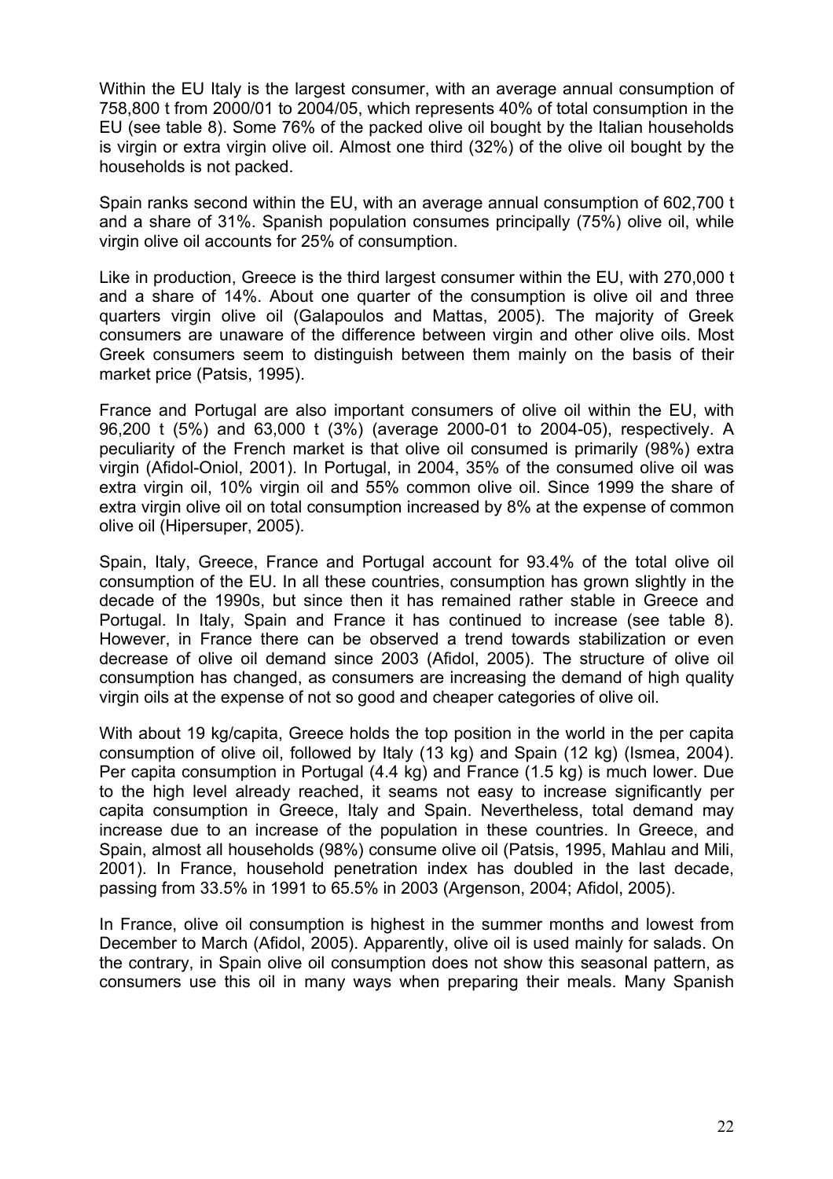Within the EU Italy is the largest consumer, with an average annual consumption of 758,800 t from 2000/01 to 2004/05, which represents 40% of total consumption in the EU (see table 8). Some 76% of the packed olive oil bought by the Italian households is virgin or extra virgin olive oil. Almost one third (32%) of the olive oil bought by the households is not packed.

Spain ranks second within the EU, with an average annual consumption of 602,700 t and a share of 31%. Spanish population consumes principally (75%) olive oil, while virgin olive oil accounts for 25% of consumption.

Like in production, Greece is the third largest consumer within the EU, with 270,000 t and a share of 14%. About one quarter of the consumption is olive oil and three quarters virgin olive oil (Galapoulos and Mattas, 2005). The majority of Greek consumers are unaware of the difference between virgin and other olive oils. Most Greek consumers seem to distinguish between them mainly on the basis of their market price (Patsis, 1995).

France and Portugal are also important consumers of olive oil within the EU, with 96,200 t (5%) and 63,000 t (3%) (average 2000-01 to 2004-05), respectively. A peculiarity of the French market is that olive oil consumed is primarily (98%) extra virgin (Afidol-Oniol, 2001). In Portugal, in 2004, 35% of the consumed olive oil was extra virgin oil, 10% virgin oil and 55% common olive oil. Since 1999 the share of extra virgin olive oil on total consumption increased by 8% at the expense of common olive oil (Hipersuper, 2005).

Spain, Italy, Greece, France and Portugal account for 93.4% of the total olive oil consumption of the EU. In all these countries, consumption has grown slightly in the decade of the 1990s, but since then it has remained rather stable in Greece and Portugal. In Italy, Spain and France it has continued to increase (see table 8). However, in France there can be observed a trend towards stabilization or even decrease of olive oil demand since 2003 (Afidol, 2005). The structure of olive oil consumption has changed, as consumers are increasing the demand of high quality virgin oils at the expense of not so good and cheaper categories of olive oil.

With about 19 kg/capita, Greece holds the top position in the world in the per capita consumption of olive oil, followed by Italy (13 kg) and Spain (12 kg) (Ismea, 2004). Per capita consumption in Portugal (4.4 kg) and France (1.5 kg) is much lower. Due to the high level already reached, it seams not easy to increase significantly per capita consumption in Greece, Italy and Spain. Nevertheless, total demand may increase due to an increase of the population in these countries. In Greece, and Spain, almost all households (98%) consume olive oil (Patsis, 1995, Mahlau and Mili, 2001). In France, household penetration index has doubled in the last decade, passing from 33.5% in 1991 to 65.5% in 2003 (Argenson, 2004; Afidol, 2005).

In France, olive oil consumption is highest in the summer months and lowest from December to March (Afidol, 2005). Apparently, olive oil is used mainly for salads. On the contrary, in Spain olive oil consumption does not show this seasonal pattern, as consumers use this oil in many ways when preparing their meals. Many Spanish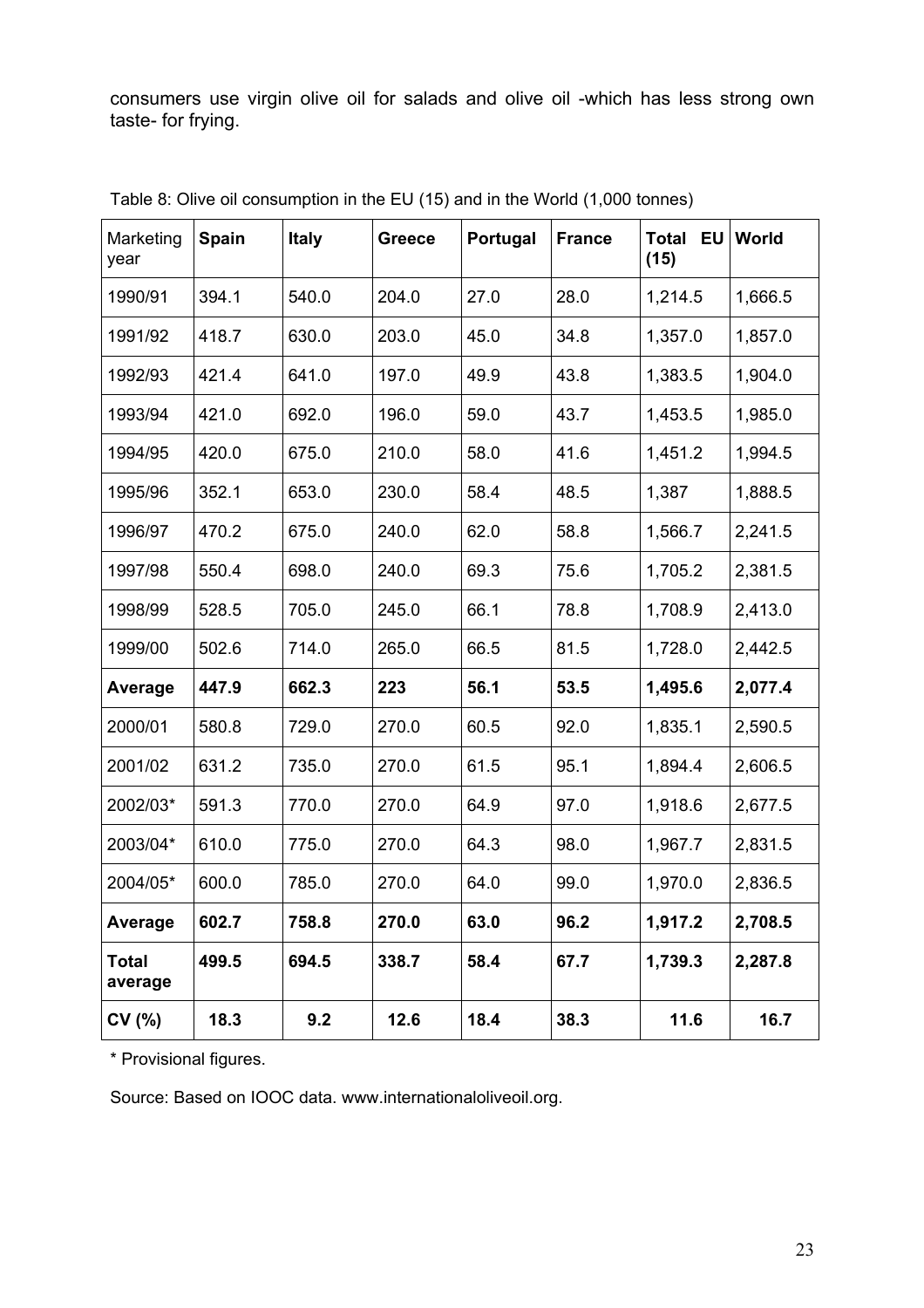consumers use virgin olive oil for salads and olive oil -which has less strong own taste- for frying.

Table 8: Olive oil consumption in the EU (15) and in the World (1,000 tonnes)

| Marketing year | **Spain** | **Italy** | **Greece** | **Portugal** | **France** | **Total EU (15)** | **World** |
|---|---|---|---|---|---|---|---|
| 1990/91 | 394.1 | 540.0 | 204.0 | 27.0 | 28.0 | 1,214.5 | 1,666.5 |
| 1991/92 | 418.7 | 630.0 | 203.0 | 45.0 | 34.8 | 1,357.0 | 1,857.0 |
| 1992/93 | 421.4 | 641.0 | 197.0 | 49.9 | 43.8 | 1,383.5 | 1,904.0 |
| 1993/94 | 421.0 | 692.0 | 196.0 | 59.0 | 43.7 | 1,453.5 | 1,985.0 |
| 1994/95 | 420.0 | 675.0 | 210.0 | 58.0 | 41.6 | 1,451.2 | 1,994.5 |
| 1995/96 | 352.1 | 653.0 | 230.0 | 58.4 | 48.5 | 1,387 | 1,888.5 |
| 1996/97 | 470.2 | 675.0 | 240.0 | 62.0 | 58.8 | 1,566.7 | 2,241.5 |
| 1997/98 | 550.4 | 698.0 | 240.0 | 69.3 | 75.6 | 1,705.2 | 2,381.5 |
| 1998/99 | 528.5 | 705.0 | 245.0 | 66.1 | 78.8 | 1,708.9 | 2,413.0 |
| 1999/00 | 502.6 | 714.0 | 265.0 | 66.5 | 81.5 | 1,728.0 | 2,442.5 |
| **Average** | **447.9** | **662.3** | **223** | **56.1** | **53.5** | **1,495.6** | **2,077.4** |
| 2000/01 | 580.8 | 729.0 | 270.0 | 60.5 | 92.0 | 1,835.1 | 2,590.5 |
| 2001/02 | 631.2 | 735.0 | 270.0 | 61.5 | 95.1 | 1,894.4 | 2,606.5 |
| 2002/03* | 591.3 | 770.0 | 270.0 | 64.9 | 97.0 | 1,918.6 | 2,677.5 |
| 2003/04* | 610.0 | 775.0 | 270.0 | 64.3 | 98.0 | 1,967.7 | 2,831.5 |
| 2004/05* | 600.0 | 785.0 | 270.0 | 64.0 | 99.0 | 1,970.0 | 2,836.5 |
| **Average** | **602.7** | **758.8** | **270.0** | **63.0** | **96.2** | **1,917.2** | **2,708.5** |
| **Total average** | **499.5** | **694.5** | **338.7** | **58.4** | **67.7** | **1,739.3** | **2,287.8** |
| **CV (%)** | **18.3** | **9.2** | **12.6** | **18.4** | **38.3** | **11.6** | **16.7** |

\* Provisional figures.

Source: Based on IOOC data. www.internationaloliveoil.org.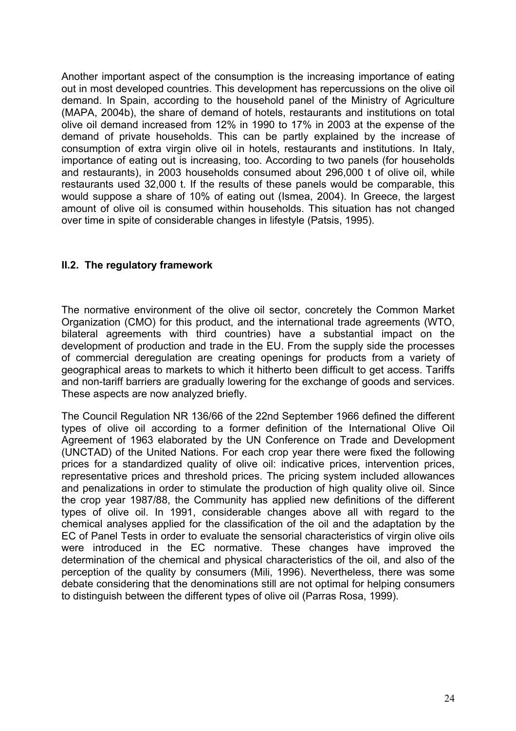Another important aspect of the consumption is the increasing importance of eating out in most developed countries. This development has repercussions on the olive oil demand. In Spain, according to the household panel of the Ministry of Agriculture (MAPA, 2004b), the share of demand of hotels, restaurants and institutions on total olive oil demand increased from 12% in 1990 to 17% in 2003 at the expense of the demand of private households. This can be partly explained by the increase of consumption of extra virgin olive oil in hotels, restaurants and institutions. In Italy, importance of eating out is increasing, too. According to two panels (for households and restaurants), in 2003 households consumed about 296,000 t of olive oil, while restaurants used 32,000 t. If the results of these panels would be comparable, this would suppose a share of 10% of eating out (Ismea, 2004). In Greece, the largest amount of olive oil is consumed within households. This situation has not changed over time in spite of considerable changes in lifestyle (Patsis, 1995).

### II.2. The regulatory framework

The normative environment of the olive oil sector, concretely the Common Market Organization (CMO) for this product, and the international trade agreements (WTO, bilateral agreements with third countries) have a substantial impact on the development of production and trade in the EU. From the supply side the processes of commercial deregulation are creating openings for products from a variety of geographical areas to markets to which it hitherto been difficult to get access. Tariffs and non-tariff barriers are gradually lowering for the exchange of goods and services. These aspects are now analyzed briefly.

The Council Regulation NR 136/66 of the 22nd September 1966 defined the different types of olive oil according to a former definition of the International Olive Oil Agreement of 1963 elaborated by the UN Conference on Trade and Development (UNCTAD) of the United Nations. For each crop year there were fixed the following prices for a standardized quality of olive oil: indicative prices, intervention prices, representative prices and threshold prices. The pricing system included allowances and penalizations in order to stimulate the production of high quality olive oil. Since the crop year 1987/88, the Community has applied new definitions of the different types of olive oil. In 1991, considerable changes above all with regard to the chemical analyses applied for the classification of the oil and the adaptation by the EC of Panel Tests in order to evaluate the sensorial characteristics of virgin olive oils were introduced in the EC normative. These changes have improved the determination of the chemical and physical characteristics of the oil, and also of the perception of the quality by consumers (Mili, 1996). Nevertheless, there was some debate considering that the denominations still are not optimal for helping consumers to distinguish between the different types of olive oil (Parras Rosa, 1999).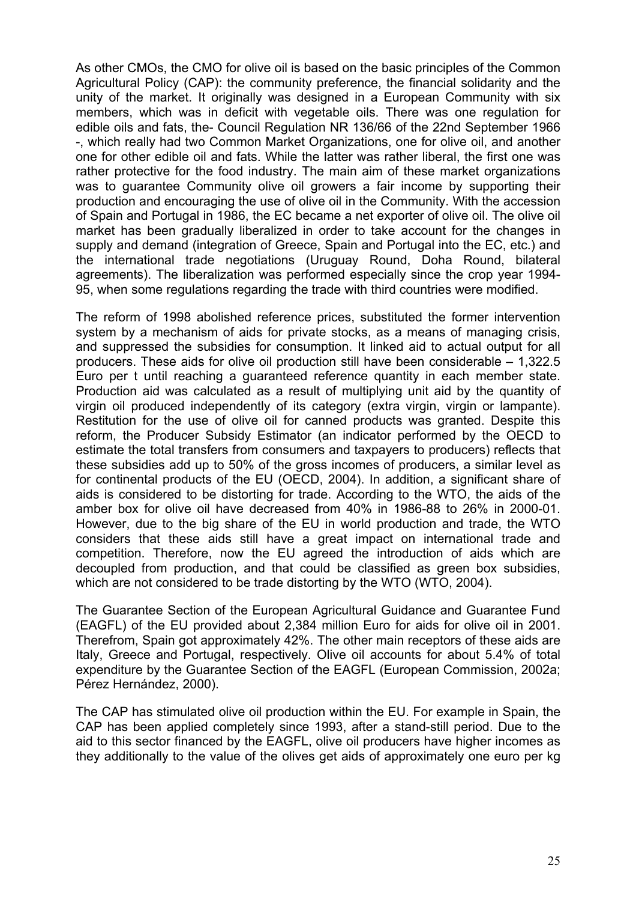As other CMOs, the CMO for olive oil is based on the basic principles of the Common Agricultural Policy (CAP): the community preference, the financial solidarity and the unity of the market. It originally was designed in a European Community with six members, which was in deficit with vegetable oils. There was one regulation for edible oils and fats, the- Council Regulation NR 136/66 of the 22nd September 1966 -, which really had two Common Market Organizations, one for olive oil, and another one for other edible oil and fats. While the latter was rather liberal, the first one was rather protective for the food industry. The main aim of these market organizations was to guarantee Community olive oil growers a fair income by supporting their production and encouraging the use of olive oil in the Community. With the accession of Spain and Portugal in 1986, the EC became a net exporter of olive oil. The olive oil market has been gradually liberalized in order to take account for the changes in supply and demand (integration of Greece, Spain and Portugal into the EC, etc.) and the international trade negotiations (Uruguay Round, Doha Round, bilateral agreements). The liberalization was performed especially since the crop year 1994-95, when some regulations regarding the trade with third countries were modified.

The reform of 1998 abolished reference prices, substituted the former intervention system by a mechanism of aids for private stocks, as a means of managing crisis, and suppressed the subsidies for consumption. It linked aid to actual output for all producers. These aids for olive oil production still have been considerable – 1,322.5 Euro per t until reaching a guaranteed reference quantity in each member state. Production aid was calculated as a result of multiplying unit aid by the quantity of virgin oil produced independently of its category (extra virgin, virgin or lampante). Restitution for the use of olive oil for canned products was granted. Despite this reform, the Producer Subsidy Estimator (an indicator performed by the OECD to estimate the total transfers from consumers and taxpayers to producers) reflects that these subsidies add up to 50% of the gross incomes of producers, a similar level as for continental products of the EU (OECD, 2004). In addition, a significant share of aids is considered to be distorting for trade. According to the WTO, the aids of the amber box for olive oil have decreased from 40% in 1986-88 to 26% in 2000-01. However, due to the big share of the EU in world production and trade, the WTO considers that these aids still have a great impact on international trade and competition. Therefore, now the EU agreed the introduction of aids which are decoupled from production, and that could be classified as green box subsidies, which are not considered to be trade distorting by the WTO (WTO, 2004).

The Guarantee Section of the European Agricultural Guidance and Guarantee Fund (EAGFL) of the EU provided about 2,384 million Euro for aids for olive oil in 2001. Therefrom, Spain got approximately 42%. The other main receptors of these aids are Italy, Greece and Portugal, respectively. Olive oil accounts for about 5.4% of total expenditure by the Guarantee Section of the EAGFL (European Commission, 2002a; Pérez Hernández, 2000).

The CAP has stimulated olive oil production within the EU. For example in Spain, the CAP has been applied completely since 1993, after a stand-still period. Due to the aid to this sector financed by the EAGFL, olive oil producers have higher incomes as they additionally to the value of the olives get aids of approximately one euro per kg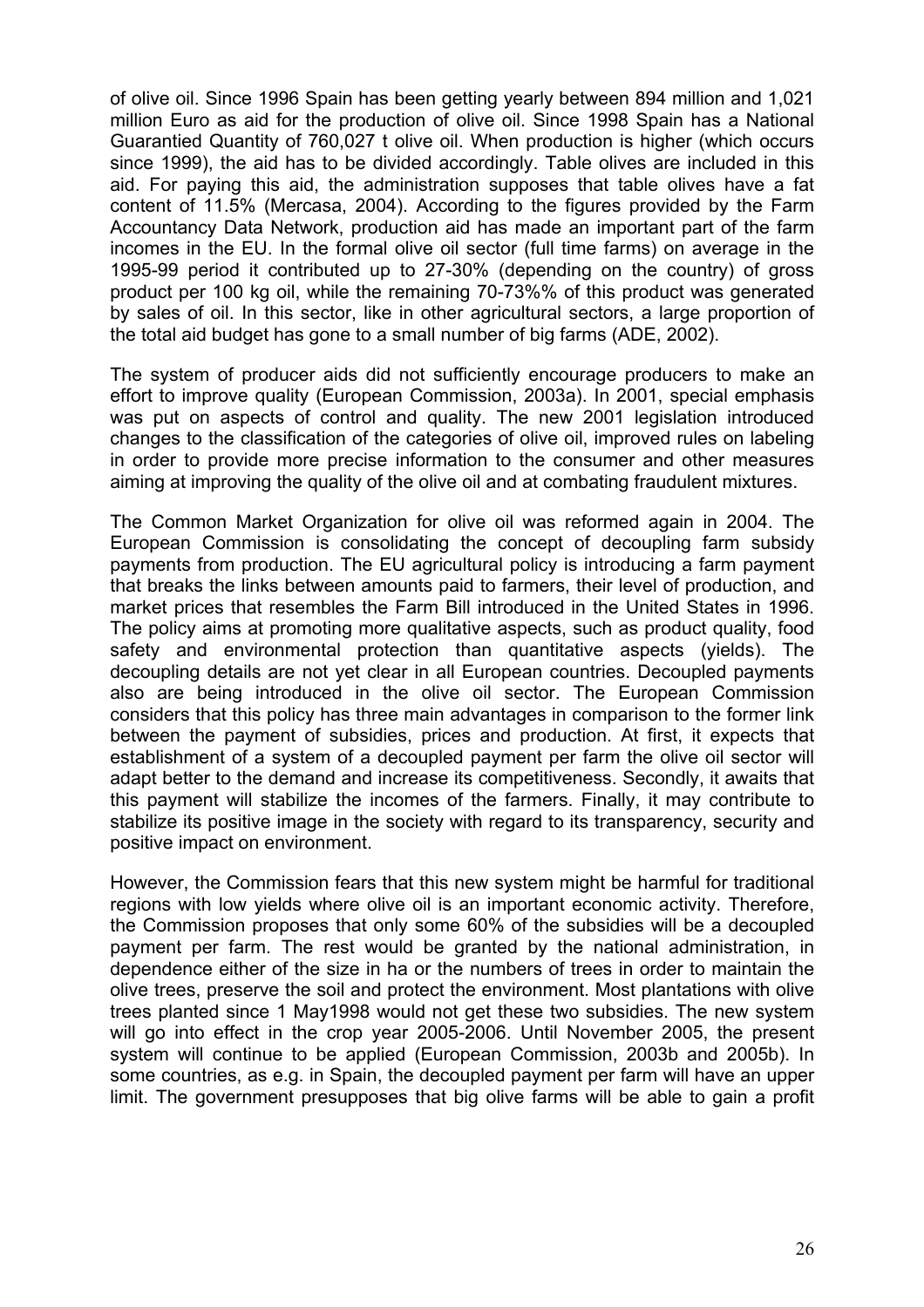of olive oil. Since 1996 Spain has been getting yearly between 894 million and 1,021 million Euro as aid for the production of olive oil. Since 1998 Spain has a National Guarantied Quantity of 760,027 t olive oil. When production is higher (which occurs since 1999), the aid has to be divided accordingly. Table olives are included in this aid. For paying this aid, the administration supposes that table olives have a fat content of 11.5% (Mercasa, 2004). According to the figures provided by the Farm Accountancy Data Network, production aid has made an important part of the farm incomes in the EU. In the formal olive oil sector (full time farms) on average in the 1995-99 period it contributed up to 27-30% (depending on the country) of gross product per 100 kg oil, while the remaining 70-73%% of this product was generated by sales of oil. In this sector, like in other agricultural sectors, a large proportion of the total aid budget has gone to a small number of big farms (ADE, 2002).

The system of producer aids did not sufficiently encourage producers to make an effort to improve quality (European Commission, 2003a). In 2001, special emphasis was put on aspects of control and quality. The new 2001 legislation introduced changes to the classification of the categories of olive oil, improved rules on labeling in order to provide more precise information to the consumer and other measures aiming at improving the quality of the olive oil and at combating fraudulent mixtures.

The Common Market Organization for olive oil was reformed again in 2004. The European Commission is consolidating the concept of decoupling farm subsidy payments from production. The EU agricultural policy is introducing a farm payment that breaks the links between amounts paid to farmers, their level of production, and market prices that resembles the Farm Bill introduced in the United States in 1996. The policy aims at promoting more qualitative aspects, such as product quality, food safety and environmental protection than quantitative aspects (yields). The decoupling details are not yet clear in all European countries. Decoupled payments also are being introduced in the olive oil sector. The European Commission considers that this policy has three main advantages in comparison to the former link between the payment of subsidies, prices and production. At first, it expects that establishment of a system of a decoupled payment per farm the olive oil sector will adapt better to the demand and increase its competitiveness. Secondly, it awaits that this payment will stabilize the incomes of the farmers. Finally, it may contribute to stabilize its positive image in the society with regard to its transparency, security and positive impact on environment.

However, the Commission fears that this new system might be harmful for traditional regions with low yields where olive oil is an important economic activity. Therefore, the Commission proposes that only some 60% of the subsidies will be a decoupled payment per farm. The rest would be granted by the national administration, in dependence either of the size in ha or the numbers of trees in order to maintain the olive trees, preserve the soil and protect the environment. Most plantations with olive trees planted since 1 May1998 would not get these two subsidies. The new system will go into effect in the crop year 2005-2006. Until November 2005, the present system will continue to be applied (European Commission, 2003b and 2005b). In some countries, as e.g. in Spain, the decoupled payment per farm will have an upper limit. The government presupposes that big olive farms will be able to gain a profit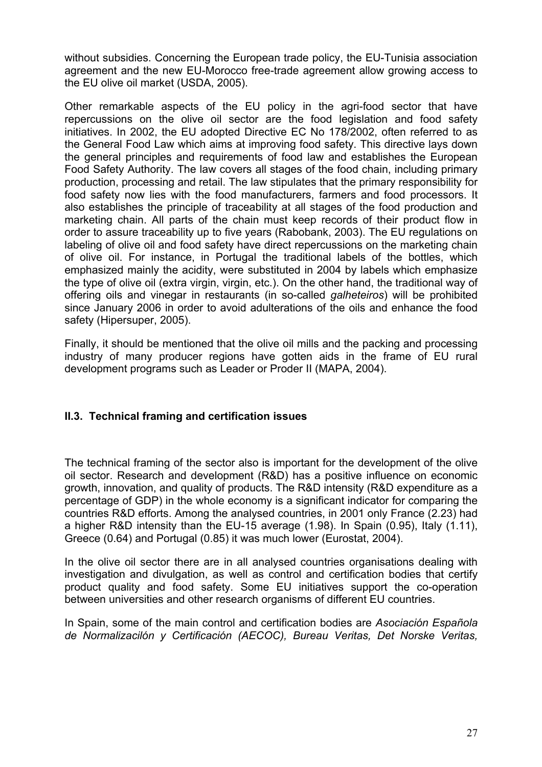without subsidies. Concerning the European trade policy, the EU-Tunisia association agreement and the new EU-Morocco free-trade agreement allow growing access to the EU olive oil market (USDA, 2005).

Other remarkable aspects of the EU policy in the agri-food sector that have repercussions on the olive oil sector are the food legislation and food safety initiatives. In 2002, the EU adopted Directive EC No 178/2002, often referred to as the General Food Law which aims at improving food safety. This directive lays down the general principles and requirements of food law and establishes the European Food Safety Authority. The law covers all stages of the food chain, including primary production, processing and retail. The law stipulates that the primary responsibility for food safety now lies with the food manufacturers, farmers and food processors. It also establishes the principle of traceability at all stages of the food production and marketing chain. All parts of the chain must keep records of their product flow in order to assure traceability up to five years (Rabobank, 2003). The EU regulations on labeling of olive oil and food safety have direct repercussions on the marketing chain of olive oil. For instance, in Portugal the traditional labels of the bottles, which emphasized mainly the acidity, were substituted in 2004 by labels which emphasize the type of olive oil (extra virgin, virgin, etc.). On the other hand, the traditional way of offering oils and vinegar in restaurants (in so-called *galheteiros*) will be prohibited since January 2006 in order to avoid adulterations of the oils and enhance the food safety (Hipersuper, 2005).

Finally, it should be mentioned that the olive oil mills and the packing and processing industry of many producer regions have gotten aids in the frame of EU rural development programs such as Leader or Proder II (MAPA, 2004).

### II.3. Technical framing and certification issues

The technical framing of the sector also is important for the development of the olive oil sector. Research and development (R&D) has a positive influence on economic growth, innovation, and quality of products. The R&D intensity (R&D expenditure as a percentage of GDP) in the whole economy is a significant indicator for comparing the countries R&D efforts. Among the analysed countries, in 2001 only France (2.23) had a higher R&D intensity than the EU-15 average (1.98). In Spain (0.95), Italy (1.11), Greece (0.64) and Portugal (0.85) it was much lower (Eurostat, 2004).

In the olive oil sector there are in all analysed countries organisations dealing with investigation and divulgation, as well as control and certification bodies that certify product quality and food safety. Some EU initiatives support the co-operation between universities and other research organisms of different EU countries.

In Spain, some of the main control and certification bodies are *Asociación Española de Normalizacilón y Certificación (AECOC), Bureau Veritas, Det Norske Veritas,*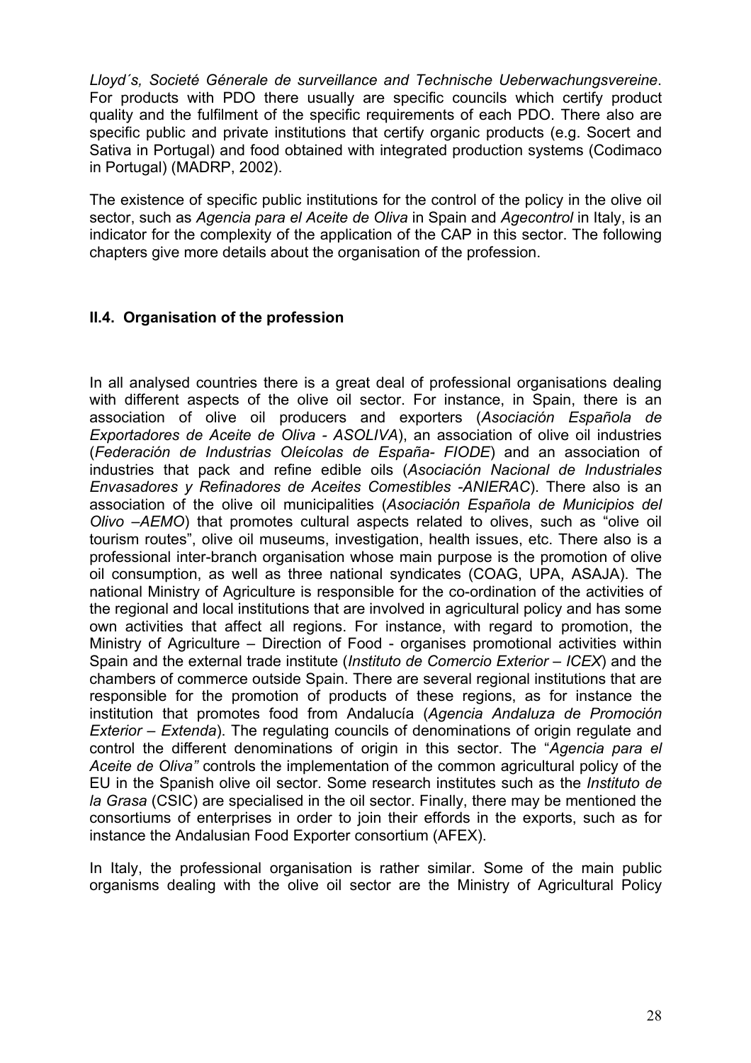*Lloyd´s, Societé Génerale de surveillance and Technische Ueberwachungsvereine*. For products with PDO there usually are specific councils which certify product quality and the fulfilment of the specific requirements of each PDO. There also are specific public and private institutions that certify organic products (e.g. Socert and Sativa in Portugal) and food obtained with integrated production systems (Codimaco in Portugal) (MADRP, 2002).

The existence of specific public institutions for the control of the policy in the olive oil sector, such as *Agencia para el Aceite de Oliva* in Spain and *Agecontrol* in Italy, is an indicator for the complexity of the application of the CAP in this sector. The following chapters give more details about the organisation of the profession.

## II.4. Organisation of the profession

In all analysed countries there is a great deal of professional organisations dealing with different aspects of the olive oil sector. For instance, in Spain, there is an association of olive oil producers and exporters (*Asociación Española de Exportadores de Aceite de Oliva - ASOLIVA*), an association of olive oil industries (*Federación de Industrias Oleícolas de España- FIODE*) and an association of industries that pack and refine edible oils (*Asociación Nacional de Industriales Envasadores y Refinadores de Aceites Comestibles -ANIERAC*). There also is an association of the olive oil municipalities (*Asociación Española de Municipios del Olivo –AEMO*) that promotes cultural aspects related to olives, such as "olive oil tourism routes", olive oil museums, investigation, health issues, etc. There also is a professional inter-branch organisation whose main purpose is the promotion of olive oil consumption, as well as three national syndicates (COAG, UPA, ASAJA). The national Ministry of Agriculture is responsible for the co-ordination of the activities of the regional and local institutions that are involved in agricultural policy and has some own activities that affect all regions. For instance, with regard to promotion, the Ministry of Agriculture – Direction of Food - organises promotional activities within Spain and the external trade institute (*Instituto de Comercio Exterior – ICEX*) and the chambers of commerce outside Spain. There are several regional institutions that are responsible for the promotion of products of these regions, as for instance the institution that promotes food from Andalucía (*Agencia Andaluza de Promoción Exterior – Extenda*). The regulating councils of denominations of origin regulate and control the different denominations of origin in this sector. The "*Agencia para el Aceite de Oliva"* controls the implementation of the common agricultural policy of the EU in the Spanish olive oil sector. Some research institutes such as the *Instituto de la Grasa* (CSIC) are specialised in the oil sector. Finally, there may be mentioned the consortiums of enterprises in order to join their effords in the exports, such as for instance the Andalusian Food Exporter consortium (AFEX).

In Italy, the professional organisation is rather similar. Some of the main public organisms dealing with the olive oil sector are the Ministry of Agricultural Policy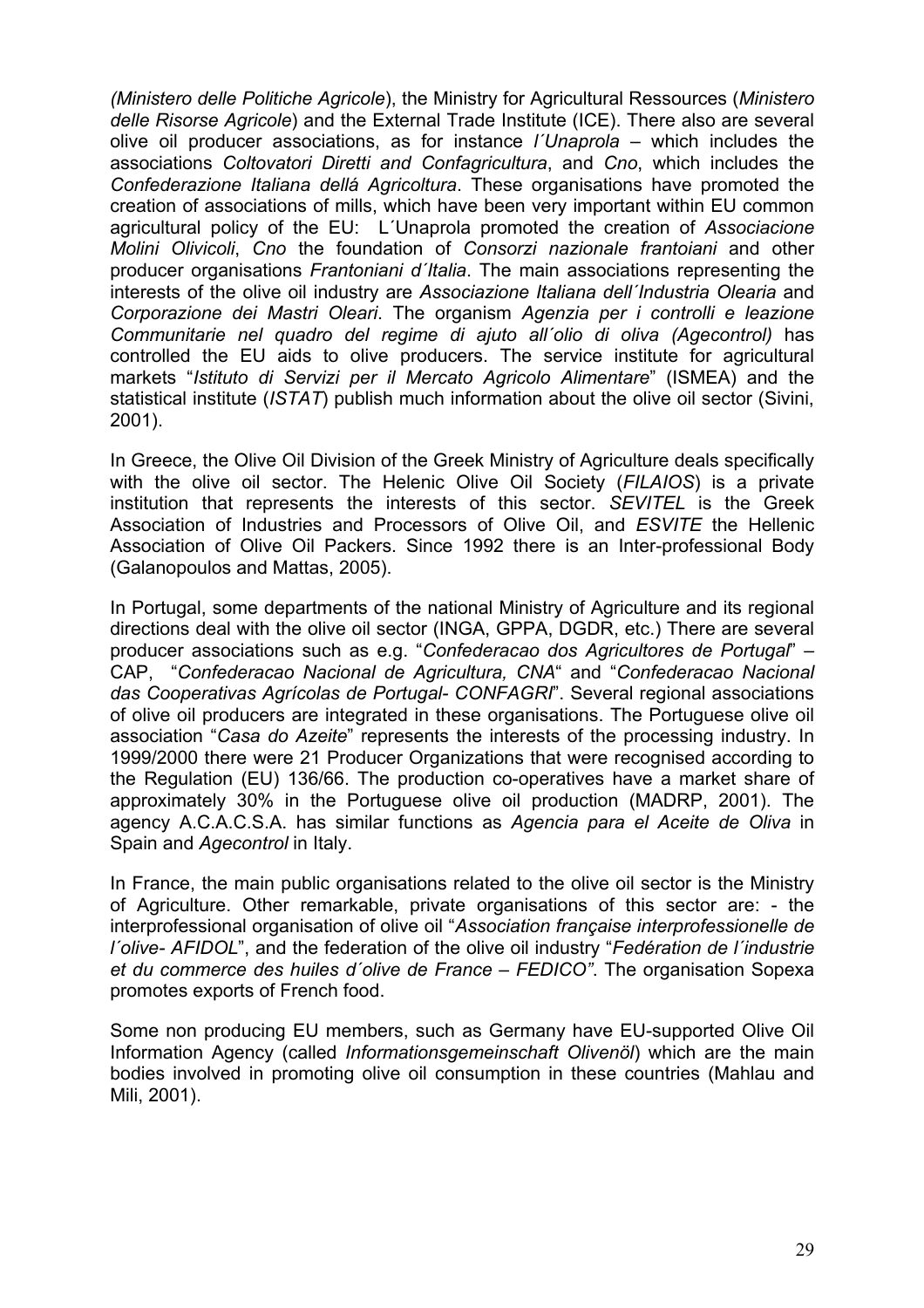*(Ministero delle Politiche Agricole*), the Ministry for Agricultural Ressources (*Ministero delle Risorse Agricole*) and the External Trade Institute (ICE). There also are several olive oil producer associations, as for instance *l´Unaprola* – which includes the associations *Coltovatori Diretti and Confagricultura*, and *Cno*, which includes the *Confederazione Italiana dellá Agricoltura*. These organisations have promoted the creation of associations of mills, which have been very important within EU common agricultural policy of the EU: L´Unaprola promoted the creation of *Associacione Molini Olivicoli*, *Cno* the foundation of *Consorzi nazionale frantoiani* and other producer organisations *Frantoniani d´Italia*. The main associations representing the interests of the olive oil industry are *Associazione Italiana dell´Industria Olearia* and *Corporazione dei Mastri Oleari*. The organism *Agenzia per i controlli e leazione Communitarie nel quadro del regime di ajuto all´olio di oliva (Agecontrol)* has controlled the EU aids to olive producers. The service institute for agricultural markets "*Istituto di Servizi per il Mercato Agricolo Alimentare*" (ISMEA) and the statistical institute (*ISTAT*) publish much information about the olive oil sector (Sivini, 2001).

In Greece, the Olive Oil Division of the Greek Ministry of Agriculture deals specifically with the olive oil sector. The Helenic Olive Oil Society (*FILAIOS*) is a private institution that represents the interests of this sector. *SEVITEL* is the Greek Association of Industries and Processors of Olive Oil, and *ESVITE* the Hellenic Association of Olive Oil Packers. Since 1992 there is an Inter-professional Body (Galanopoulos and Mattas, 2005).

In Portugal, some departments of the national Ministry of Agriculture and its regional directions deal with the olive oil sector (INGA, GPPA, DGDR, etc.) There are several producer associations such as e.g. "*Confederacao dos Agricultores de Portugal*" – CAP, "*Confederacao Nacional de Agricultura, CNA*" and "*Confederacao Nacional das Cooperativas Agrícolas de Portugal- CONFAGRI*". Several regional associations of olive oil producers are integrated in these organisations. The Portuguese olive oil association "*Casa do Azeite*" represents the interests of the processing industry. In 1999/2000 there were 21 Producer Organizations that were recognised according to the Regulation (EU) 136/66. The production co-operatives have a market share of approximately 30% in the Portuguese olive oil production (MADRP, 2001). The agency A.C.A.C.S.A. has similar functions as *Agencia para el Aceite de Oliva* in Spain and *Agecontrol* in Italy.

In France, the main public organisations related to the olive oil sector is the Ministry of Agriculture. Other remarkable, private organisations of this sector are: - the interprofessional organisation of olive oil "*Association française interprofessionelle de l´olive- AFIDOL*", and the federation of the olive oil industry "*Fedération de l´industrie et du commerce des huiles d´olive de France – FEDICO"*. The organisation Sopexa promotes exports of French food.

Some non producing EU members, such as Germany have EU-supported Olive Oil Information Agency (called *Informationsgemeinschaft Olivenöl*) which are the main bodies involved in promoting olive oil consumption in these countries (Mahlau and Mili, 2001).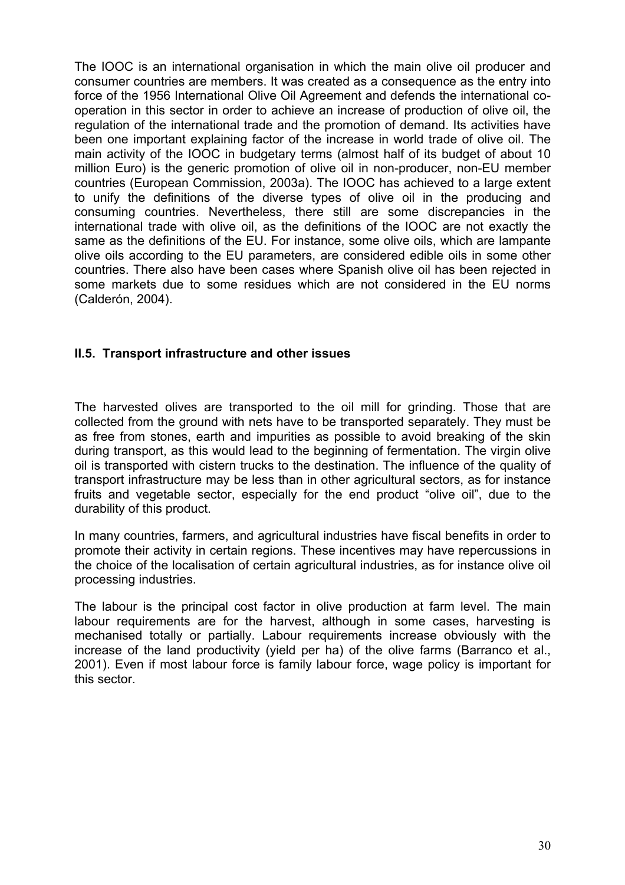The IOOC is an international organisation in which the main olive oil producer and consumer countries are members. It was created as a consequence as the entry into force of the 1956 International Olive Oil Agreement and defends the international co-operation in this sector in order to achieve an increase of production of olive oil, the regulation of the international trade and the promotion of demand. Its activities have been one important explaining factor of the increase in world trade of olive oil. The main activity of the IOOC in budgetary terms (almost half of its budget of about 10 million Euro) is the generic promotion of olive oil in non-producer, non-EU member countries (European Commission, 2003a). The IOOC has achieved to a large extent to unify the definitions of the diverse types of olive oil in the producing and consuming countries. Nevertheless, there still are some discrepancies in the international trade with olive oil, as the definitions of the IOOC are not exactly the same as the definitions of the EU. For instance, some olive oils, which are lampante olive oils according to the EU parameters, are considered edible oils in some other countries. There also have been cases where Spanish olive oil has been rejected in some markets due to some residues which are not considered in the EU norms (Calderón, 2004).

## II.5. Transport infrastructure and other issues

The harvested olives are transported to the oil mill for grinding. Those that are collected from the ground with nets have to be transported separately. They must be as free from stones, earth and impurities as possible to avoid breaking of the skin during transport, as this would lead to the beginning of fermentation. The virgin olive oil is transported with cistern trucks to the destination. The influence of the quality of transport infrastructure may be less than in other agricultural sectors, as for instance fruits and vegetable sector, especially for the end product "olive oil", due to the durability of this product.

In many countries, farmers, and agricultural industries have fiscal benefits in order to promote their activity in certain regions. These incentives may have repercussions in the choice of the localisation of certain agricultural industries, as for instance olive oil processing industries.

The labour is the principal cost factor in olive production at farm level. The main labour requirements are for the harvest, although in some cases, harvesting is mechanised totally or partially. Labour requirements increase obviously with the increase of the land productivity (yield per ha) of the olive farms (Barranco et al., 2001). Even if most labour force is family labour force, wage policy is important for this sector.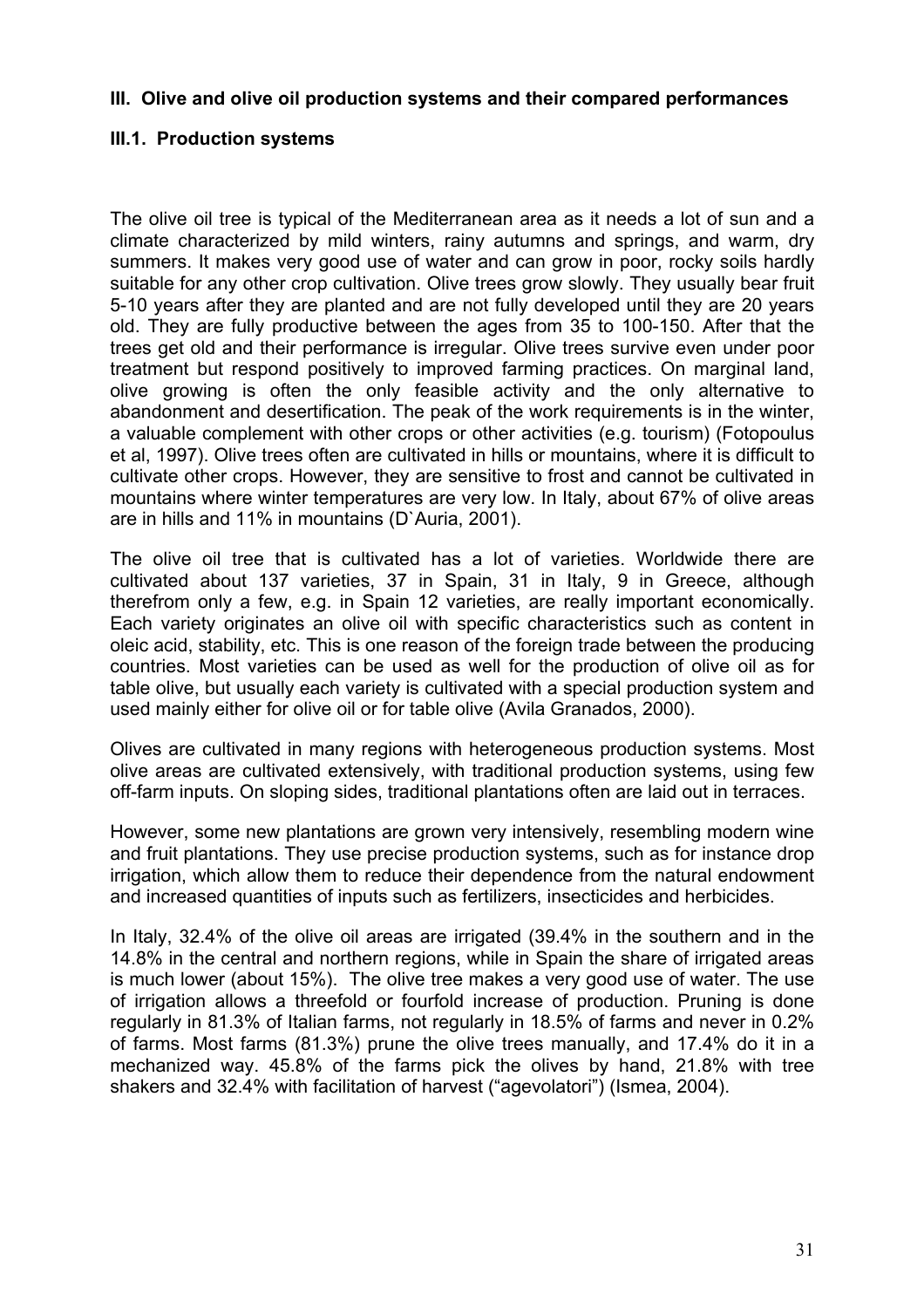**III. Olive and olive oil production systems and their compared performances**

**III.1. Production systems**

The olive oil tree is typical of the Mediterranean area as it needs a lot of sun and a climate characterized by mild winters, rainy autumns and springs, and warm, dry summers. It makes very good use of water and can grow in poor, rocky soils hardly suitable for any other crop cultivation. Olive trees grow slowly. They usually bear fruit 5-10 years after they are planted and are not fully developed until they are 20 years old. They are fully productive between the ages from 35 to 100-150. After that the trees get old and their performance is irregular. Olive trees survive even under poor treatment but respond positively to improved farming practices. On marginal land, olive growing is often the only feasible activity and the only alternative to abandonment and desertification. The peak of the work requirements is in the winter, a valuable complement with other crops or other activities (e.g. tourism) (Fotopoulus et al, 1997). Olive trees often are cultivated in hills or mountains, where it is difficult to cultivate other crops. However, they are sensitive to frost and cannot be cultivated in mountains where winter temperatures are very low. In Italy, about 67% of olive areas are in hills and 11% in mountains (D`Auria, 2001).

The olive oil tree that is cultivated has a lot of varieties. Worldwide there are cultivated about 137 varieties, 37 in Spain, 31 in Italy, 9 in Greece, although therefrom only a few, e.g. in Spain 12 varieties, are really important economically. Each variety originates an olive oil with specific characteristics such as content in oleic acid, stability, etc. This is one reason of the foreign trade between the producing countries. Most varieties can be used as well for the production of olive oil as for table olive, but usually each variety is cultivated with a special production system and used mainly either for olive oil or for table olive (Avila Granados, 2000).

Olives are cultivated in many regions with heterogeneous production systems. Most olive areas are cultivated extensively, with traditional production systems, using few off-farm inputs. On sloping sides, traditional plantations often are laid out in terraces.

However, some new plantations are grown very intensively, resembling modern wine and fruit plantations. They use precise production systems, such as for instance drop irrigation, which allow them to reduce their dependence from the natural endowment and increased quantities of inputs such as fertilizers, insecticides and herbicides.

In Italy, 32.4% of the olive oil areas are irrigated (39.4% in the southern and in the 14.8% in the central and northern regions, while in Spain the share of irrigated areas is much lower (about 15%). The olive tree makes a very good use of water. The use of irrigation allows a threefold or fourfold increase of production. Pruning is done regularly in 81.3% of Italian farms, not regularly in 18.5% of farms and never in 0.2% of farms. Most farms (81.3%) prune the olive trees manually, and 17.4% do it in a mechanized way. 45.8% of the farms pick the olives by hand, 21.8% with tree shakers and 32.4% with facilitation of harvest ("agevolatori") (Ismea, 2004).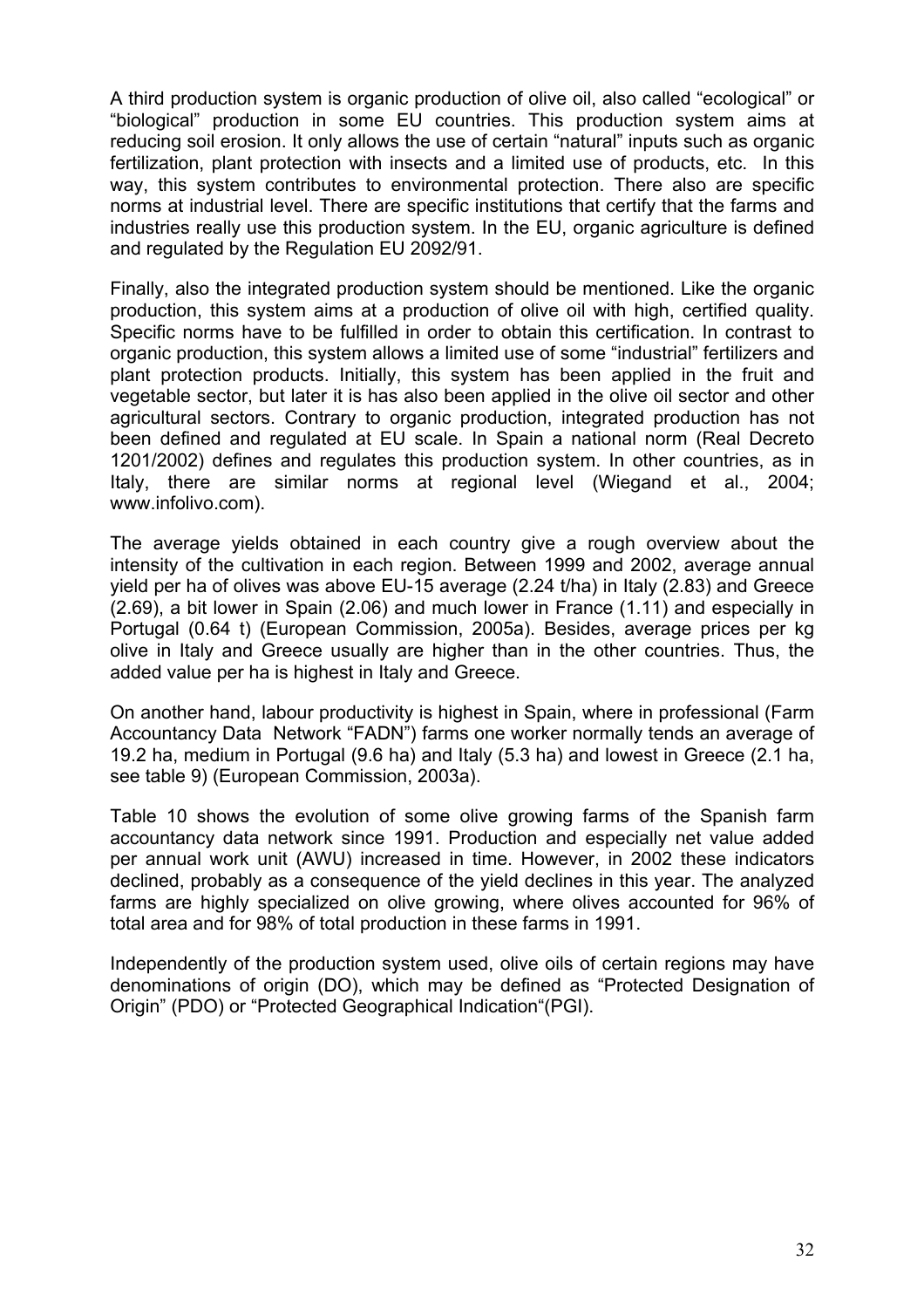A third production system is organic production of olive oil, also called "ecological" or "biological" production in some EU countries. This production system aims at reducing soil erosion. It only allows the use of certain "natural" inputs such as organic fertilization, plant protection with insects and a limited use of products, etc. In this way, this system contributes to environmental protection. There also are specific norms at industrial level. There are specific institutions that certify that the farms and industries really use this production system. In the EU, organic agriculture is defined and regulated by the Regulation EU 2092/91.

Finally, also the integrated production system should be mentioned. Like the organic production, this system aims at a production of olive oil with high, certified quality. Specific norms have to be fulfilled in order to obtain this certification. In contrast to organic production, this system allows a limited use of some "industrial" fertilizers and plant protection products. Initially, this system has been applied in the fruit and vegetable sector, but later it is has also been applied in the olive oil sector and other agricultural sectors. Contrary to organic production, integrated production has not been defined and regulated at EU scale. In Spain a national norm (Real Decreto 1201/2002) defines and regulates this production system. In other countries, as in Italy, there are similar norms at regional level (Wiegand et al., 2004; www.infolivo.com).

The average yields obtained in each country give a rough overview about the intensity of the cultivation in each region. Between 1999 and 2002, average annual yield per ha of olives was above EU-15 average (2.24 t/ha) in Italy (2.83) and Greece (2.69), a bit lower in Spain (2.06) and much lower in France (1.11) and especially in Portugal (0.64 t) (European Commission, 2005a). Besides, average prices per kg olive in Italy and Greece usually are higher than in the other countries. Thus, the added value per ha is highest in Italy and Greece.

On another hand, labour productivity is highest in Spain, where in professional (Farm Accountancy Data Network "FADN") farms one worker normally tends an average of 19.2 ha, medium in Portugal (9.6 ha) and Italy (5.3 ha) and lowest in Greece (2.1 ha, see table 9) (European Commission, 2003a).

Table 10 shows the evolution of some olive growing farms of the Spanish farm accountancy data network since 1991. Production and especially net value added per annual work unit (AWU) increased in time. However, in 2002 these indicators declined, probably as a consequence of the yield declines in this year. The analyzed farms are highly specialized on olive growing, where olives accounted for 96% of total area and for 98% of total production in these farms in 1991.

Independently of the production system used, olive oils of certain regions may have denominations of origin (DO), which may be defined as "Protected Designation of Origin" (PDO) or "Protected Geographical Indication"(PGI).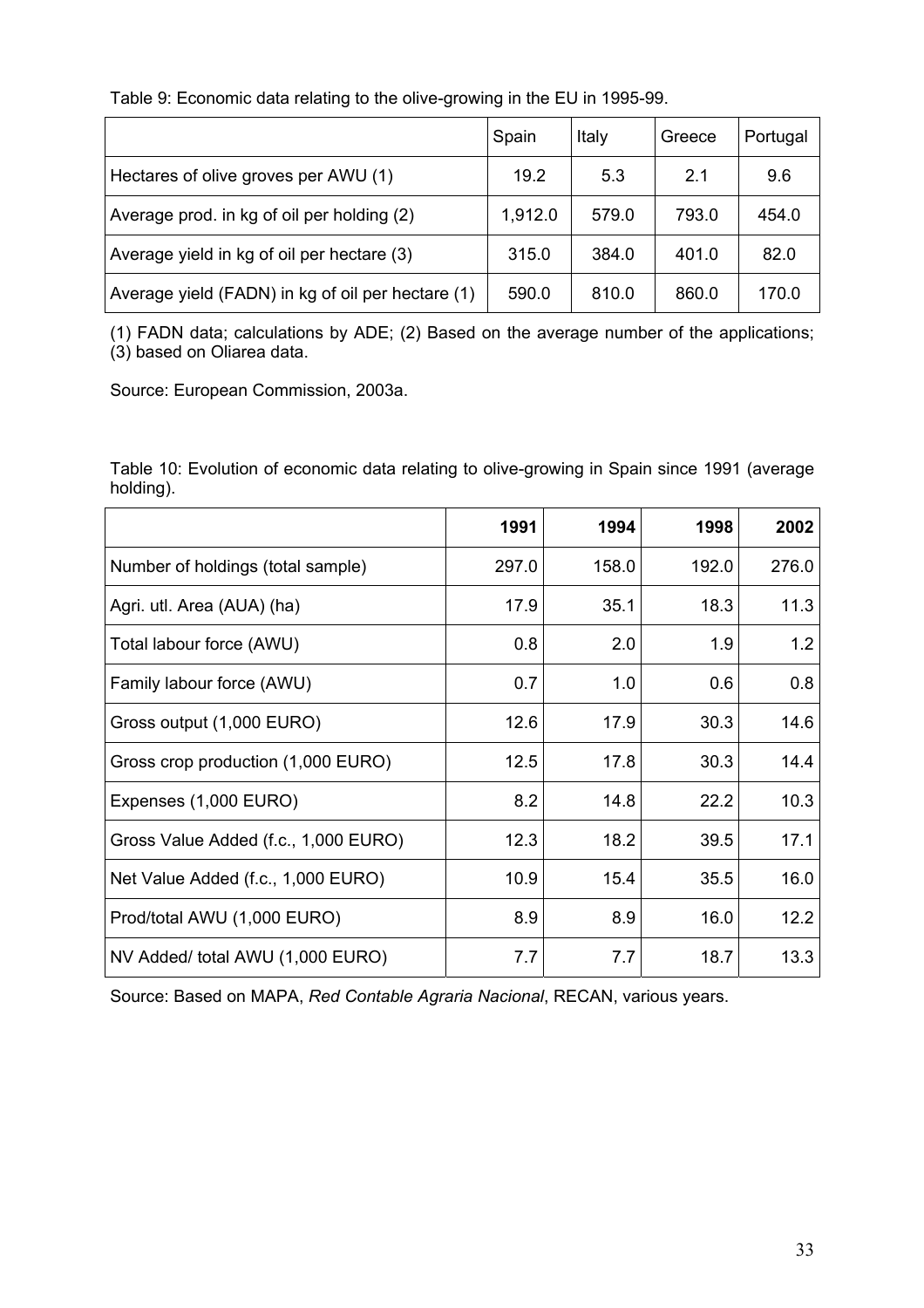Table 9: Economic data relating to the olive-growing in the EU in 1995-99.

| | Spain | Italy | Greece | Portugal |
|---|---|---|---|---|
| Hectares of olive groves per AWU (1) | 19.2 | 5.3 | 2.1 | 9.6 |
| Average prod. in kg of oil per holding (2) | 1,912.0 | 579.0 | 793.0 | 454.0 |
| Average yield in kg of oil per hectare (3) | 315.0 | 384.0 | 401.0 | 82.0 |
| Average yield (FADN) in kg of oil per hectare (1) | 590.0 | 810.0 | 860.0 | 170.0 |

(1) FADN data; calculations by ADE; (2) Based on the average number of the applications; (3) based on Oliarea data.

Source: European Commission, 2003a.

Table 10: Evolution of economic data relating to olive-growing in Spain since 1991 (average holding).

| | **1991** | **1994** | **1998** | **2002** |
|---|---|---|---|---|
| Number of holdings (total sample) | 297.0 | 158.0 | 192.0 | 276.0 |
| Agri. utl. Area (AUA) (ha) | 17.9 | 35.1 | 18.3 | 11.3 |
| Total labour force (AWU) | 0.8 | 2.0 | 1.9 | 1.2 |
| Family labour force (AWU) | 0.7 | 1.0 | 0.6 | 0.8 |
| Gross output (1,000 EURO) | 12.6 | 17.9 | 30.3 | 14.6 |
| Gross crop production (1,000 EURO) | 12.5 | 17.8 | 30.3 | 14.4 |
| Expenses (1,000 EURO) | 8.2 | 14.8 | 22.2 | 10.3 |
| Gross Value Added (f.c., 1,000 EURO) | 12.3 | 18.2 | 39.5 | 17.1 |
| Net Value Added (f.c., 1,000 EURO) | 10.9 | 15.4 | 35.5 | 16.0 |
| Prod/total AWU (1,000 EURO) | 8.9 | 8.9 | 16.0 | 12.2 |
| NV Added/ total AWU (1,000 EURO) | 7.7 | 7.7 | 18.7 | 13.3 |

Source: Based on MAPA, *Red Contable Agraria Nacional*, RECAN, various years.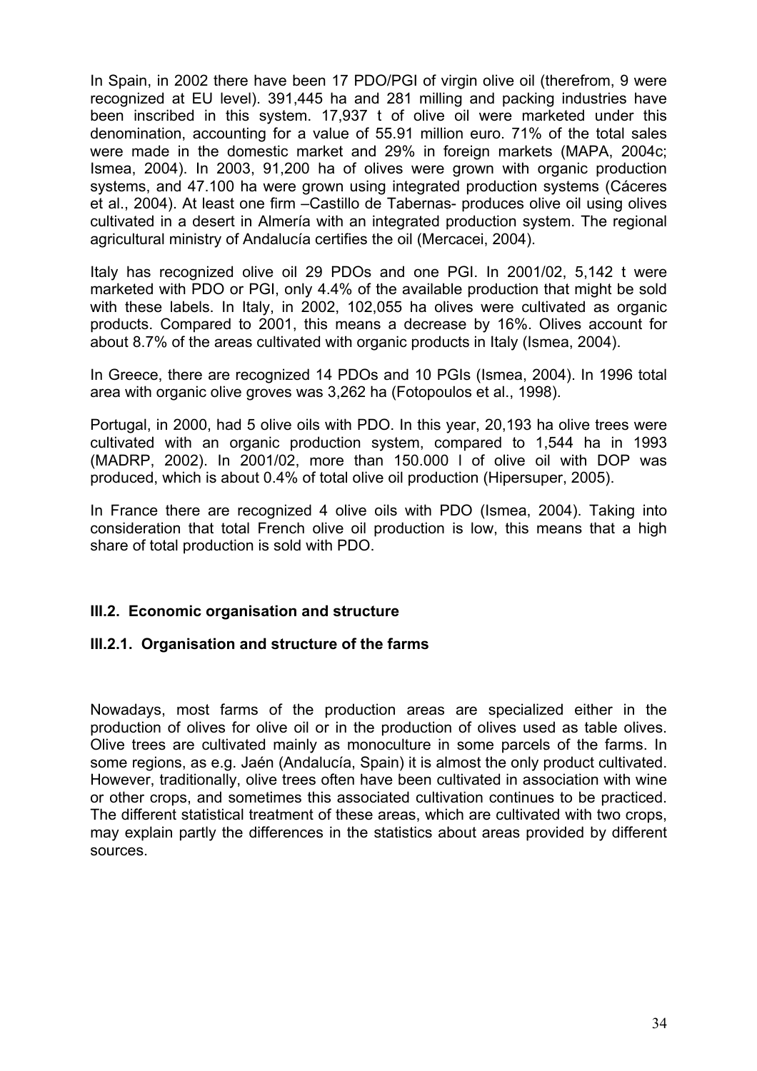In Spain, in 2002 there have been 17 PDO/PGI of virgin olive oil (therefrom, 9 were recognized at EU level). 391,445 ha and 281 milling and packing industries have been inscribed in this system. 17,937 t of olive oil were marketed under this denomination, accounting for a value of 55.91 million euro. 71% of the total sales were made in the domestic market and 29% in foreign markets (MAPA, 2004c; Ismea, 2004). In 2003, 91,200 ha of olives were grown with organic production systems, and 47.100 ha were grown using integrated production systems (Cáceres et al., 2004). At least one firm –Castillo de Tabernas- produces olive oil using olives cultivated in a desert in Almería with an integrated production system. The regional agricultural ministry of Andalucía certifies the oil (Mercacei, 2004).

Italy has recognized olive oil 29 PDOs and one PGI. In 2001/02, 5,142 t were marketed with PDO or PGI, only 4.4% of the available production that might be sold with these labels. In Italy, in 2002, 102,055 ha olives were cultivated as organic products. Compared to 2001, this means a decrease by 16%. Olives account for about 8.7% of the areas cultivated with organic products in Italy (Ismea, 2004).

In Greece, there are recognized 14 PDOs and 10 PGIs (Ismea, 2004). In 1996 total area with organic olive groves was 3,262 ha (Fotopoulos et al., 1998).

Portugal, in 2000, had 5 olive oils with PDO. In this year, 20,193 ha olive trees were cultivated with an organic production system, compared to 1,544 ha in 1993 (MADRP, 2002). In 2001/02, more than 150.000 l of olive oil with DOP was produced, which is about 0.4% of total olive oil production (Hipersuper, 2005).

In France there are recognized 4 olive oils with PDO (Ismea, 2004). Taking into consideration that total French olive oil production is low, this means that a high share of total production is sold with PDO.

## III.2. Economic organisation and structure

### III.2.1. Organisation and structure of the farms

Nowadays, most farms of the production areas are specialized either in the production of olives for olive oil or in the production of olives used as table olives. Olive trees are cultivated mainly as monoculture in some parcels of the farms. In some regions, as e.g. Jaén (Andalucía, Spain) it is almost the only product cultivated. However, traditionally, olive trees often have been cultivated in association with wine or other crops, and sometimes this associated cultivation continues to be practiced. The different statistical treatment of these areas, which are cultivated with two crops, may explain partly the differences in the statistics about areas provided by different sources.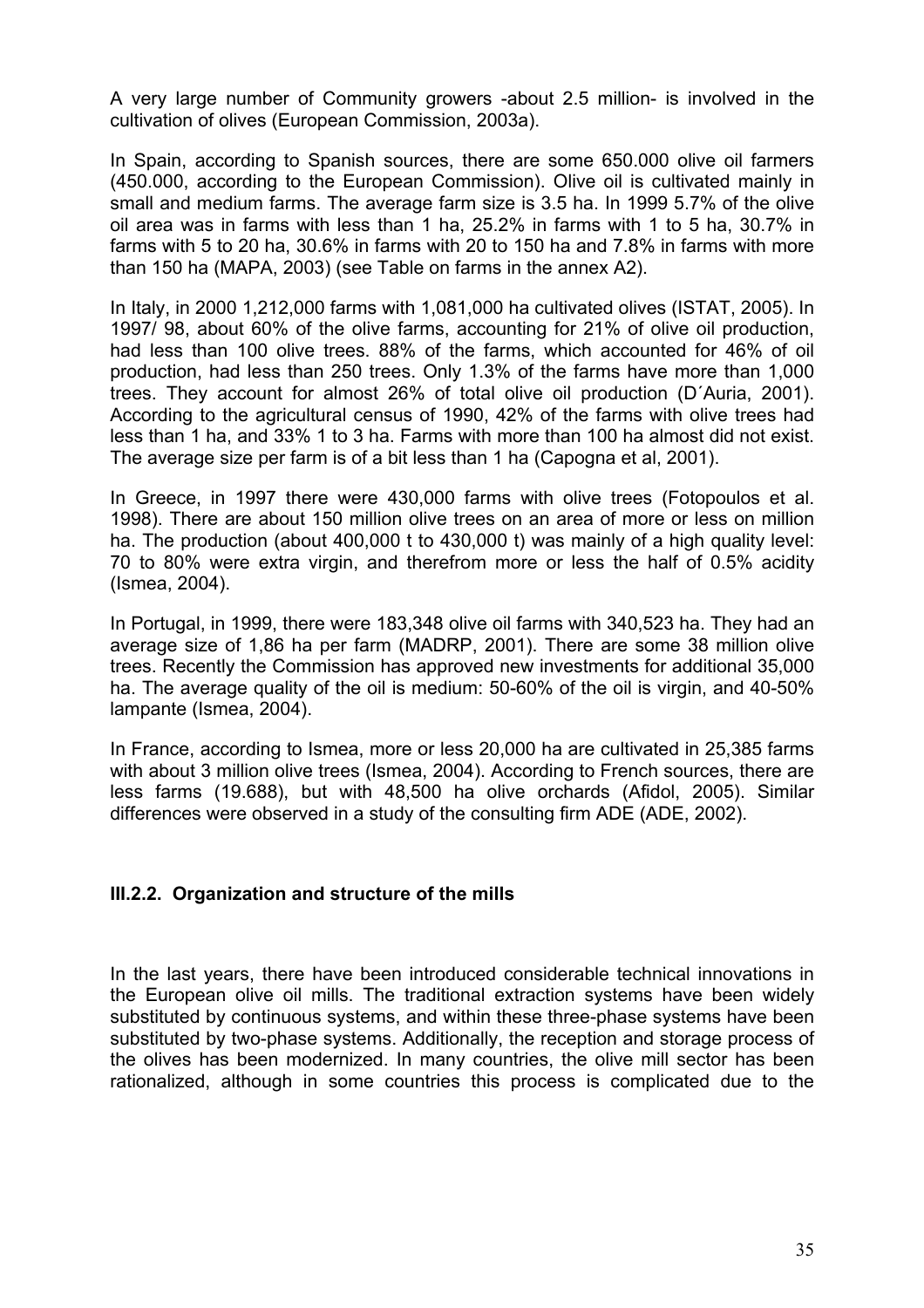A very large number of Community growers -about 2.5 million- is involved in the cultivation of olives (European Commission, 2003a).

In Spain, according to Spanish sources, there are some 650.000 olive oil farmers (450.000, according to the European Commission). Olive oil is cultivated mainly in small and medium farms. The average farm size is 3.5 ha. In 1999 5.7% of the olive oil area was in farms with less than 1 ha, 25.2% in farms with 1 to 5 ha, 30.7% in farms with 5 to 20 ha, 30.6% in farms with 20 to 150 ha and 7.8% in farms with more than 150 ha (MAPA, 2003) (see Table on farms in the annex A2).

In Italy, in 2000 1,212,000 farms with 1,081,000 ha cultivated olives (ISTAT, 2005). In 1997/ 98, about 60% of the olive farms, accounting for 21% of olive oil production, had less than 100 olive trees. 88% of the farms, which accounted for 46% of oil production, had less than 250 trees. Only 1.3% of the farms have more than 1,000 trees. They account for almost 26% of total olive oil production (D´Auria, 2001). According to the agricultural census of 1990, 42% of the farms with olive trees had less than 1 ha, and 33% 1 to 3 ha. Farms with more than 100 ha almost did not exist. The average size per farm is of a bit less than 1 ha (Capogna et al, 2001).

In Greece, in 1997 there were 430,000 farms with olive trees (Fotopoulos et al. 1998). There are about 150 million olive trees on an area of more or less on million ha. The production (about 400,000 t to 430,000 t) was mainly of a high quality level: 70 to 80% were extra virgin, and therefrom more or less the half of 0.5% acidity (Ismea, 2004).

In Portugal, in 1999, there were 183,348 olive oil farms with 340,523 ha. They had an average size of 1,86 ha per farm (MADRP, 2001). There are some 38 million olive trees. Recently the Commission has approved new investments for additional 35,000 ha. The average quality of the oil is medium: 50-60% of the oil is virgin, and 40-50% lampante (Ismea, 2004).

In France, according to Ismea, more or less 20,000 ha are cultivated in 25,385 farms with about 3 million olive trees (Ismea, 2004). According to French sources, there are less farms (19.688), but with 48,500 ha olive orchards (Afidol, 2005). Similar differences were observed in a study of the consulting firm ADE (ADE, 2002).

### III.2.2. Organization and structure of the mills

In the last years, there have been introduced considerable technical innovations in the European olive oil mills. The traditional extraction systems have been widely substituted by continuous systems, and within these three-phase systems have been substituted by two-phase systems. Additionally, the reception and storage process of the olives has been modernized. In many countries, the olive mill sector has been rationalized, although in some countries this process is complicated due to the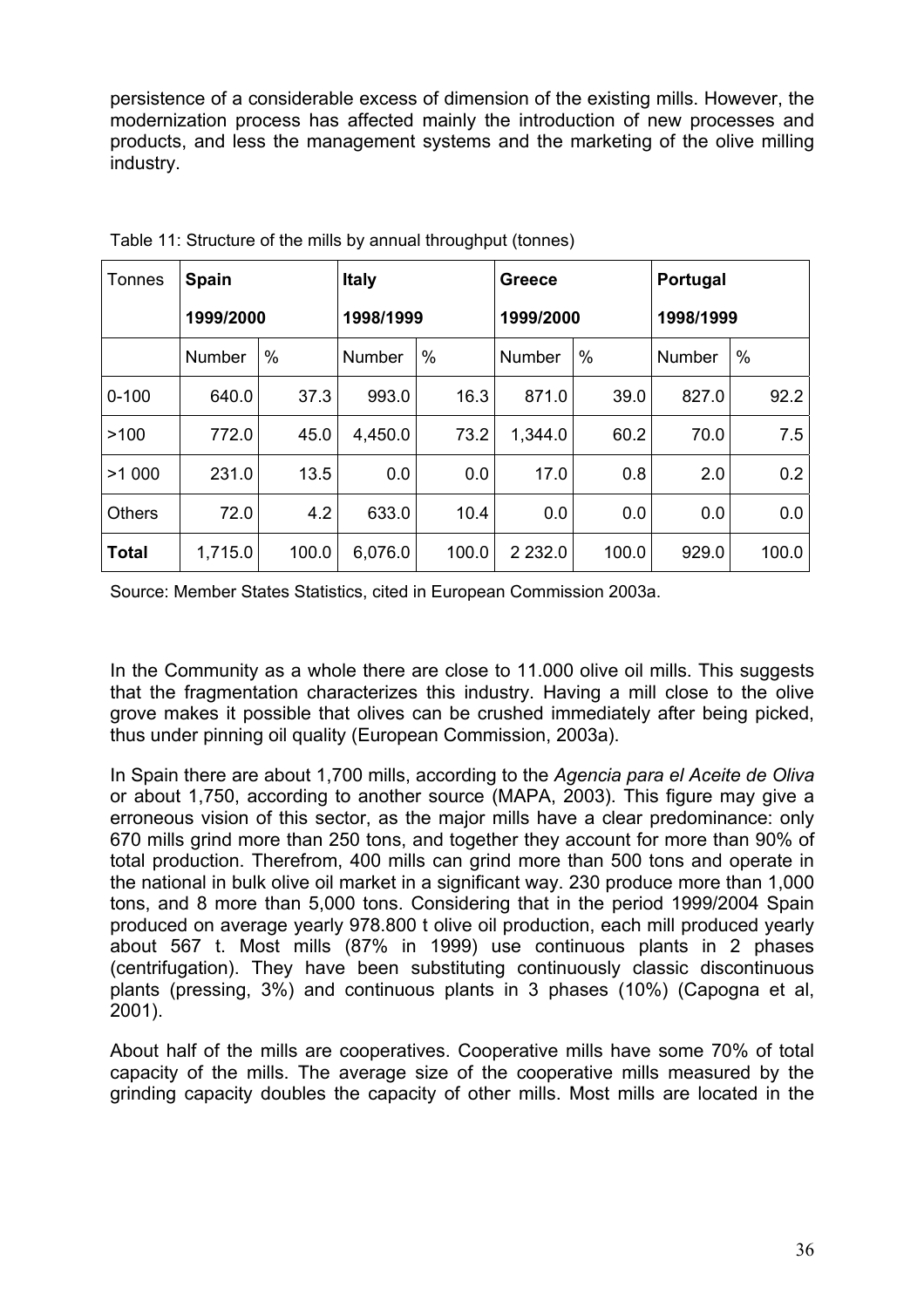persistence of a considerable excess of dimension of the existing mills. However, the modernization process has affected mainly the introduction of new processes and products, and less the management systems and the marketing of the olive milling industry.

Table 11: Structure of the mills by annual throughput (tonnes)

| Tonnes | **Spain** | | **Italy** | | **Greece** | | **Portugal** | |
|---|---|---|---|---|---|---|---|---|
| | **1999/2000** | | **1998/1999** | | **1999/2000** | | **1998/1999** | |
| | Number | % | Number | % | Number | % | Number | % |
| 0-100 | 640.0 | 37.3 | 993.0 | 16.3 | 871.0 | 39.0 | 827.0 | 92.2 |
| >100 | 772.0 | 45.0 | 4,450.0 | 73.2 | 1,344.0 | 60.2 | 70.0 | 7.5 |
| >1 000 | 231.0 | 13.5 | 0.0 | 0.0 | 17.0 | 0.8 | 2.0 | 0.2 |
| Others | 72.0 | 4.2 | 633.0 | 10.4 | 0.0 | 0.0 | 0.0 | 0.0 |
| **Total** | 1,715.0 | 100.0 | 6,076.0 | 100.0 | 2 232.0 | 100.0 | 929.0 | 100.0 |

Source: Member States Statistics, cited in European Commission 2003a.

In the Community as a whole there are close to 11.000 olive oil mills. This suggests that the fragmentation characterizes this industry. Having a mill close to the olive grove makes it possible that olives can be crushed immediately after being picked, thus under pinning oil quality (European Commission, 2003a).

In Spain there are about 1,700 mills, according to the *Agencia para el Aceite de Oliva* or about 1,750, according to another source (MAPA, 2003). This figure may give a erroneous vision of this sector, as the major mills have a clear predominance: only 670 mills grind more than 250 tons, and together they account for more than 90% of total production. Therefrom, 400 mills can grind more than 500 tons and operate in the national in bulk olive oil market in a significant way. 230 produce more than 1,000 tons, and 8 more than 5,000 tons. Considering that in the period 1999/2004 Spain produced on average yearly 978.800 t olive oil production, each mill produced yearly about 567 t. Most mills (87% in 1999) use continuous plants in 2 phases (centrifugation). They have been substituting continuously classic discontinuous plants (pressing, 3%) and continuous plants in 3 phases (10%) (Capogna et al, 2001).

About half of the mills are cooperatives. Cooperative mills have some 70% of total capacity of the mills. The average size of the cooperative mills measured by the grinding capacity doubles the capacity of other mills. Most mills are located in the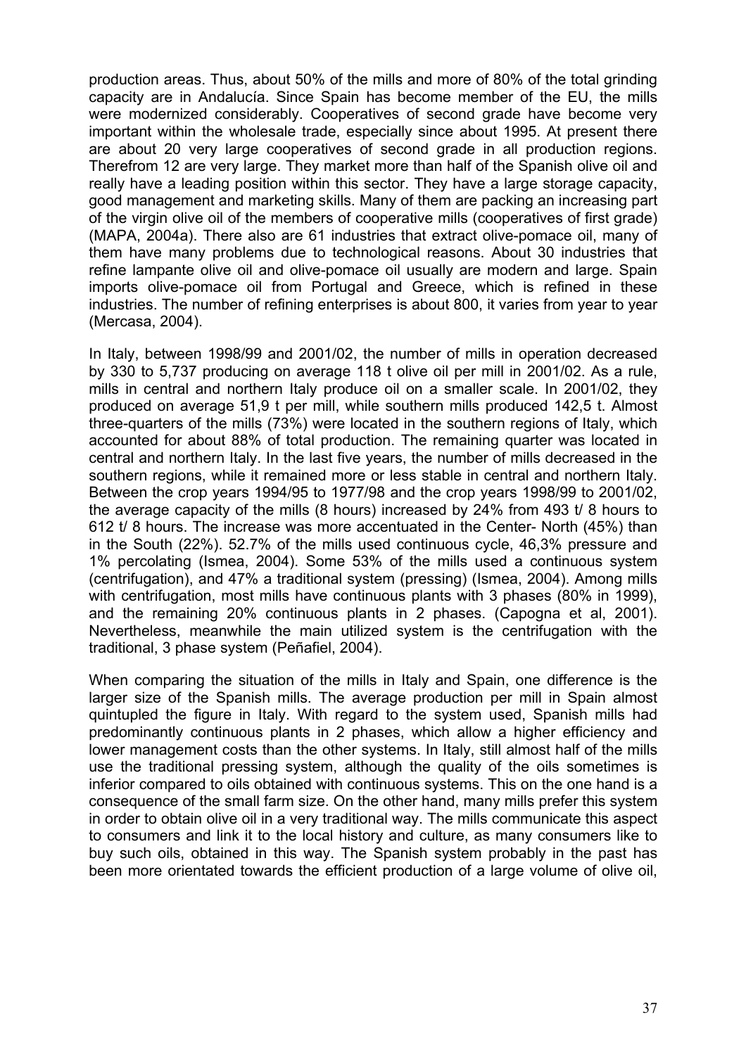production areas. Thus, about 50% of the mills and more of 80% of the total grinding capacity are in Andalucía. Since Spain has become member of the EU, the mills were modernized considerably. Cooperatives of second grade have become very important within the wholesale trade, especially since about 1995. At present there are about 20 very large cooperatives of second grade in all production regions. Therefrom 12 are very large. They market more than half of the Spanish olive oil and really have a leading position within this sector. They have a large storage capacity, good management and marketing skills. Many of them are packing an increasing part of the virgin olive oil of the members of cooperative mills (cooperatives of first grade) (MAPA, 2004a). There also are 61 industries that extract olive-pomace oil, many of them have many problems due to technological reasons. About 30 industries that refine lampante olive oil and olive-pomace oil usually are modern and large. Spain imports olive-pomace oil from Portugal and Greece, which is refined in these industries. The number of refining enterprises is about 800, it varies from year to year (Mercasa, 2004).

In Italy, between 1998/99 and 2001/02, the number of mills in operation decreased by 330 to 5,737 producing on average 118 t olive oil per mill in 2001/02. As a rule, mills in central and northern Italy produce oil on a smaller scale. In 2001/02, they produced on average 51,9 t per mill, while southern mills produced 142,5 t. Almost three-quarters of the mills (73%) were located in the southern regions of Italy, which accounted for about 88% of total production. The remaining quarter was located in central and northern Italy. In the last five years, the number of mills decreased in the southern regions, while it remained more or less stable in central and northern Italy. Between the crop years 1994/95 to 1977/98 and the crop years 1998/99 to 2001/02, the average capacity of the mills (8 hours) increased by 24% from 493 t/ 8 hours to 612 t/ 8 hours. The increase was more accentuated in the Center- North (45%) than in the South (22%). 52.7% of the mills used continuous cycle, 46,3% pressure and 1% percolating (Ismea, 2004). Some 53% of the mills used a continuous system (centrifugation), and 47% a traditional system (pressing) (Ismea, 2004). Among mills with centrifugation, most mills have continuous plants with 3 phases (80% in 1999), and the remaining 20% continuous plants in 2 phases. (Capogna et al, 2001). Nevertheless, meanwhile the main utilized system is the centrifugation with the traditional, 3 phase system (Peñafiel, 2004).

When comparing the situation of the mills in Italy and Spain, one difference is the larger size of the Spanish mills. The average production per mill in Spain almost quintupled the figure in Italy. With regard to the system used, Spanish mills had predominantly continuous plants in 2 phases, which allow a higher efficiency and lower management costs than the other systems. In Italy, still almost half of the mills use the traditional pressing system, although the quality of the oils sometimes is inferior compared to oils obtained with continuous systems. This on the one hand is a consequence of the small farm size. On the other hand, many mills prefer this system in order to obtain olive oil in a very traditional way. The mills communicate this aspect to consumers and link it to the local history and culture, as many consumers like to buy such oils, obtained in this way. The Spanish system probably in the past has been more orientated towards the efficient production of a large volume of olive oil,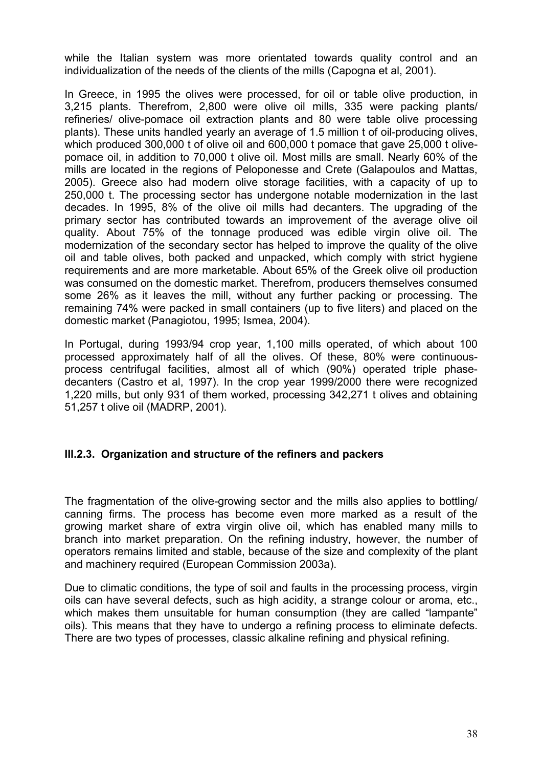while the Italian system was more orientated towards quality control and an individualization of the needs of the clients of the mills (Capogna et al, 2001).

In Greece, in 1995 the olives were processed, for oil or table olive production, in 3,215 plants. Therefrom, 2,800 were olive oil mills, 335 were packing plants/ refineries/ olive-pomace oil extraction plants and 80 were table olive processing plants). These units handled yearly an average of 1.5 million t of oil-producing olives, which produced 300,000 t of olive oil and 600,000 t pomace that gave 25,000 t olive-pomace oil, in addition to 70,000 t olive oil. Most mills are small. Nearly 60% of the mills are located in the regions of Peloponesse and Crete (Galapoulos and Mattas, 2005). Greece also had modern olive storage facilities, with a capacity of up to 250,000 t. The processing sector has undergone notable modernization in the last decades. In 1995, 8% of the olive oil mills had decanters. The upgrading of the primary sector has contributed towards an improvement of the average olive oil quality. About 75% of the tonnage produced was edible virgin olive oil. The modernization of the secondary sector has helped to improve the quality of the olive oil and table olives, both packed and unpacked, which comply with strict hygiene requirements and are more marketable. About 65% of the Greek olive oil production was consumed on the domestic market. Therefrom, producers themselves consumed some 26% as it leaves the mill, without any further packing or processing. The remaining 74% were packed in small containers (up to five liters) and placed on the domestic market (Panagiotou, 1995; Ismea, 2004).

In Portugal, during 1993/94 crop year, 1,100 mills operated, of which about 100 processed approximately half of all the olives. Of these, 80% were continuous-process centrifugal facilities, almost all of which (90%) operated triple phase-decanters (Castro et al, 1997). In the crop year 1999/2000 there were recognized 1,220 mills, but only 931 of them worked, processing 342,271 t olives and obtaining 51,257 t olive oil (MADRP, 2001).

### III.2.3. Organization and structure of the refiners and packers

The fragmentation of the olive-growing sector and the mills also applies to bottling/ canning firms. The process has become even more marked as a result of the growing market share of extra virgin olive oil, which has enabled many mills to branch into market preparation. On the refining industry, however, the number of operators remains limited and stable, because of the size and complexity of the plant and machinery required (European Commission 2003a).

Due to climatic conditions, the type of soil and faults in the processing process, virgin oils can have several defects, such as high acidity, a strange colour or aroma, etc., which makes them unsuitable for human consumption (they are called "lampante" oils). This means that they have to undergo a refining process to eliminate defects. There are two types of processes, classic alkaline refining and physical refining.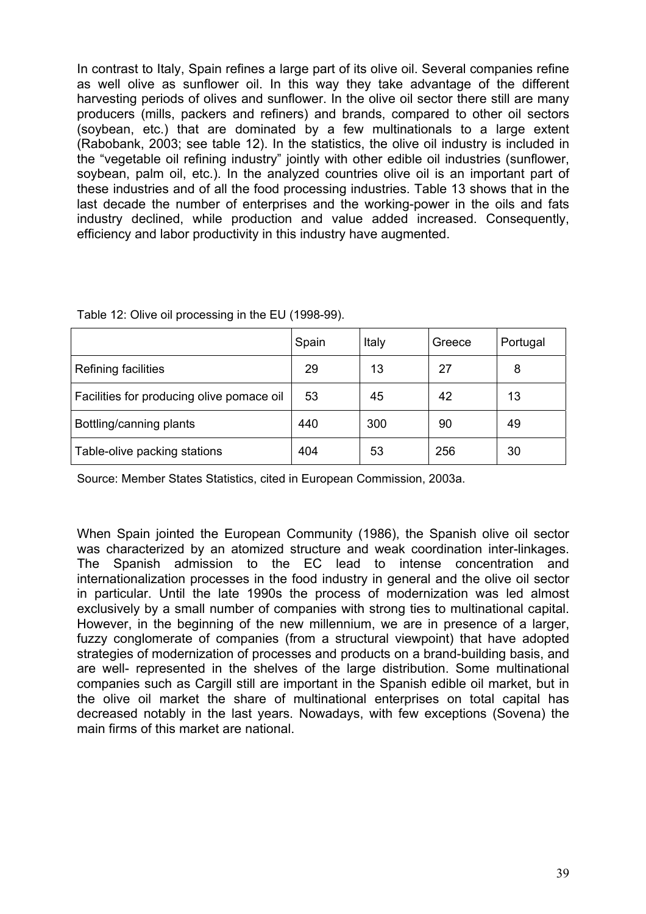In contrast to Italy, Spain refines a large part of its olive oil. Several companies refine as well olive as sunflower oil. In this way they take advantage of the different harvesting periods of olives and sunflower. In the olive oil sector there still are many producers (mills, packers and refiners) and brands, compared to other oil sectors (soybean, etc.) that are dominated by a few multinationals to a large extent (Rabobank, 2003; see table 12). In the statistics, the olive oil industry is included in the "vegetable oil refining industry" jointly with other edible oil industries (sunflower, soybean, palm oil, etc.). In the analyzed countries olive oil is an important part of these industries and of all the food processing industries. Table 13 shows that in the last decade the number of enterprises and the working-power in the oils and fats industry declined, while production and value added increased. Consequently, efficiency and labor productivity in this industry have augmented.

Table 12: Olive oil processing in the EU (1998-99).

| | Spain | Italy | Greece | Portugal |
|---|---|---|---|---|
| Refining facilities | 29 | 13 | 27 | 8 |
| Facilities for producing olive pomace oil | 53 | 45 | 42 | 13 |
| Bottling/canning plants | 440 | 300 | 90 | 49 |
| Table-olive packing stations | 404 | 53 | 256 | 30 |

Source: Member States Statistics, cited in European Commission, 2003a.

When Spain jointed the European Community (1986), the Spanish olive oil sector was characterized by an atomized structure and weak coordination inter-linkages. The Spanish admission to the EC lead to intense concentration and internationalization processes in the food industry in general and the olive oil sector in particular. Until the late 1990s the process of modernization was led almost exclusively by a small number of companies with strong ties to multinational capital. However, in the beginning of the new millennium, we are in presence of a larger, fuzzy conglomerate of companies (from a structural viewpoint) that have adopted strategies of modernization of processes and products on a brand-building basis, and are well- represented in the shelves of the large distribution. Some multinational companies such as Cargill still are important in the Spanish edible oil market, but in the olive oil market the share of multinational enterprises on total capital has decreased notably in the last years. Nowadays, with few exceptions (Sovena) the main firms of this market are national.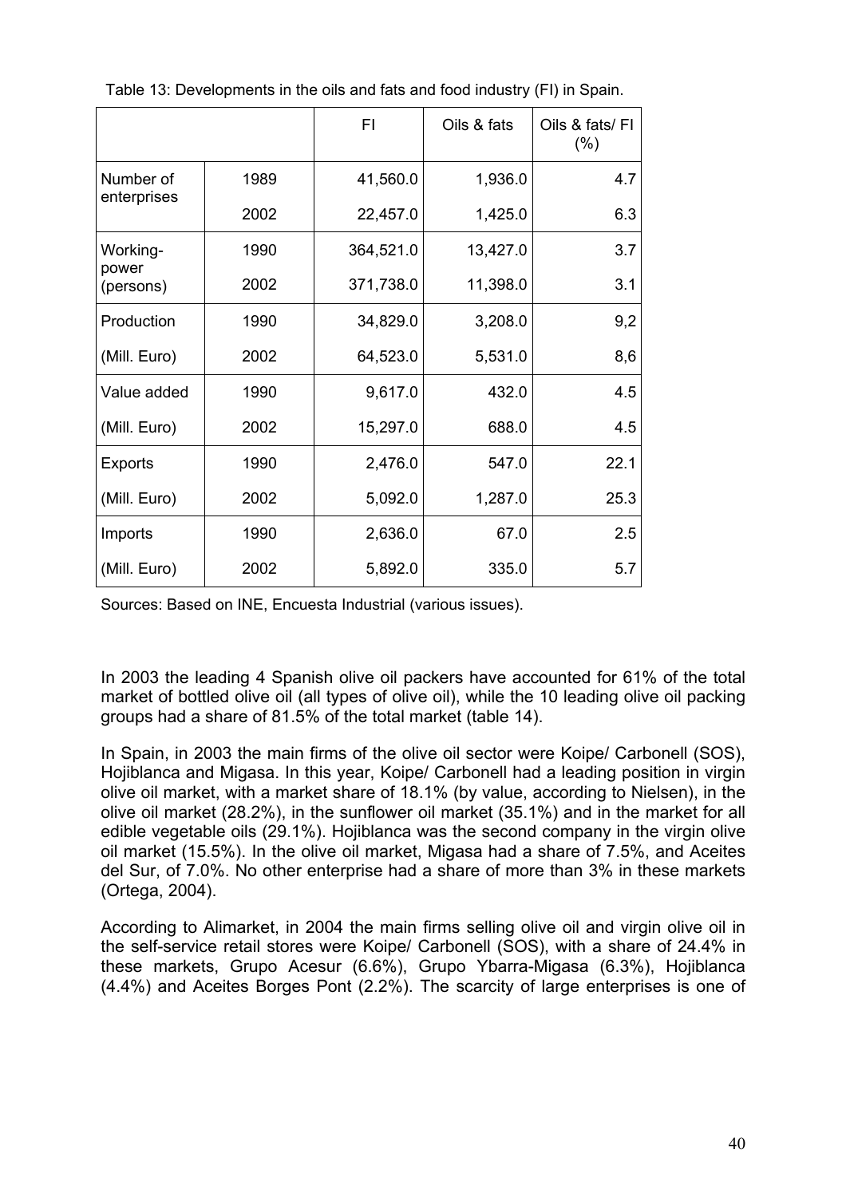Table 13: Developments in the oils and fats and food industry (FI) in Spain.

| | | FI | Oils & fats | Oils & fats/ FI (%) |
|---|---|---|---|---|
| Number of enterprises | 1989 | 41,560.0 | 1,936.0 | 4.7 |
| | 2002 | 22,457.0 | 1,425.0 | 6.3 |
| Working-power (persons) | 1990 | 364,521.0 | 13,427.0 | 3.7 |
| | 2002 | 371,738.0 | 11,398.0 | 3.1 |
| Production (Mill. Euro) | 1990 | 34,829.0 | 3,208.0 | 9,2 |
| | 2002 | 64,523.0 | 5,531.0 | 8,6 |
| Value added (Mill. Euro) | 1990 | 9,617.0 | 432.0 | 4.5 |
| | 2002 | 15,297.0 | 688.0 | 4.5 |
| Exports (Mill. Euro) | 1990 | 2,476.0 | 547.0 | 22.1 |
| | 2002 | 5,092.0 | 1,287.0 | 25.3 |
| Imports (Mill. Euro) | 1990 | 2,636.0 | 67.0 | 2.5 |
| | 2002 | 5,892.0 | 335.0 | 5.7 |

Sources: Based on INE, Encuesta Industrial (various issues).

In 2003 the leading 4 Spanish olive oil packers have accounted for 61% of the total market of bottled olive oil (all types of olive oil), while the 10 leading olive oil packing groups had a share of 81.5% of the total market (table 14).

In Spain, in 2003 the main firms of the olive oil sector were Koipe/ Carbonell (SOS), Hojiblanca and Migasa. In this year, Koipe/ Carbonell had a leading position in virgin olive oil market, with a market share of 18.1% (by value, according to Nielsen), in the olive oil market (28.2%), in the sunflower oil market (35.1%) and in the market for all edible vegetable oils (29.1%). Hojiblanca was the second company in the virgin olive oil market (15.5%). In the olive oil market, Migasa had a share of 7.5%, and Aceites del Sur, of 7.0%. No other enterprise had a share of more than 3% in these markets (Ortega, 2004).

According to Alimarket, in 2004 the main firms selling olive oil and virgin olive oil in the self-service retail stores were Koipe/ Carbonell (SOS), with a share of 24.4% in these markets, Grupo Acesur (6.6%), Grupo Ybarra-Migasa (6.3%), Hojiblanca (4.4%) and Aceites Borges Pont (2.2%). The scarcity of large enterprises is one of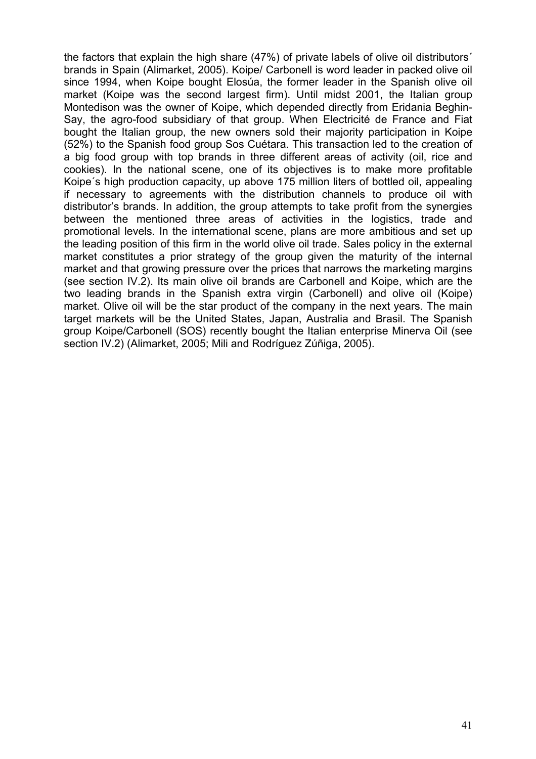the factors that explain the high share (47%) of private labels of olive oil distributors´ brands in Spain (Alimarket, 2005). Koipe/ Carbonell is word leader in packed olive oil since 1994, when Koipe bought Elosúa, the former leader in the Spanish olive oil market (Koipe was the second largest firm). Until midst 2001, the Italian group Montedison was the owner of Koipe, which depended directly from Eridania Beghin-Say, the agro-food subsidiary of that group. When Electricité de France and Fiat bought the Italian group, the new owners sold their majority participation in Koipe (52%) to the Spanish food group Sos Cuétara. This transaction led to the creation of a big food group with top brands in three different areas of activity (oil, rice and cookies). In the national scene, one of its objectives is to make more profitable Koipe´s high production capacity, up above 175 million liters of bottled oil, appealing if necessary to agreements with the distribution channels to produce oil with distributor's brands. In addition, the group attempts to take profit from the synergies between the mentioned three areas of activities in the logistics, trade and promotional levels. In the international scene, plans are more ambitious and set up the leading position of this firm in the world olive oil trade. Sales policy in the external market constitutes a prior strategy of the group given the maturity of the internal market and that growing pressure over the prices that narrows the marketing margins (see section IV.2). Its main olive oil brands are Carbonell and Koipe, which are the two leading brands in the Spanish extra virgin (Carbonell) and olive oil (Koipe) market. Olive oil will be the star product of the company in the next years. The main target markets will be the United States, Japan, Australia and Brasil. The Spanish group Koipe/Carbonell (SOS) recently bought the Italian enterprise Minerva Oil (see section IV.2) (Alimarket, 2005; Mili and Rodríguez Zúñiga, 2005).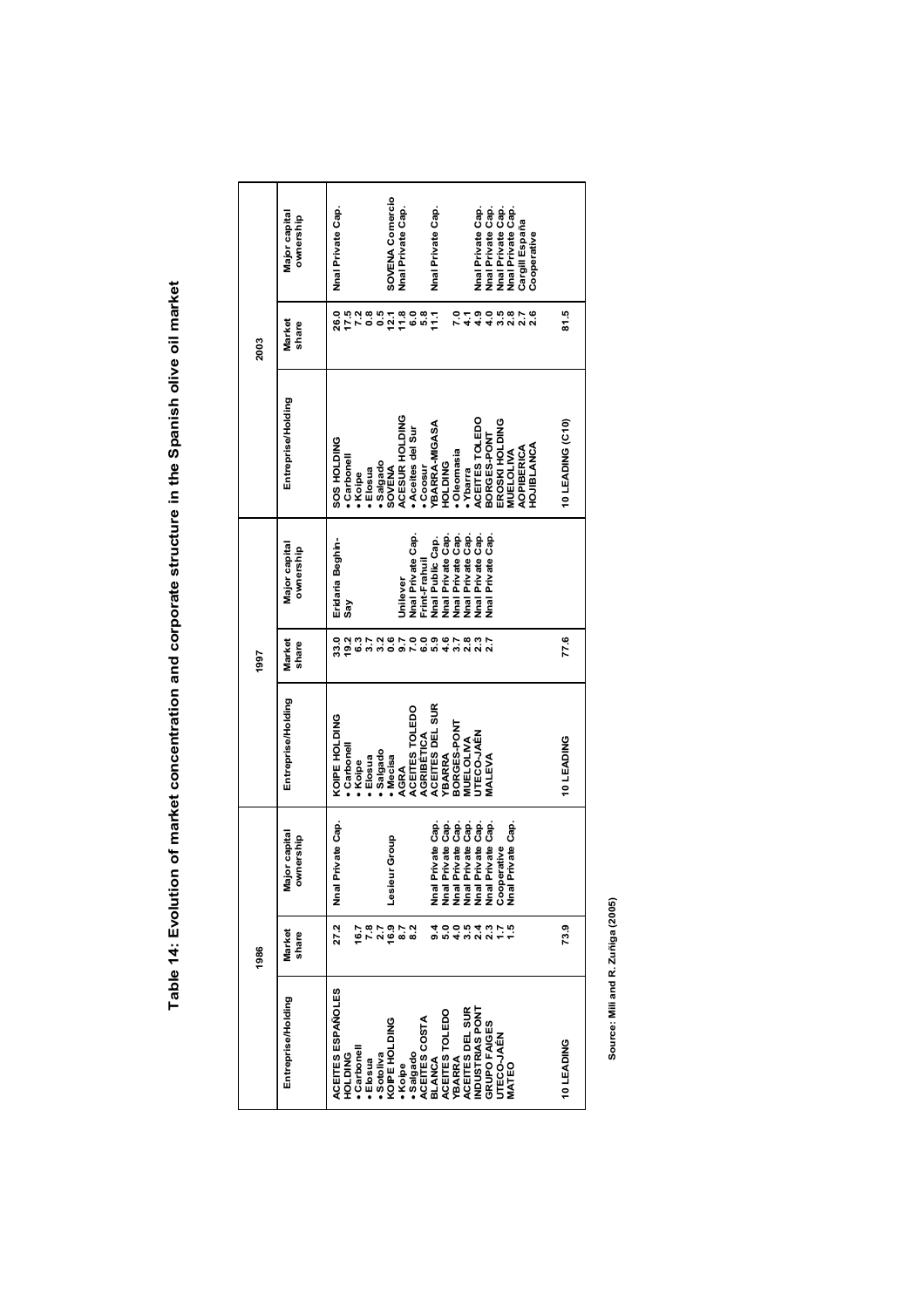# Table 14: Evolution of market concentration and corporate structure in the Spanish olive oil market

| 1986 | | | 1997 | | | 2003 | | |
|---|---|---|---|---|---|---|---|---|
| Entreprise/Holding | Market share | Major capital ownership | Entreprise/Holding | Market share | Major capital ownership | Entreprise/Holding | Market share | Major capital ownership |
| ACEITES ESPAÑOLES HOLDING | 27.2 | Nnal Private Cap. | KOIPE HOLDING | 33.0 | Eridania Beghin-Say | SOS HOLDING | 26.0 | Nnal Private Cap. |
| • Carbonell | 16.7 | | • Carbonell | 19.2 | | • Carbonell | 17.5 | |
| • Elosua | 7.8 | | • Koipe | 6.3 | | • Koipe | 7.2 | |
| • Sololiva | 2.7 | | • Elosua | 3.7 | | • Elosua | 0.8 | |
| KOIPE HOLDING | 16.9 | Lesieur Group | • Salgado | 3.2 | | • Salgado | 0.5 | |
| • Koipe | 8.7 | | • Mecisa | 0.6 | | SOVENA | 12.1 | SOVENA Comercio |
| • Salgado | 8.2 | | AGRA | 9.7 | Unilever | ACESUR HOLDING | 11.8 | Nnal Private Cap. |
| ACEITES COSTA BLANCA | 9.4 | Nnal Private Cap. | ACEITES TOLEDO | 7.0 | Nnal Private Cap. | • Aceites del Sur | 6.0 | |
| ACEITES TOLEDO | 5.0 | Nnal Private Cap. | AGRIBÉTICA | 6.0 | Frint-Frahuil | • Coosur | 5.8 | |
| YBARRA | 4.0 | Nnal Private Cap. | ACEITES DEL SUR | 5.9 | Nnal Public Cap. | YBARRA-MIGASA HOLDING | 11.1 | Nnal Private Cap. |
| ACEITES DEL SUR | 3.5 | Nnal Private Cap. | YBARRA | 4.6 | Nnal Private Cap. | • Oleomasia | 7.0 | |
| INDUSTRIAS PONT | 2.4 | Nnal Private Cap. | BORGES-PONT | 3.7 | Nnal Private Cap. | • Ybarra | 4.1 | |
| GRUPO FAIGES | 2.3 | Nnal Private Cap. | MUELOLIVA | 2.8 | Nnal Private Cap. | ACEITES TOLEDO | 4.9 | Nnal Private Cap. |
| UTECO-JAÉN | 1.7 | Cooperative | UTECO-JAÉN | 2.3 | Nnal Private Cap. | BORGES-PONT | 4.0 | Nnal Private Cap. |
| MATEO | 1.5 | Nnal Private Cap. | MALEVA | 2.7 | Nnal Private Cap. | EROSKI HOLDING | 3.5 | Nnal Private Cap. |
| | | | | | | MUELOLIVA | 2.8 | Nnal Private Cap. |
| | | | | | | AOPIBERICA | 2.7 | Cargill España |
| | | | | | | HOJIBLANCA | 2.6 | Cooperative |
| 10 LEADING | 73.9 | | 10 LEADING | 77.6 | | 10 LEADING (C10) | 81.5 | |

Source: Mili and R. Zuñiga (2005)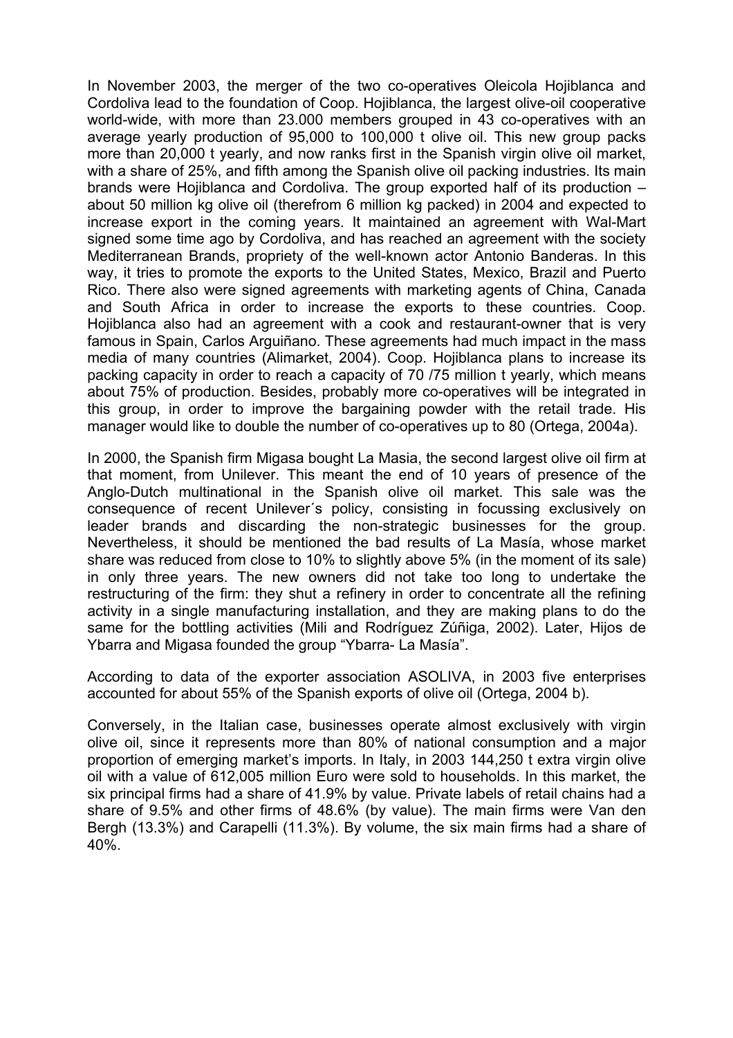In November 2003, the merger of the two co-operatives Oleicola Hojiblanca and Cordoliva lead to the foundation of Coop. Hojiblanca, the largest olive-oil cooperative world-wide, with more than 23.000 members grouped in 43 co-operatives with an average yearly production of 95,000 to 100,000 t olive oil. This new group packs more than 20,000 t yearly, and now ranks first in the Spanish virgin olive oil market, with a share of 25%, and fifth among the Spanish olive oil packing industries. Its main brands were Hojiblanca and Cordoliva. The group exported half of its production – about 50 million kg olive oil (therefrom 6 million kg packed) in 2004 and expected to increase export in the coming years. It maintained an agreement with Wal-Mart signed some time ago by Cordoliva, and has reached an agreement with the society Mediterranean Brands, propriety of the well-known actor Antonio Banderas. In this way, it tries to promote the exports to the United States, Mexico, Brazil and Puerto Rico. There also were signed agreements with marketing agents of China, Canada and South Africa in order to increase the exports to these countries. Coop. Hojiblanca also had an agreement with a cook and restaurant-owner that is very famous in Spain, Carlos Arguiñano. These agreements had much impact in the mass media of many countries (Alimarket, 2004). Coop. Hojiblanca plans to increase its packing capacity in order to reach a capacity of 70 /75 million t yearly, which means about 75% of production. Besides, probably more co-operatives will be integrated in this group, in order to improve the bargaining powder with the retail trade. His manager would like to double the number of co-operatives up to 80 (Ortega, 2004a).

In 2000, the Spanish firm Migasa bought La Masia, the second largest olive oil firm at that moment, from Unilever. This meant the end of 10 years of presence of the Anglo-Dutch multinational in the Spanish olive oil market. This sale was the consequence of recent Unilever´s policy, consisting in focussing exclusively on leader brands and discarding the non-strategic businesses for the group. Nevertheless, it should be mentioned the bad results of La Masía, whose market share was reduced from close to 10% to slightly above 5% (in the moment of its sale) in only three years. The new owners did not take too long to undertake the restructuring of the firm: they shut a refinery in order to concentrate all the refining activity in a single manufacturing installation, and they are making plans to do the same for the bottling activities (Mili and Rodríguez Zúñiga, 2002). Later, Hijos de Ybarra and Migasa founded the group "Ybarra- La Masía".

According to data of the exporter association ASOLIVA, in 2003 five enterprises accounted for about 55% of the Spanish exports of olive oil (Ortega, 2004 b).

Conversely, in the Italian case, businesses operate almost exclusively with virgin olive oil, since it represents more than 80% of national consumption and a major proportion of emerging market's imports. In Italy, in 2003 144,250 t extra virgin olive oil with a value of 612,005 million Euro were sold to households. In this market, the six principal firms had a share of 41.9% by value. Private labels of retail chains had a share of 9.5% and other firms of 48.6% (by value). The main firms were Van den Bergh (13.3%) and Carapelli (11.3%). By volume, the six main firms had a share of 40%.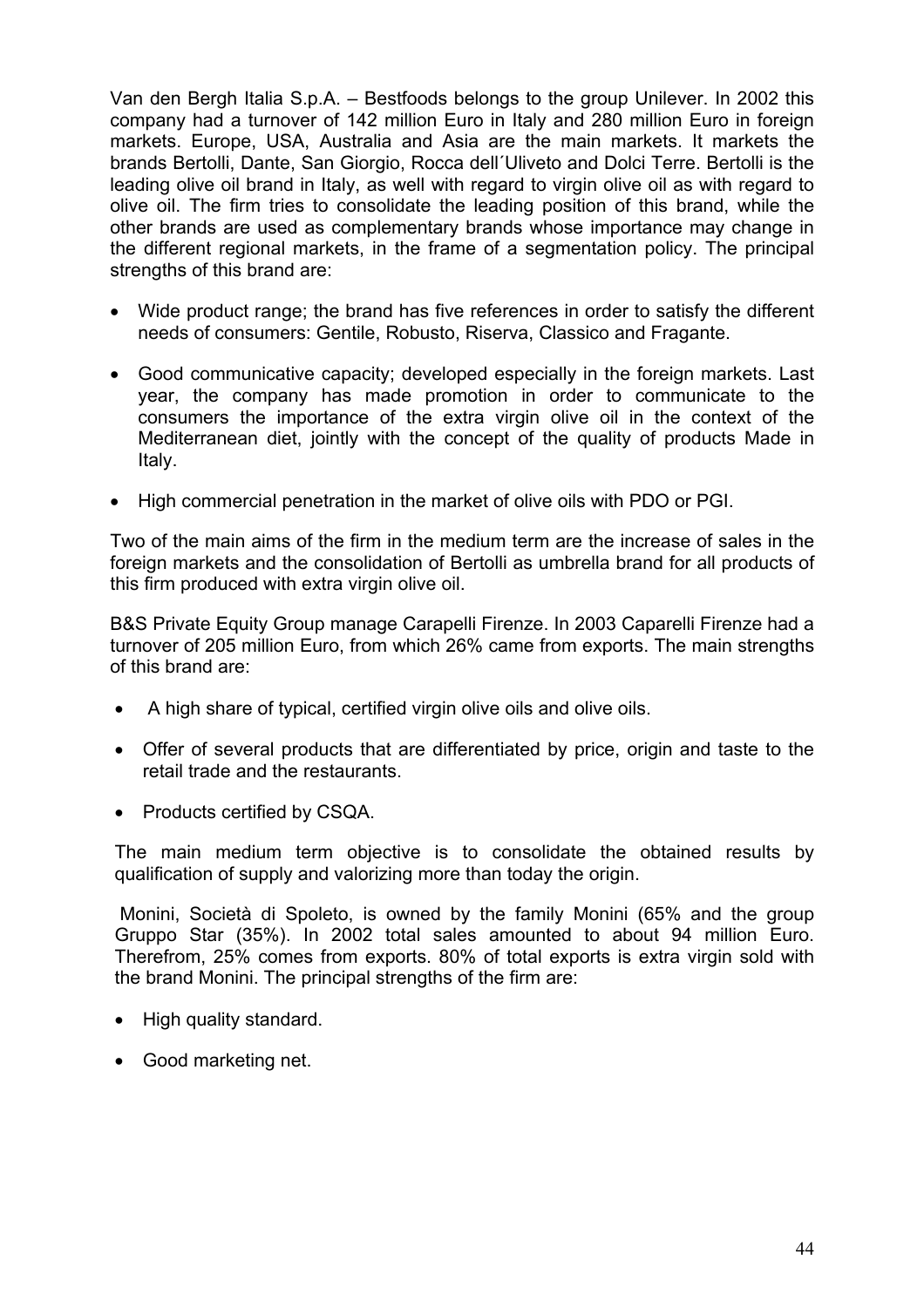Van den Bergh Italia S.p.A. – Bestfoods belongs to the group Unilever. In 2002 this company had a turnover of 142 million Euro in Italy and 280 million Euro in foreign markets. Europe, USA, Australia and Asia are the main markets. It markets the brands Bertolli, Dante, San Giorgio, Rocca dell´Uliveto and Dolci Terre. Bertolli is the leading olive oil brand in Italy, as well with regard to virgin olive oil as with regard to olive oil. The firm tries to consolidate the leading position of this brand, while the other brands are used as complementary brands whose importance may change in the different regional markets, in the frame of a segmentation policy. The principal strengths of this brand are:

- Wide product range; the brand has five references in order to satisfy the different needs of consumers: Gentile, Robusto, Riserva, Classico and Fragante.
- Good communicative capacity; developed especially in the foreign markets. Last year, the company has made promotion in order to communicate to the consumers the importance of the extra virgin olive oil in the context of the Mediterranean diet, jointly with the concept of the quality of products Made in Italy.
- High commercial penetration in the market of olive oils with PDO or PGI.

Two of the main aims of the firm in the medium term are the increase of sales in the foreign markets and the consolidation of Bertolli as umbrella brand for all products of this firm produced with extra virgin olive oil.

B&S Private Equity Group manage Carapelli Firenze. In 2003 Caparelli Firenze had a turnover of 205 million Euro, from which 26% came from exports. The main strengths of this brand are:

- A high share of typical, certified virgin olive oils and olive oils.
- Offer of several products that are differentiated by price, origin and taste to the retail trade and the restaurants.
- Products certified by CSQA.

The main medium term objective is to consolidate the obtained results by qualification of supply and valorizing more than today the origin.

Monini, Società di Spoleto, is owned by the family Monini (65% and the group Gruppo Star (35%). In 2002 total sales amounted to about 94 million Euro. Therefrom, 25% comes from exports. 80% of total exports is extra virgin sold with the brand Monini. The principal strengths of the firm are:

- High quality standard.
- Good marketing net.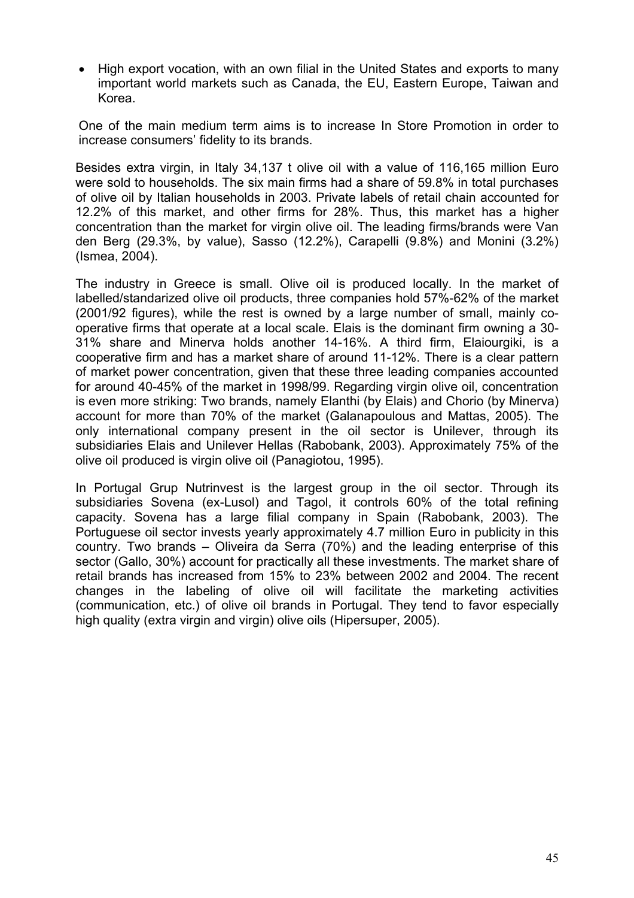- High export vocation, with an own filial in the United States and exports to many important world markets such as Canada, the EU, Eastern Europe, Taiwan and Korea.

One of the main medium term aims is to increase In Store Promotion in order to increase consumers' fidelity to its brands.

Besides extra virgin, in Italy 34,137 t olive oil with a value of 116,165 million Euro were sold to households. The six main firms had a share of 59.8% in total purchases of olive oil by Italian households in 2003. Private labels of retail chain accounted for 12.2% of this market, and other firms for 28%. Thus, this market has a higher concentration than the market for virgin olive oil. The leading firms/brands were Van den Berg (29.3%, by value), Sasso (12.2%), Carapelli (9.8%) and Monini (3.2%) (Ismea, 2004).

The industry in Greece is small. Olive oil is produced locally. In the market of labelled/standarized olive oil products, three companies hold 57%-62% of the market (2001/92 figures), while the rest is owned by a large number of small, mainly co-operative firms that operate at a local scale. Elais is the dominant firm owning a 30-31% share and Minerva holds another 14-16%. A third firm, Elaiourgiki, is a cooperative firm and has a market share of around 11-12%. There is a clear pattern of market power concentration, given that these three leading companies accounted for around 40-45% of the market in 1998/99. Regarding virgin olive oil, concentration is even more striking: Two brands, namely Elanthi (by Elais) and Chorio (by Minerva) account for more than 70% of the market (Galanapoulous and Mattas, 2005). The only international company present in the oil sector is Unilever, through its subsidiaries Elais and Unilever Hellas (Rabobank, 2003). Approximately 75% of the olive oil produced is virgin olive oil (Panagiotou, 1995).

In Portugal Grup Nutrinvest is the largest group in the oil sector. Through its subsidiaries Sovena (ex-Lusol) and Tagol, it controls 60% of the total refining capacity. Sovena has a large filial company in Spain (Rabobank, 2003). The Portuguese oil sector invests yearly approximately 4.7 million Euro in publicity in this country. Two brands – Oliveira da Serra (70%) and the leading enterprise of this sector (Gallo, 30%) account for practically all these investments. The market share of retail brands has increased from 15% to 23% between 2002 and 2004. The recent changes in the labeling of olive oil will facilitate the marketing activities (communication, etc.) of olive oil brands in Portugal. They tend to favor especially high quality (extra virgin and virgin) olive oils (Hipersuper, 2005).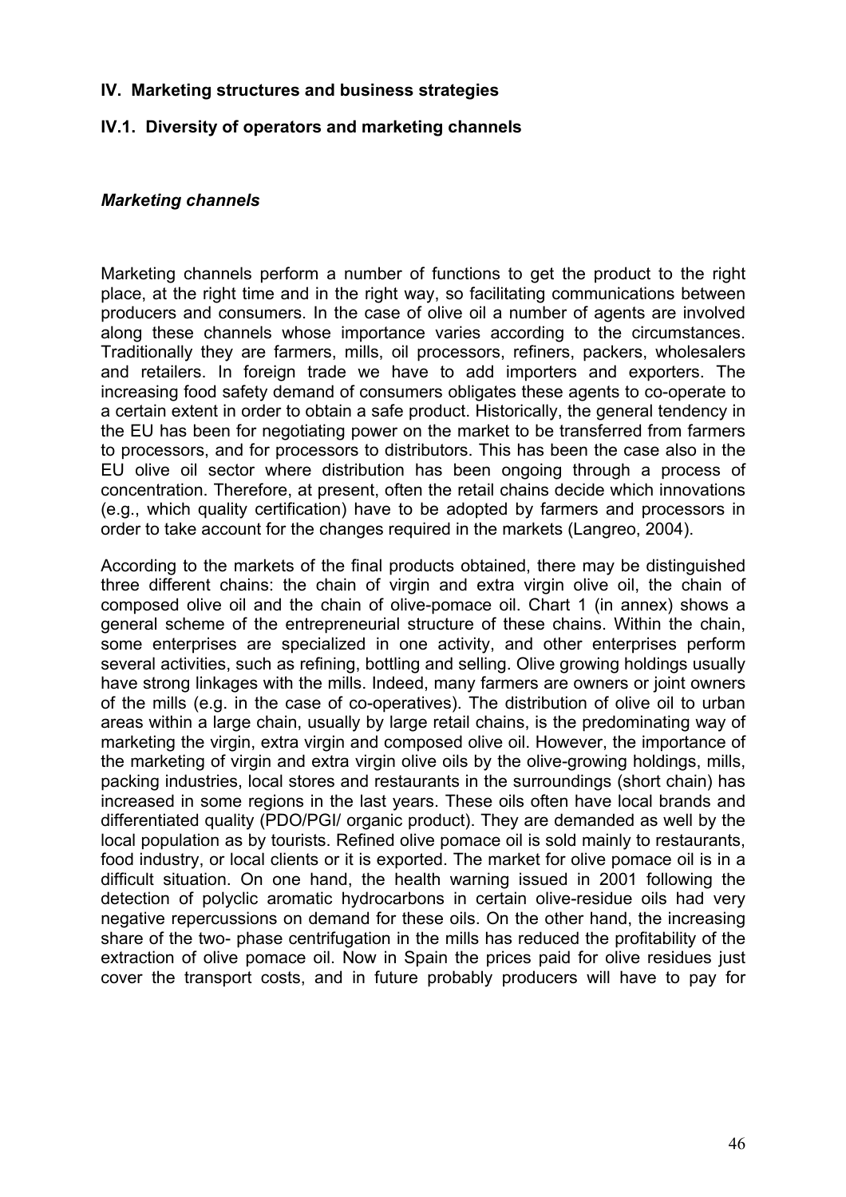## IV. Marketing structures and business strategies

### IV.1. Diversity of operators and marketing channels

#### *Marketing channels*

Marketing channels perform a number of functions to get the product to the right place, at the right time and in the right way, so facilitating communications between producers and consumers. In the case of olive oil a number of agents are involved along these channels whose importance varies according to the circumstances. Traditionally they are farmers, mills, oil processors, refiners, packers, wholesalers and retailers. In foreign trade we have to add importers and exporters. The increasing food safety demand of consumers obligates these agents to co-operate to a certain extent in order to obtain a safe product. Historically, the general tendency in the EU has been for negotiating power on the market to be transferred from farmers to processors, and for processors to distributors. This has been the case also in the EU olive oil sector where distribution has been ongoing through a process of concentration. Therefore, at present, often the retail chains decide which innovations (e.g., which quality certification) have to be adopted by farmers and processors in order to take account for the changes required in the markets (Langreo, 2004).

According to the markets of the final products obtained, there may be distinguished three different chains: the chain of virgin and extra virgin olive oil, the chain of composed olive oil and the chain of olive-pomace oil. Chart 1 (in annex) shows a general scheme of the entrepreneurial structure of these chains. Within the chain, some enterprises are specialized in one activity, and other enterprises perform several activities, such as refining, bottling and selling. Olive growing holdings usually have strong linkages with the mills. Indeed, many farmers are owners or joint owners of the mills (e.g. in the case of co-operatives). The distribution of olive oil to urban areas within a large chain, usually by large retail chains, is the predominating way of marketing the virgin, extra virgin and composed olive oil. However, the importance of the marketing of virgin and extra virgin olive oils by the olive-growing holdings, mills, packing industries, local stores and restaurants in the surroundings (short chain) has increased in some regions in the last years. These oils often have local brands and differentiated quality (PDO/PGI/ organic product). They are demanded as well by the local population as by tourists. Refined olive pomace oil is sold mainly to restaurants, food industry, or local clients or it is exported. The market for olive pomace oil is in a difficult situation. On one hand, the health warning issued in 2001 following the detection of polyclic aromatic hydrocarbons in certain olive-residue oils had very negative repercussions on demand for these oils. On the other hand, the increasing share of the two- phase centrifugation in the mills has reduced the profitability of the extraction of olive pomace oil. Now in Spain the prices paid for olive residues just cover the transport costs, and in future probably producers will have to pay for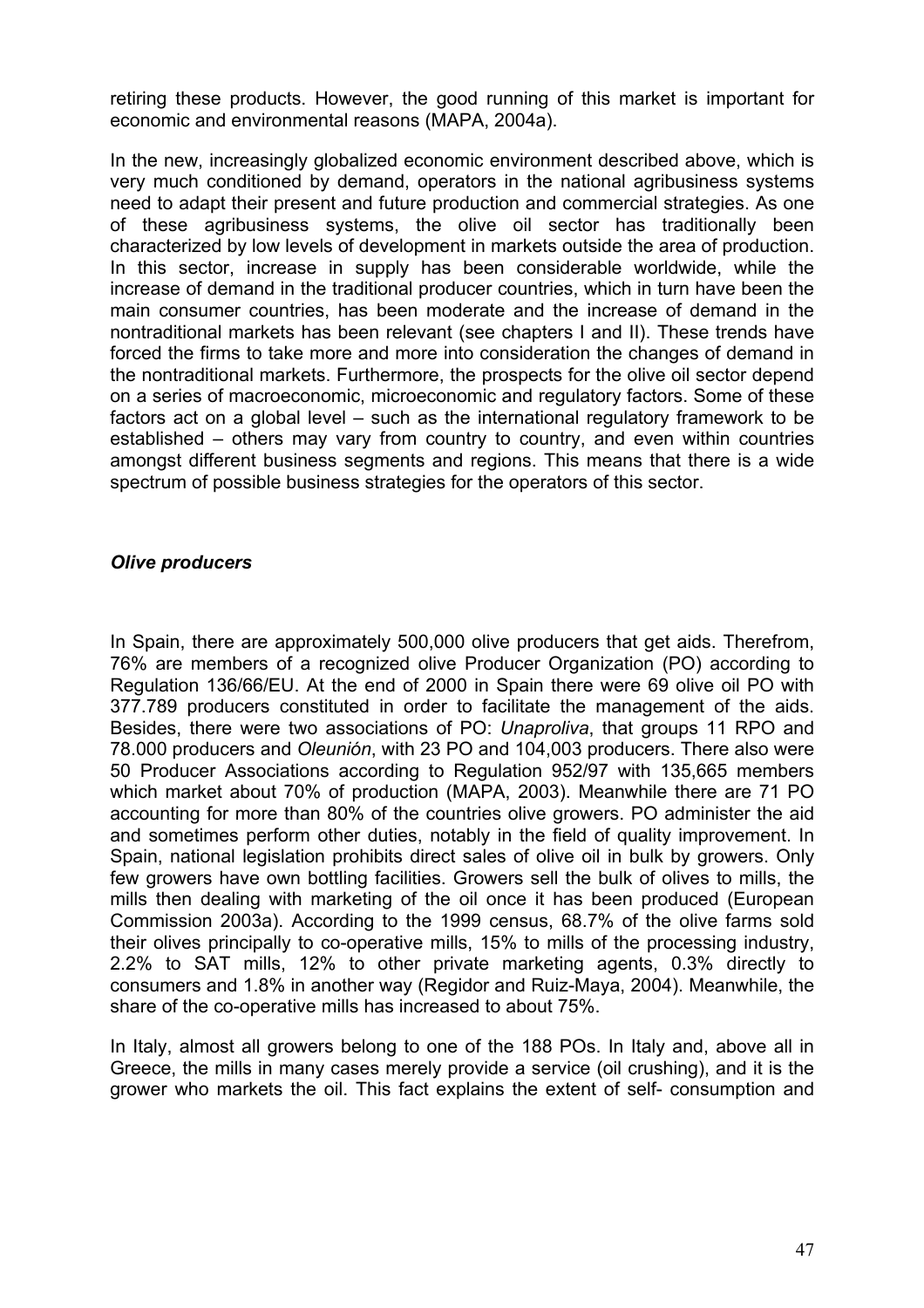retiring these products. However, the good running of this market is important for economic and environmental reasons (MAPA, 2004a).

In the new, increasingly globalized economic environment described above, which is very much conditioned by demand, operators in the national agribusiness systems need to adapt their present and future production and commercial strategies. As one of these agribusiness systems, the olive oil sector has traditionally been characterized by low levels of development in markets outside the area of production. In this sector, increase in supply has been considerable worldwide, while the increase of demand in the traditional producer countries, which in turn have been the main consumer countries, has been moderate and the increase of demand in the nontraditional markets has been relevant (see chapters I and II). These trends have forced the firms to take more and more into consideration the changes of demand in the nontraditional markets. Furthermore, the prospects for the olive oil sector depend on a series of macroeconomic, microeconomic and regulatory factors. Some of these factors act on a global level – such as the international regulatory framework to be established – others may vary from country to country, and even within countries amongst different business segments and regions. This means that there is a wide spectrum of possible business strategies for the operators of this sector.

### *Olive producers*

In Spain, there are approximately 500,000 olive producers that get aids. Therefrom, 76% are members of a recognized olive Producer Organization (PO) according to Regulation 136/66/EU. At the end of 2000 in Spain there were 69 olive oil PO with 377.789 producers constituted in order to facilitate the management of the aids. Besides, there were two associations of PO: *Unaproliva*, that groups 11 RPO and 78.000 producers and *Oleunión*, with 23 PO and 104,003 producers. There also were 50 Producer Associations according to Regulation 952/97 with 135,665 members which market about 70% of production (MAPA, 2003). Meanwhile there are 71 PO accounting for more than 80% of the countries olive growers. PO administer the aid and sometimes perform other duties, notably in the field of quality improvement. In Spain, national legislation prohibits direct sales of olive oil in bulk by growers. Only few growers have own bottling facilities. Growers sell the bulk of olives to mills, the mills then dealing with marketing of the oil once it has been produced (European Commission 2003a). According to the 1999 census, 68.7% of the olive farms sold their olives principally to co-operative mills, 15% to mills of the processing industry, 2.2% to SAT mills, 12% to other private marketing agents, 0.3% directly to consumers and 1.8% in another way (Regidor and Ruiz-Maya, 2004). Meanwhile, the share of the co-operative mills has increased to about 75%.

In Italy, almost all growers belong to one of the 188 POs. In Italy and, above all in Greece, the mills in many cases merely provide a service (oil crushing), and it is the grower who markets the oil. This fact explains the extent of self- consumption and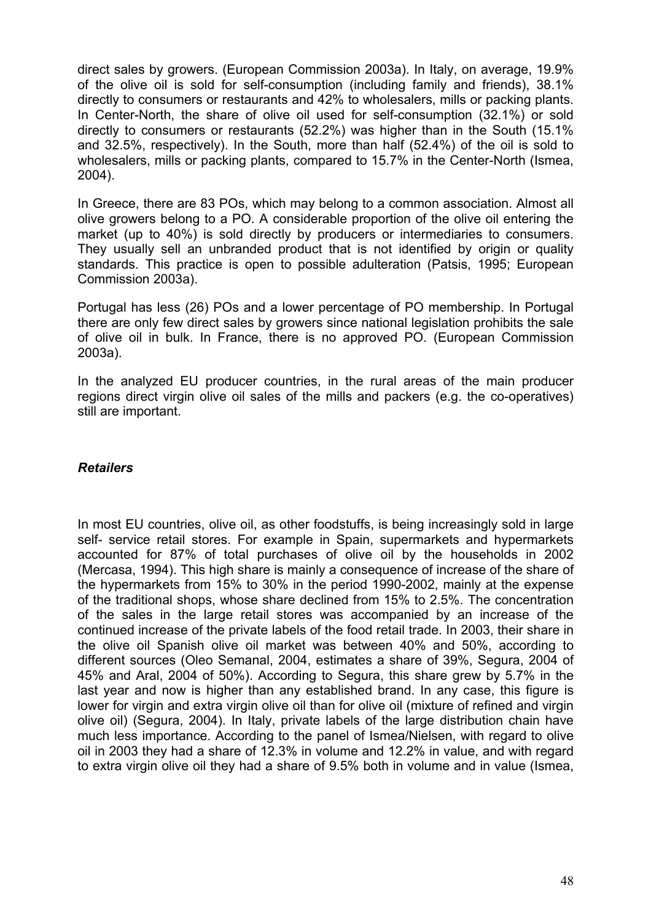direct sales by growers. (European Commission 2003a). In Italy, on average, 19.9% of the olive oil is sold for self-consumption (including family and friends), 38.1% directly to consumers or restaurants and 42% to wholesalers, mills or packing plants. In Center-North, the share of olive oil used for self-consumption (32.1%) or sold directly to consumers or restaurants (52.2%) was higher than in the South (15.1% and 32.5%, respectively). In the South, more than half (52.4%) of the oil is sold to wholesalers, mills or packing plants, compared to 15.7% in the Center-North (Ismea, 2004).

In Greece, there are 83 POs, which may belong to a common association. Almost all olive growers belong to a PO. A considerable proportion of the olive oil entering the market (up to 40%) is sold directly by producers or intermediaries to consumers. They usually sell an unbranded product that is not identified by origin or quality standards. This practice is open to possible adulteration (Patsis, 1995; European Commission 2003a).

Portugal has less (26) POs and a lower percentage of PO membership. In Portugal there are only few direct sales by growers since national legislation prohibits the sale of olive oil in bulk. In France, there is no approved PO. (European Commission 2003a).

In the analyzed EU producer countries, in the rural areas of the main producer regions direct virgin olive oil sales of the mills and packers (e.g. the co-operatives) still are important.

### *Retailers*

In most EU countries, olive oil, as other foodstuffs, is being increasingly sold in large self- service retail stores. For example in Spain, supermarkets and hypermarkets accounted for 87% of total purchases of olive oil by the households in 2002 (Mercasa, 1994). This high share is mainly a consequence of increase of the share of the hypermarkets from 15% to 30% in the period 1990-2002, mainly at the expense of the traditional shops, whose share declined from 15% to 2.5%. The concentration of the sales in the large retail stores was accompanied by an increase of the continued increase of the private labels of the food retail trade. In 2003, their share in the olive oil Spanish olive oil market was between 40% and 50%, according to different sources (Oleo Semanal, 2004, estimates a share of 39%, Segura, 2004 of 45% and Aral, 2004 of 50%). According to Segura, this share grew by 5.7% in the last year and now is higher than any established brand. In any case, this figure is lower for virgin and extra virgin olive oil than for olive oil (mixture of refined and virgin olive oil) (Segura, 2004). In Italy, private labels of the large distribution chain have much less importance. According to the panel of Ismea/Nielsen, with regard to olive oil in 2003 they had a share of 12.3% in volume and 12.2% in value, and with regard to extra virgin olive oil they had a share of 9.5% both in volume and in value (Ismea,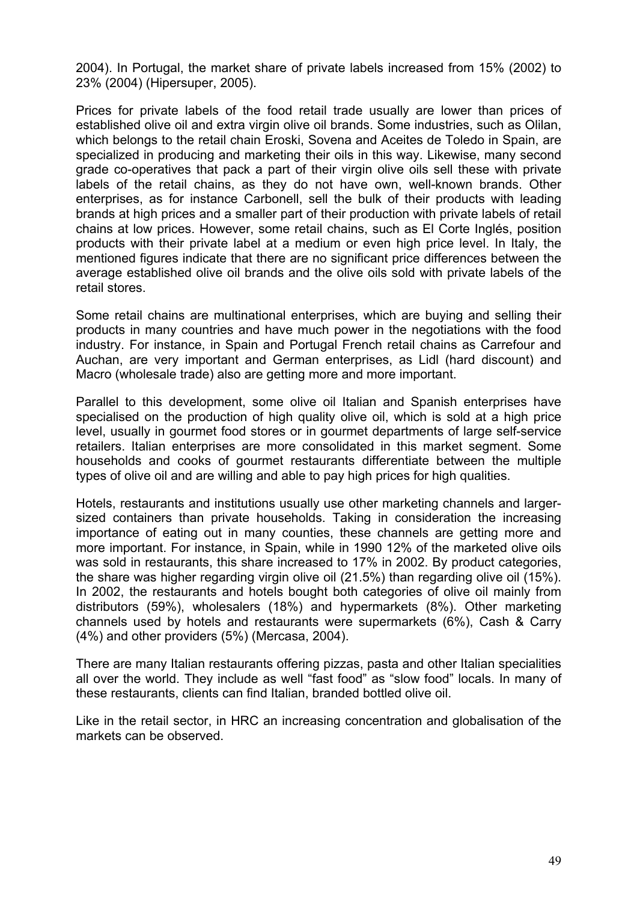2004). In Portugal, the market share of private labels increased from 15% (2002) to 23% (2004) (Hipersuper, 2005).

Prices for private labels of the food retail trade usually are lower than prices of established olive oil and extra virgin olive oil brands. Some industries, such as Olilan, which belongs to the retail chain Eroski, Sovena and Aceites de Toledo in Spain, are specialized in producing and marketing their oils in this way. Likewise, many second grade co-operatives that pack a part of their virgin olive oils sell these with private labels of the retail chains, as they do not have own, well-known brands. Other enterprises, as for instance Carbonell, sell the bulk of their products with leading brands at high prices and a smaller part of their production with private labels of retail chains at low prices. However, some retail chains, such as El Corte Inglés, position products with their private label at a medium or even high price level. In Italy, the mentioned figures indicate that there are no significant price differences between the average established olive oil brands and the olive oils sold with private labels of the retail stores.

Some retail chains are multinational enterprises, which are buying and selling their products in many countries and have much power in the negotiations with the food industry. For instance, in Spain and Portugal French retail chains as Carrefour and Auchan, are very important and German enterprises, as Lidl (hard discount) and Macro (wholesale trade) also are getting more and more important.

Parallel to this development, some olive oil Italian and Spanish enterprises have specialised on the production of high quality olive oil, which is sold at a high price level, usually in gourmet food stores or in gourmet departments of large self-service retailers. Italian enterprises are more consolidated in this market segment. Some households and cooks of gourmet restaurants differentiate between the multiple types of olive oil and are willing and able to pay high prices for high qualities.

Hotels, restaurants and institutions usually use other marketing channels and larger-sized containers than private households. Taking in consideration the increasing importance of eating out in many counties, these channels are getting more and more important. For instance, in Spain, while in 1990 12% of the marketed olive oils was sold in restaurants, this share increased to 17% in 2002. By product categories, the share was higher regarding virgin olive oil (21.5%) than regarding olive oil (15%). In 2002, the restaurants and hotels bought both categories of olive oil mainly from distributors (59%), wholesalers (18%) and hypermarkets (8%). Other marketing channels used by hotels and restaurants were supermarkets (6%), Cash & Carry (4%) and other providers (5%) (Mercasa, 2004).

There are many Italian restaurants offering pizzas, pasta and other Italian specialities all over the world. They include as well "fast food" as "slow food" locals. In many of these restaurants, clients can find Italian, branded bottled olive oil.

Like in the retail sector, in HRC an increasing concentration and globalisation of the markets can be observed.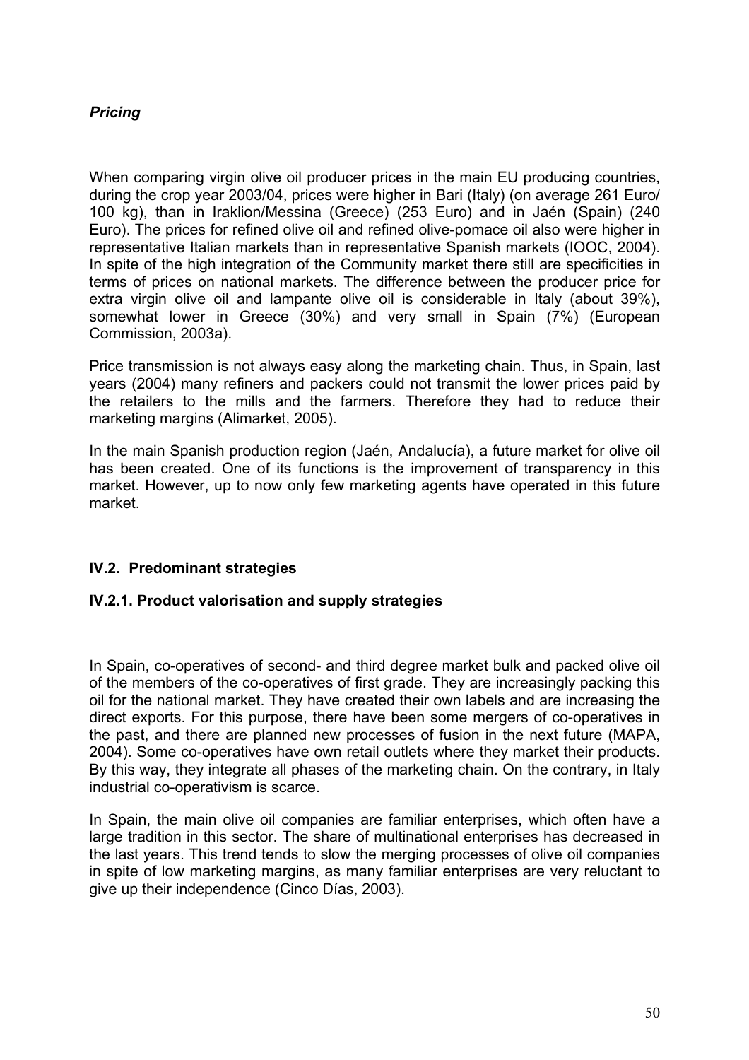*Pricing*

When comparing virgin olive oil producer prices in the main EU producing countries, during the crop year 2003/04, prices were higher in Bari (Italy) (on average 261 Euro/ 100 kg), than in Iraklion/Messina (Greece) (253 Euro) and in Jaén (Spain) (240 Euro). The prices for refined olive oil and refined olive-pomace oil also were higher in representative Italian markets than in representative Spanish markets (IOOC, 2004). In spite of the high integration of the Community market there still are specificities in terms of prices on national markets. The difference between the producer price for extra virgin olive oil and lampante olive oil is considerable in Italy (about 39%), somewhat lower in Greece (30%) and very small in Spain (7%) (European Commission, 2003a).

Price transmission is not always easy along the marketing chain. Thus, in Spain, last years (2004) many refiners and packers could not transmit the lower prices paid by the retailers to the mills and the farmers. Therefore they had to reduce their marketing margins (Alimarket, 2005).

In the main Spanish production region (Jaén, Andalucía), a future market for olive oil has been created. One of its functions is the improvement of transparency in this market. However, up to now only few marketing agents have operated in this future market.

## IV.2. Predominant strategies

### IV.2.1. Product valorisation and supply strategies

In Spain, co-operatives of second- and third degree market bulk and packed olive oil of the members of the co-operatives of first grade. They are increasingly packing this oil for the national market. They have created their own labels and are increasing the direct exports. For this purpose, there have been some mergers of co-operatives in the past, and there are planned new processes of fusion in the next future (MAPA, 2004). Some co-operatives have own retail outlets where they market their products. By this way, they integrate all phases of the marketing chain. On the contrary, in Italy industrial co-operativism is scarce.

In Spain, the main olive oil companies are familiar enterprises, which often have a large tradition in this sector. The share of multinational enterprises has decreased in the last years. This trend tends to slow the merging processes of olive oil companies in spite of low marketing margins, as many familiar enterprises are very reluctant to give up their independence (Cinco Días, 2003).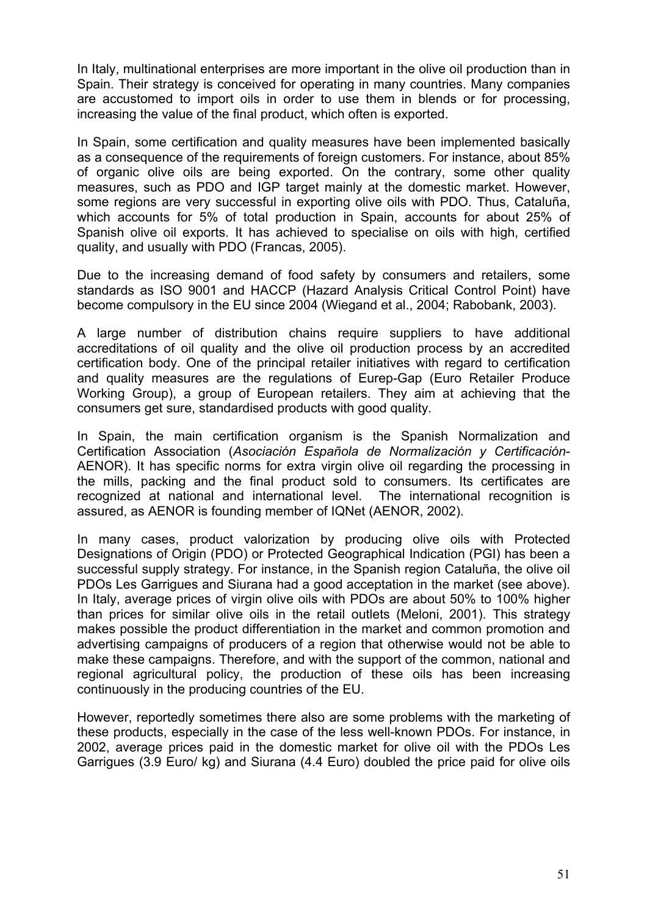In Italy, multinational enterprises are more important in the olive oil production than in Spain. Their strategy is conceived for operating in many countries. Many companies are accustomed to import oils in order to use them in blends or for processing, increasing the value of the final product, which often is exported.

In Spain, some certification and quality measures have been implemented basically as a consequence of the requirements of foreign customers. For instance, about 85% of organic olive oils are being exported. On the contrary, some other quality measures, such as PDO and IGP target mainly at the domestic market. However, some regions are very successful in exporting olive oils with PDO. Thus, Cataluña, which accounts for 5% of total production in Spain, accounts for about 25% of Spanish olive oil exports. It has achieved to specialise on oils with high, certified quality, and usually with PDO (Francas, 2005).

Due to the increasing demand of food safety by consumers and retailers, some standards as ISO 9001 and HACCP (Hazard Analysis Critical Control Point) have become compulsory in the EU since 2004 (Wiegand et al., 2004; Rabobank, 2003).

A large number of distribution chains require suppliers to have additional accreditations of oil quality and the olive oil production process by an accredited certification body. One of the principal retailer initiatives with regard to certification and quality measures are the regulations of Eurep-Gap (Euro Retailer Produce Working Group), a group of European retailers. They aim at achieving that the consumers get sure, standardised products with good quality.

In Spain, the main certification organism is the Spanish Normalization and Certification Association (*Asociación Española de Normalización y Certificación*-AENOR). It has specific norms for extra virgin olive oil regarding the processing in the mills, packing and the final product sold to consumers. Its certificates are recognized at national and international level. The international recognition is assured, as AENOR is founding member of IQNet (AENOR, 2002).

In many cases, product valorization by producing olive oils with Protected Designations of Origin (PDO) or Protected Geographical Indication (PGI) has been a successful supply strategy. For instance, in the Spanish region Cataluña, the olive oil PDOs Les Garrigues and Siurana had a good acceptation in the market (see above). In Italy, average prices of virgin olive oils with PDOs are about 50% to 100% higher than prices for similar olive oils in the retail outlets (Meloni, 2001). This strategy makes possible the product differentiation in the market and common promotion and advertising campaigns of producers of a region that otherwise would not be able to make these campaigns. Therefore, and with the support of the common, national and regional agricultural policy, the production of these oils has been increasing continuously in the producing countries of the EU.

However, reportedly sometimes there also are some problems with the marketing of these products, especially in the case of the less well-known PDOs. For instance, in 2002, average prices paid in the domestic market for olive oil with the PDOs Les Garrigues (3.9 Euro/ kg) and Siurana (4.4 Euro) doubled the price paid for olive oils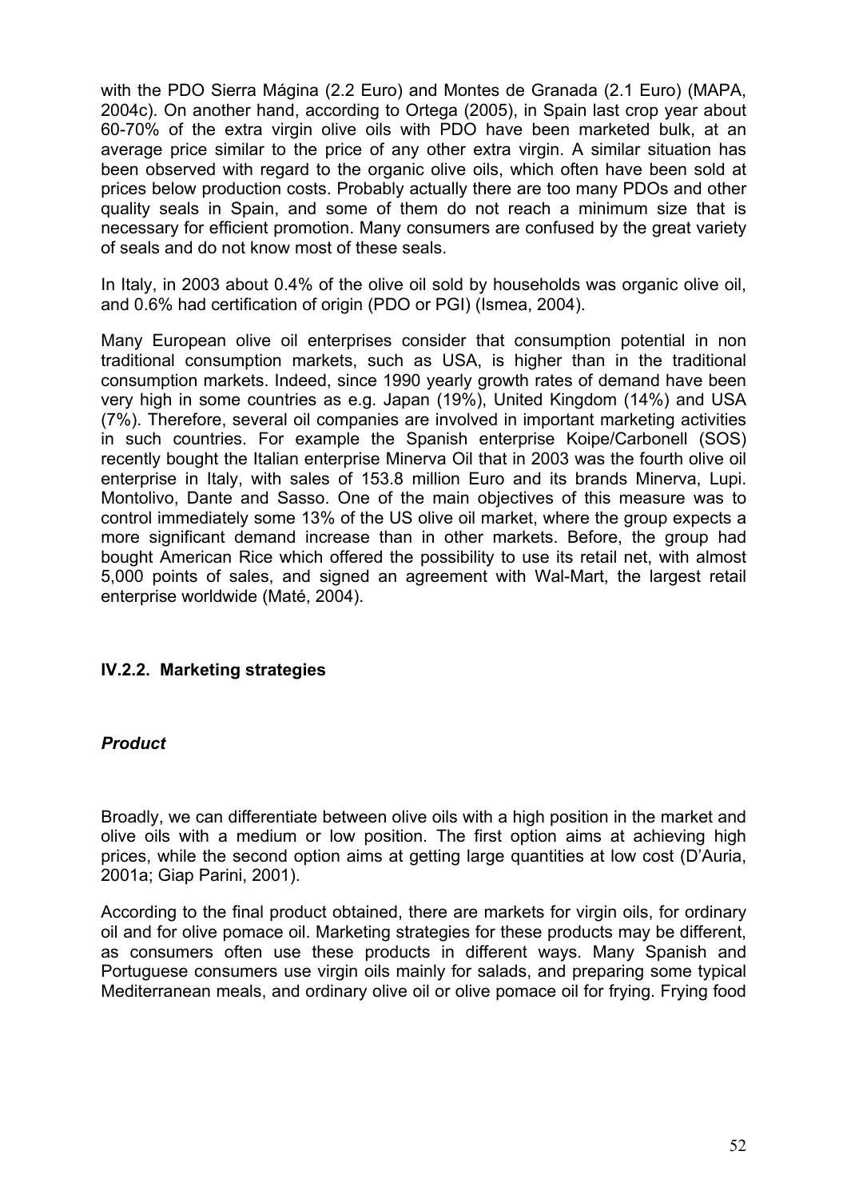with the PDO Sierra Mágina (2.2 Euro) and Montes de Granada (2.1 Euro) (MAPA, 2004c). On another hand, according to Ortega (2005), in Spain last crop year about 60-70% of the extra virgin olive oils with PDO have been marketed bulk, at an average price similar to the price of any other extra virgin. A similar situation has been observed with regard to the organic olive oils, which often have been sold at prices below production costs. Probably actually there are too many PDOs and other quality seals in Spain, and some of them do not reach a minimum size that is necessary for efficient promotion. Many consumers are confused by the great variety of seals and do not know most of these seals.

In Italy, in 2003 about 0.4% of the olive oil sold by households was organic olive oil, and 0.6% had certification of origin (PDO or PGI) (Ismea, 2004).

Many European olive oil enterprises consider that consumption potential in non traditional consumption markets, such as USA, is higher than in the traditional consumption markets. Indeed, since 1990 yearly growth rates of demand have been very high in some countries as e.g. Japan (19%), United Kingdom (14%) and USA (7%). Therefore, several oil companies are involved in important marketing activities in such countries. For example the Spanish enterprise Koipe/Carbonell (SOS) recently bought the Italian enterprise Minerva Oil that in 2003 was the fourth olive oil enterprise in Italy, with sales of 153.8 million Euro and its brands Minerva, Lupi. Montolivo, Dante and Sasso. One of the main objectives of this measure was to control immediately some 13% of the US olive oil market, where the group expects a more significant demand increase than in other markets. Before, the group had bought American Rice which offered the possibility to use its retail net, with almost 5,000 points of sales, and signed an agreement with Wal-Mart, the largest retail enterprise worldwide (Maté, 2004).

### IV.2.2. Marketing strategies

#### *Product*

Broadly, we can differentiate between olive oils with a high position in the market and olive oils with a medium or low position. The first option aims at achieving high prices, while the second option aims at getting large quantities at low cost (D'Auria, 2001a; Giap Parini, 2001).

According to the final product obtained, there are markets for virgin oils, for ordinary oil and for olive pomace oil. Marketing strategies for these products may be different, as consumers often use these products in different ways. Many Spanish and Portuguese consumers use virgin oils mainly for salads, and preparing some typical Mediterranean meals, and ordinary olive oil or olive pomace oil for frying. Frying food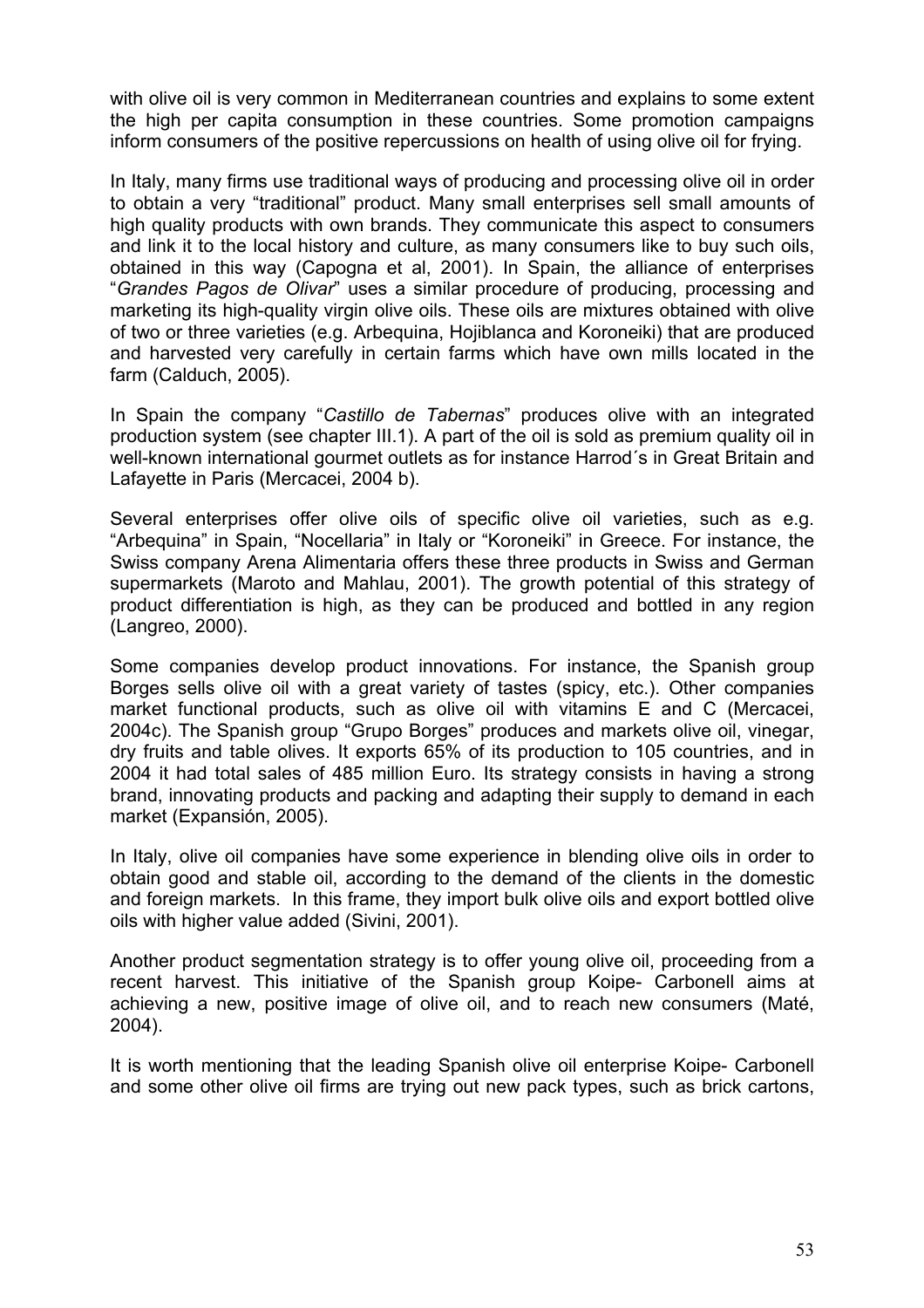with olive oil is very common in Mediterranean countries and explains to some extent the high per capita consumption in these countries. Some promotion campaigns inform consumers of the positive repercussions on health of using olive oil for frying.

In Italy, many firms use traditional ways of producing and processing olive oil in order to obtain a very "traditional" product. Many small enterprises sell small amounts of high quality products with own brands. They communicate this aspect to consumers and link it to the local history and culture, as many consumers like to buy such oils, obtained in this way (Capogna et al, 2001). In Spain, the alliance of enterprises "*Grandes Pagos de Olivar*" uses a similar procedure of producing, processing and marketing its high-quality virgin olive oils. These oils are mixtures obtained with olive of two or three varieties (e.g. Arbequina, Hojiblanca and Koroneiki) that are produced and harvested very carefully in certain farms which have own mills located in the farm (Calduch, 2005).

In Spain the company "*Castillo de Tabernas*" produces olive with an integrated production system (see chapter III.1). A part of the oil is sold as premium quality oil in well-known international gourmet outlets as for instance Harrod´s in Great Britain and Lafayette in Paris (Mercacei, 2004 b).

Several enterprises offer olive oils of specific olive oil varieties, such as e.g. "Arbequina" in Spain, "Nocellaria" in Italy or "Koroneiki" in Greece. For instance, the Swiss company Arena Alimentaria offers these three products in Swiss and German supermarkets (Maroto and Mahlau, 2001). The growth potential of this strategy of product differentiation is high, as they can be produced and bottled in any region (Langreo, 2000).

Some companies develop product innovations. For instance, the Spanish group Borges sells olive oil with a great variety of tastes (spicy, etc.). Other companies market functional products, such as olive oil with vitamins E and C (Mercacei, 2004c). The Spanish group "Grupo Borges" produces and markets olive oil, vinegar, dry fruits and table olives. It exports 65% of its production to 105 countries, and in 2004 it had total sales of 485 million Euro. Its strategy consists in having a strong brand, innovating products and packing and adapting their supply to demand in each market (Expansión, 2005).

In Italy, olive oil companies have some experience in blending olive oils in order to obtain good and stable oil, according to the demand of the clients in the domestic and foreign markets. In this frame, they import bulk olive oils and export bottled olive oils with higher value added (Sivini, 2001).

Another product segmentation strategy is to offer young olive oil, proceeding from a recent harvest. This initiative of the Spanish group Koipe- Carbonell aims at achieving a new, positive image of olive oil, and to reach new consumers (Maté, 2004).

It is worth mentioning that the leading Spanish olive oil enterprise Koipe- Carbonell and some other olive oil firms are trying out new pack types, such as brick cartons,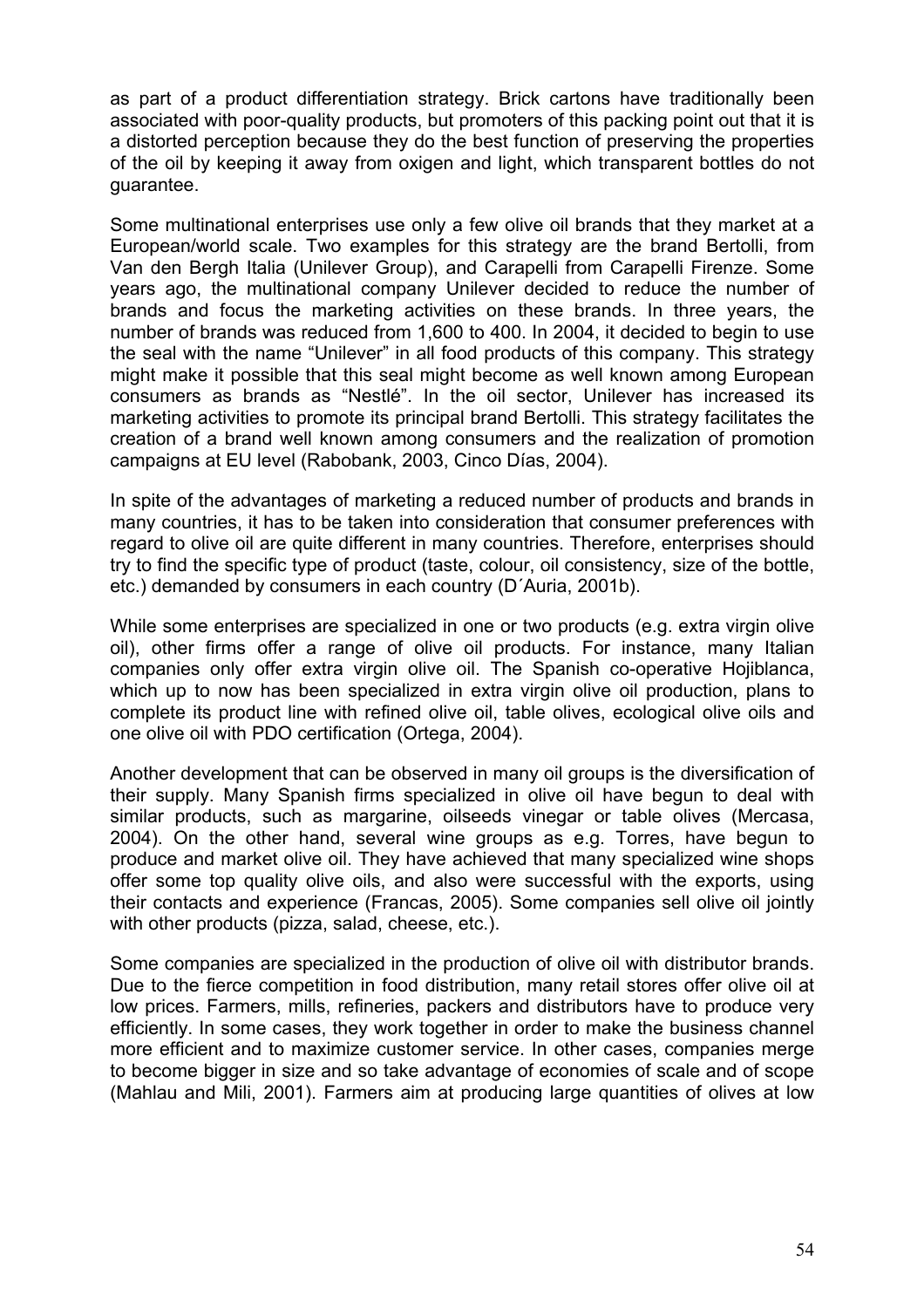as part of a product differentiation strategy. Brick cartons have traditionally been associated with poor-quality products, but promoters of this packing point out that it is a distorted perception because they do the best function of preserving the properties of the oil by keeping it away from oxigen and light, which transparent bottles do not guarantee.

Some multinational enterprises use only a few olive oil brands that they market at a European/world scale. Two examples for this strategy are the brand Bertolli, from Van den Bergh Italia (Unilever Group), and Carapelli from Carapelli Firenze. Some years ago, the multinational company Unilever decided to reduce the number of brands and focus the marketing activities on these brands. In three years, the number of brands was reduced from 1,600 to 400. In 2004, it decided to begin to use the seal with the name "Unilever" in all food products of this company. This strategy might make it possible that this seal might become as well known among European consumers as brands as "Nestlé". In the oil sector, Unilever has increased its marketing activities to promote its principal brand Bertolli. This strategy facilitates the creation of a brand well known among consumers and the realization of promotion campaigns at EU level (Rabobank, 2003, Cinco Días, 2004).

In spite of the advantages of marketing a reduced number of products and brands in many countries, it has to be taken into consideration that consumer preferences with regard to olive oil are quite different in many countries. Therefore, enterprises should try to find the specific type of product (taste, colour, oil consistency, size of the bottle, etc.) demanded by consumers in each country (D´Auria, 2001b).

While some enterprises are specialized in one or two products (e.g. extra virgin olive oil), other firms offer a range of olive oil products. For instance, many Italian companies only offer extra virgin olive oil. The Spanish co-operative Hojiblanca, which up to now has been specialized in extra virgin olive oil production, plans to complete its product line with refined olive oil, table olives, ecological olive oils and one olive oil with PDO certification (Ortega, 2004).

Another development that can be observed in many oil groups is the diversification of their supply. Many Spanish firms specialized in olive oil have begun to deal with similar products, such as margarine, oilseeds vinegar or table olives (Mercasa, 2004). On the other hand, several wine groups as e.g. Torres, have begun to produce and market olive oil. They have achieved that many specialized wine shops offer some top quality olive oils, and also were successful with the exports, using their contacts and experience (Francas, 2005). Some companies sell olive oil jointly with other products (pizza, salad, cheese, etc.).

Some companies are specialized in the production of olive oil with distributor brands. Due to the fierce competition in food distribution, many retail stores offer olive oil at low prices. Farmers, mills, refineries, packers and distributors have to produce very efficiently. In some cases, they work together in order to make the business channel more efficient and to maximize customer service. In other cases, companies merge to become bigger in size and so take advantage of economies of scale and of scope (Mahlau and Mili, 2001). Farmers aim at producing large quantities of olives at low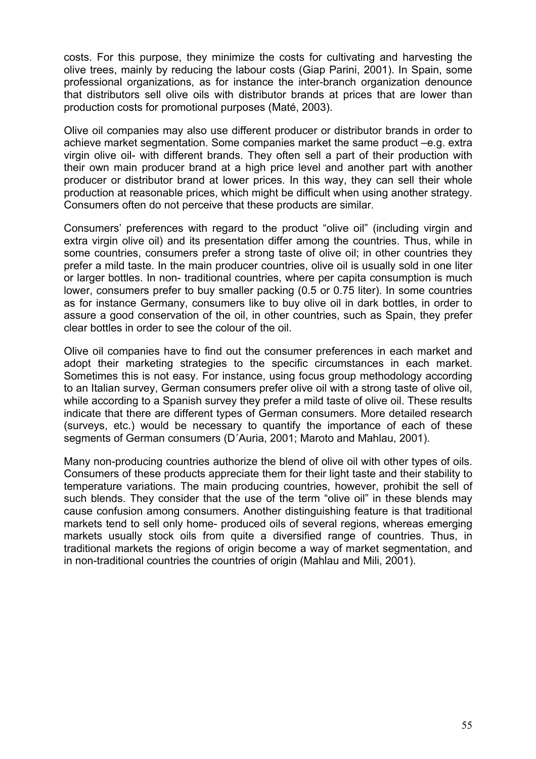costs. For this purpose, they minimize the costs for cultivating and harvesting the olive trees, mainly by reducing the labour costs (Giap Parini, 2001). In Spain, some professional organizations, as for instance the inter-branch organization denounce that distributors sell olive oils with distributor brands at prices that are lower than production costs for promotional purposes (Maté, 2003).

Olive oil companies may also use different producer or distributor brands in order to achieve market segmentation. Some companies market the same product –e.g. extra virgin olive oil- with different brands. They often sell a part of their production with their own main producer brand at a high price level and another part with another producer or distributor brand at lower prices. In this way, they can sell their whole production at reasonable prices, which might be difficult when using another strategy. Consumers often do not perceive that these products are similar.

Consumers' preferences with regard to the product "olive oil" (including virgin and extra virgin olive oil) and its presentation differ among the countries. Thus, while in some countries, consumers prefer a strong taste of olive oil; in other countries they prefer a mild taste. In the main producer countries, olive oil is usually sold in one liter or larger bottles. In non- traditional countries, where per capita consumption is much lower, consumers prefer to buy smaller packing (0.5 or 0.75 liter). In some countries as for instance Germany, consumers like to buy olive oil in dark bottles, in order to assure a good conservation of the oil, in other countries, such as Spain, they prefer clear bottles in order to see the colour of the oil.

Olive oil companies have to find out the consumer preferences in each market and adopt their marketing strategies to the specific circumstances in each market. Sometimes this is not easy. For instance, using focus group methodology according to an Italian survey, German consumers prefer olive oil with a strong taste of olive oil, while according to a Spanish survey they prefer a mild taste of olive oil. These results indicate that there are different types of German consumers. More detailed research (surveys, etc.) would be necessary to quantify the importance of each of these segments of German consumers (D´Auria, 2001; Maroto and Mahlau, 2001).

Many non-producing countries authorize the blend of olive oil with other types of oils. Consumers of these products appreciate them for their light taste and their stability to temperature variations. The main producing countries, however, prohibit the sell of such blends. They consider that the use of the term "olive oil" in these blends may cause confusion among consumers. Another distinguishing feature is that traditional markets tend to sell only home- produced oils of several regions, whereas emerging markets usually stock oils from quite a diversified range of countries. Thus, in traditional markets the regions of origin become a way of market segmentation, and in non-traditional countries the countries of origin (Mahlau and Mili, 2001).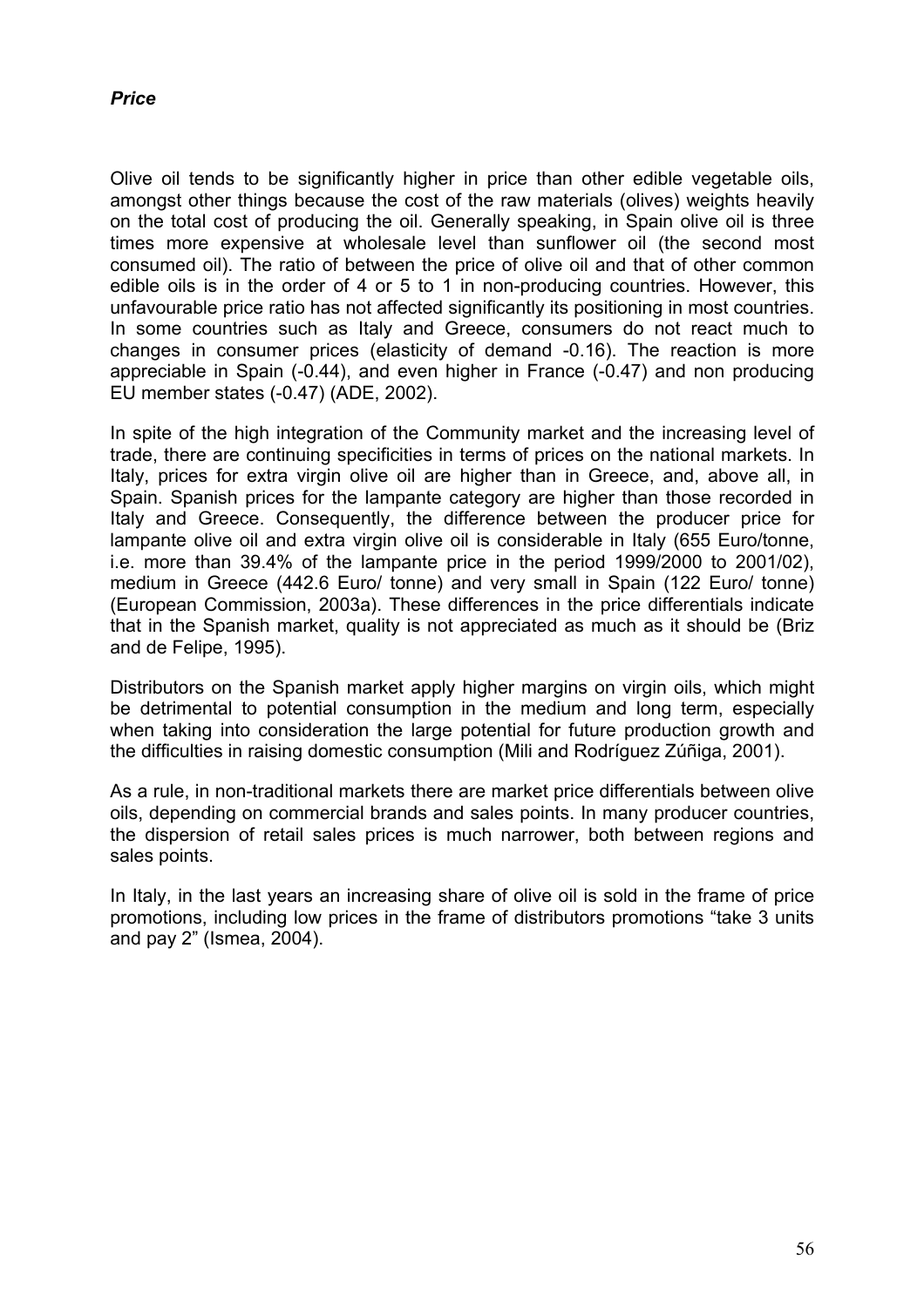### *Price*

Olive oil tends to be significantly higher in price than other edible vegetable oils, amongst other things because the cost of the raw materials (olives) weights heavily on the total cost of producing the oil. Generally speaking, in Spain olive oil is three times more expensive at wholesale level than sunflower oil (the second most consumed oil). The ratio of between the price of olive oil and that of other common edible oils is in the order of 4 or 5 to 1 in non-producing countries. However, this unfavourable price ratio has not affected significantly its positioning in most countries. In some countries such as Italy and Greece, consumers do not react much to changes in consumer prices (elasticity of demand -0.16). The reaction is more appreciable in Spain (-0.44), and even higher in France (-0.47) and non producing EU member states (-0.47) (ADE, 2002).

In spite of the high integration of the Community market and the increasing level of trade, there are continuing specificities in terms of prices on the national markets. In Italy, prices for extra virgin olive oil are higher than in Greece, and, above all, in Spain. Spanish prices for the lampante category are higher than those recorded in Italy and Greece. Consequently, the difference between the producer price for lampante olive oil and extra virgin olive oil is considerable in Italy (655 Euro/tonne, i.e. more than 39.4% of the lampante price in the period 1999/2000 to 2001/02), medium in Greece (442.6 Euro/ tonne) and very small in Spain (122 Euro/ tonne) (European Commission, 2003a). These differences in the price differentials indicate that in the Spanish market, quality is not appreciated as much as it should be (Briz and de Felipe, 1995).

Distributors on the Spanish market apply higher margins on virgin oils, which might be detrimental to potential consumption in the medium and long term, especially when taking into consideration the large potential for future production growth and the difficulties in raising domestic consumption (Mili and Rodríguez Zúñiga, 2001).

As a rule, in non-traditional markets there are market price differentials between olive oils, depending on commercial brands and sales points. In many producer countries, the dispersion of retail sales prices is much narrower, both between regions and sales points.

In Italy, in the last years an increasing share of olive oil is sold in the frame of price promotions, including low prices in the frame of distributors promotions "take 3 units and pay 2" (Ismea, 2004).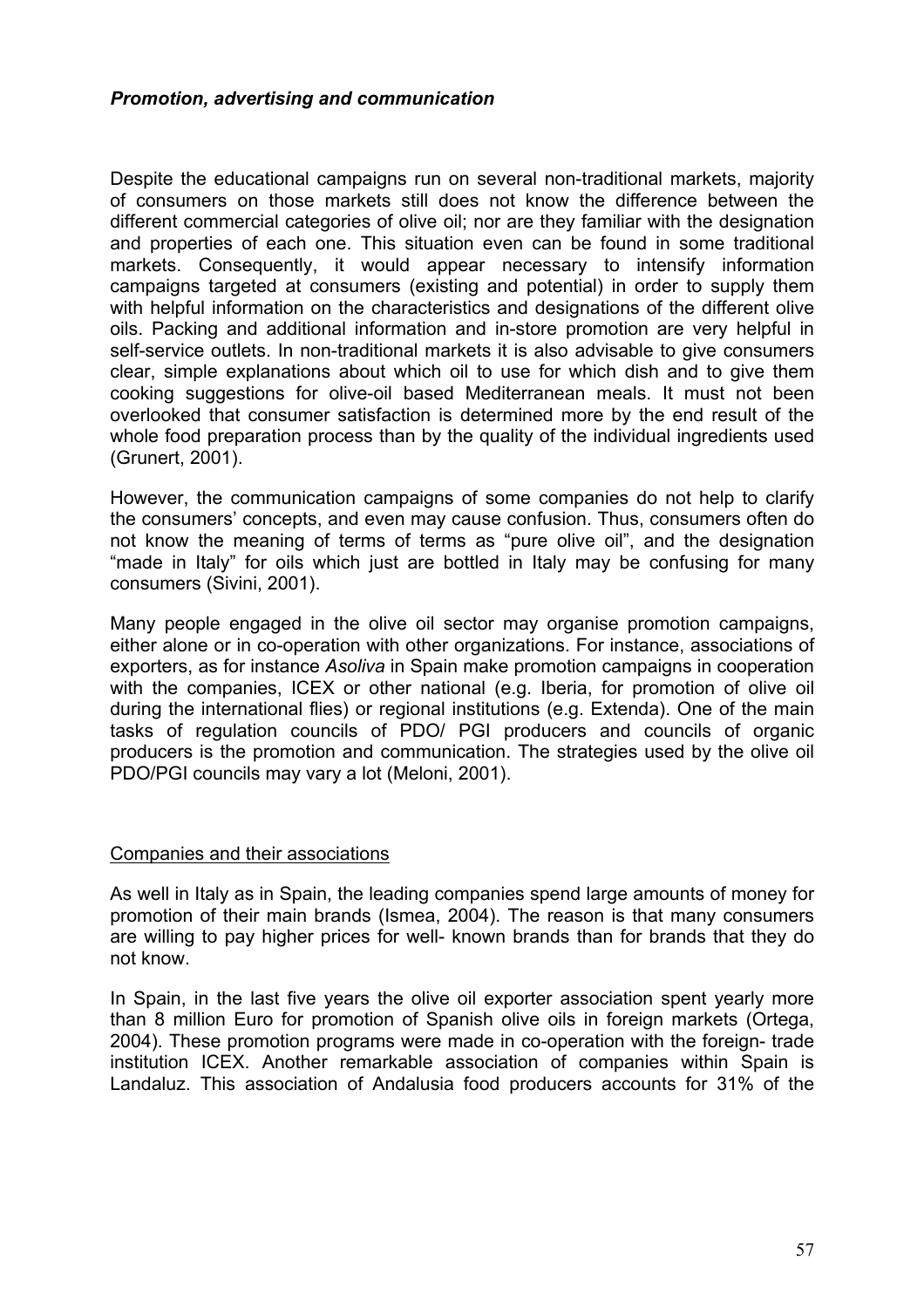### *Promotion, advertising and communication*

Despite the educational campaigns run on several non-traditional markets, majority of consumers on those markets still does not know the difference between the different commercial categories of olive oil; nor are they familiar with the designation and properties of each one. This situation even can be found in some traditional markets. Consequently, it would appear necessary to intensify information campaigns targeted at consumers (existing and potential) in order to supply them with helpful information on the characteristics and designations of the different olive oils. Packing and additional information and in-store promotion are very helpful in self-service outlets. In non-traditional markets it is also advisable to give consumers clear, simple explanations about which oil to use for which dish and to give them cooking suggestions for olive-oil based Mediterranean meals. It must not been overlooked that consumer satisfaction is determined more by the end result of the whole food preparation process than by the quality of the individual ingredients used (Grunert, 2001).

However, the communication campaigns of some companies do not help to clarify the consumers' concepts, and even may cause confusion. Thus, consumers often do not know the meaning of terms of terms as "pure olive oil", and the designation "made in Italy" for oils which just are bottled in Italy may be confusing for many consumers (Sivini, 2001).

Many people engaged in the olive oil sector may organise promotion campaigns, either alone or in co-operation with other organizations. For instance, associations of exporters, as for instance *Asoliva* in Spain make promotion campaigns in cooperation with the companies, ICEX or other national (e.g. Iberia, for promotion of olive oil during the international flies) or regional institutions (e.g. Extenda). One of the main tasks of regulation councils of PDO/ PGI producers and councils of organic producers is the promotion and communication. The strategies used by the olive oil PDO/PGI councils may vary a lot (Meloni, 2001).

#### Companies and their associations

As well in Italy as in Spain, the leading companies spend large amounts of money for promotion of their main brands (Ismea, 2004). The reason is that many consumers are willing to pay higher prices for well- known brands than for brands that they do not know.

In Spain, in the last five years the olive oil exporter association spent yearly more than 8 million Euro for promotion of Spanish olive oils in foreign markets (Ortega, 2004). These promotion programs were made in co-operation with the foreign- trade institution ICEX. Another remarkable association of companies within Spain is Landaluz. This association of Andalusia food producers accounts for 31% of the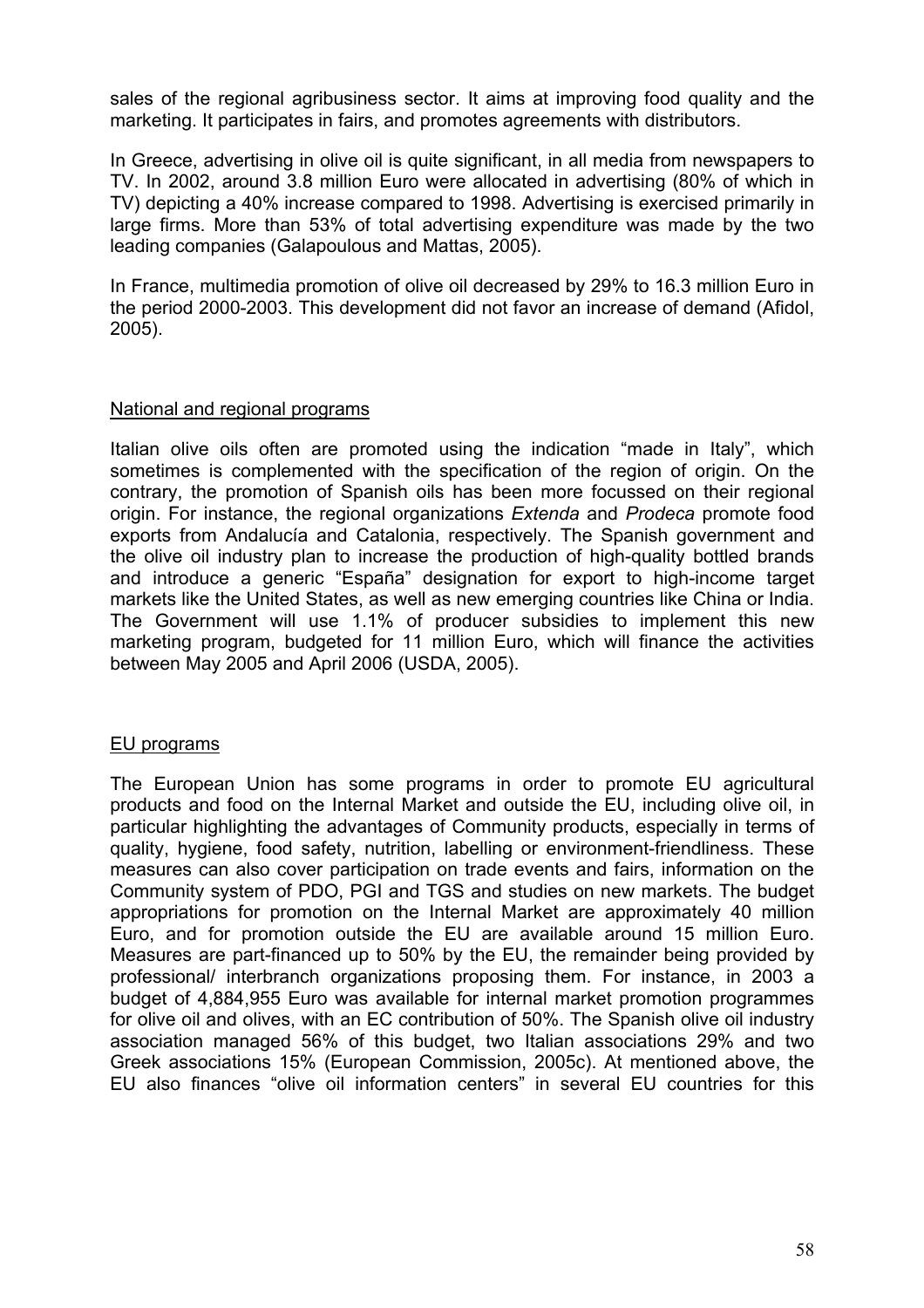sales of the regional agribusiness sector. It aims at improving food quality and the marketing. It participates in fairs, and promotes agreements with distributors.

In Greece, advertising in olive oil is quite significant, in all media from newspapers to TV. In 2002, around 3.8 million Euro were allocated in advertising (80% of which in TV) depicting a 40% increase compared to 1998. Advertising is exercised primarily in large firms. More than 53% of total advertising expenditure was made by the two leading companies (Galapoulous and Mattas, 2005).

In France, multimedia promotion of olive oil decreased by 29% to 16.3 million Euro in the period 2000-2003. This development did not favor an increase of demand (Afidol, 2005).

## National and regional programs

Italian olive oils often are promoted using the indication "made in Italy", which sometimes is complemented with the specification of the region of origin. On the contrary, the promotion of Spanish oils has been more focussed on their regional origin. For instance, the regional organizations *Extenda* and *Prodeca* promote food exports from Andalucía and Catalonia, respectively. The Spanish government and the olive oil industry plan to increase the production of high-quality bottled brands and introduce a generic "España" designation for export to high-income target markets like the United States, as well as new emerging countries like China or India. The Government will use 1.1% of producer subsidies to implement this new marketing program, budgeted for 11 million Euro, which will finance the activities between May 2005 and April 2006 (USDA, 2005).

## EU programs

The European Union has some programs in order to promote EU agricultural products and food on the Internal Market and outside the EU, including olive oil, in particular highlighting the advantages of Community products, especially in terms of quality, hygiene, food safety, nutrition, labelling or environment-friendliness. These measures can also cover participation on trade events and fairs, information on the Community system of PDO, PGI and TGS and studies on new markets. The budget appropriations for promotion on the Internal Market are approximately 40 million Euro, and for promotion outside the EU are available around 15 million Euro. Measures are part-financed up to 50% by the EU, the remainder being provided by professional/ interbranch organizations proposing them. For instance, in 2003 a budget of 4,884,955 Euro was available for internal market promotion programmes for olive oil and olives, with an EC contribution of 50%. The Spanish olive oil industry association managed 56% of this budget, two Italian associations 29% and two Greek associations 15% (European Commission, 2005c). At mentioned above, the EU also finances "olive oil information centers" in several EU countries for this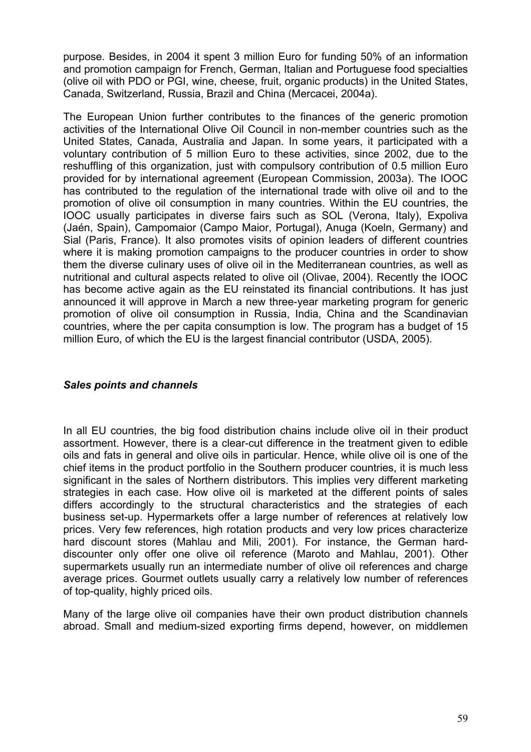purpose. Besides, in 2004 it spent 3 million Euro for funding 50% of an information and promotion campaign for French, German, Italian and Portuguese food specialties (olive oil with PDO or PGI, wine, cheese, fruit, organic products) in the United States, Canada, Switzerland, Russia, Brazil and China (Mercacei, 2004a).

The European Union further contributes to the finances of the generic promotion activities of the International Olive Oil Council in non-member countries such as the United States, Canada, Australia and Japan. In some years, it participated with a voluntary contribution of 5 million Euro to these activities, since 2002, due to the reshuffling of this organization, just with compulsory contribution of 0.5 million Euro provided for by international agreement (European Commission, 2003a). The IOOC has contributed to the regulation of the international trade with olive oil and to the promotion of olive oil consumption in many countries. Within the EU countries, the IOOC usually participates in diverse fairs such as SOL (Verona, Italy), Expoliva (Jaén, Spain), Campomaior (Campo Maior, Portugal), Anuga (Koeln, Germany) and Sial (Paris, France). It also promotes visits of opinion leaders of different countries where it is making promotion campaigns to the producer countries in order to show them the diverse culinary uses of olive oil in the Mediterranean countries, as well as nutritional and cultural aspects related to olive oil (Olivae, 2004). Recently the IOOC has become active again as the EU reinstated its financial contributions. It has just announced it will approve in March a new three-year marketing program for generic promotion of olive oil consumption in Russia, India, China and the Scandinavian countries, where the per capita consumption is low. The program has a budget of 15 million Euro, of which the EU is the largest financial contributor (USDA, 2005).

### *Sales points and channels*

In all EU countries, the big food distribution chains include olive oil in their product assortment. However, there is a clear-cut difference in the treatment given to edible oils and fats in general and olive oils in particular. Hence, while olive oil is one of the chief items in the product portfolio in the Southern producer countries, it is much less significant in the sales of Northern distributors. This implies very different marketing strategies in each case. How olive oil is marketed at the different points of sales differs accordingly to the structural characteristics and the strategies of each business set-up. Hypermarkets offer a large number of references at relatively low prices. Very few references, high rotation products and very low prices characterize hard discount stores (Mahlau and Mili, 2001). For instance, the German hard-discounter only offer one olive oil reference (Maroto and Mahlau, 2001). Other supermarkets usually run an intermediate number of olive oil references and charge average prices. Gourmet outlets usually carry a relatively low number of references of top-quality, highly priced oils.

Many of the large olive oil companies have their own product distribution channels abroad. Small and medium-sized exporting firms depend, however, on middlemen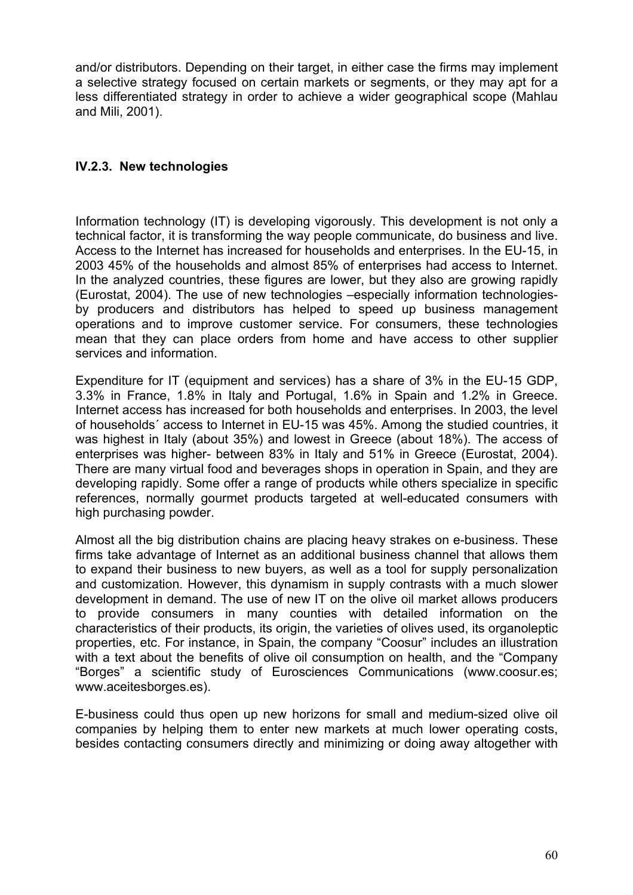and/or distributors. Depending on their target, in either case the firms may implement a selective strategy focused on certain markets or segments, or they may apt for a less differentiated strategy in order to achieve a wider geographical scope (Mahlau and Mili, 2001).

### IV.2.3. New technologies

Information technology (IT) is developing vigorously. This development is not only a technical factor, it is transforming the way people communicate, do business and live. Access to the Internet has increased for households and enterprises. In the EU-15, in 2003 45% of the households and almost 85% of enterprises had access to Internet. In the analyzed countries, these figures are lower, but they also are growing rapidly (Eurostat, 2004). The use of new technologies –especially information technologies- by producers and distributors has helped to speed up business management operations and to improve customer service. For consumers, these technologies mean that they can place orders from home and have access to other supplier services and information.

Expenditure for IT (equipment and services) has a share of 3% in the EU-15 GDP, 3.3% in France, 1.8% in Italy and Portugal, 1.6% in Spain and 1.2% in Greece. Internet access has increased for both households and enterprises. In 2003, the level of households´ access to Internet in EU-15 was 45%. Among the studied countries, it was highest in Italy (about 35%) and lowest in Greece (about 18%). The access of enterprises was higher- between 83% in Italy and 51% in Greece (Eurostat, 2004). There are many virtual food and beverages shops in operation in Spain, and they are developing rapidly. Some offer a range of products while others specialize in specific references, normally gourmet products targeted at well-educated consumers with high purchasing powder.

Almost all the big distribution chains are placing heavy strakes on e-business. These firms take advantage of Internet as an additional business channel that allows them to expand their business to new buyers, as well as a tool for supply personalization and customization. However, this dynamism in supply contrasts with a much slower development in demand. The use of new IT on the olive oil market allows producers to provide consumers in many counties with detailed information on the characteristics of their products, its origin, the varieties of olives used, its organoleptic properties, etc. For instance, in Spain, the company "Coosur" includes an illustration with a text about the benefits of olive oil consumption on health, and the "Company "Borges" a scientific study of Eurosciences Communications (www.coosur.es; www.aceitesborges.es).

E-business could thus open up new horizons for small and medium-sized olive oil companies by helping them to enter new markets at much lower operating costs, besides contacting consumers directly and minimizing or doing away altogether with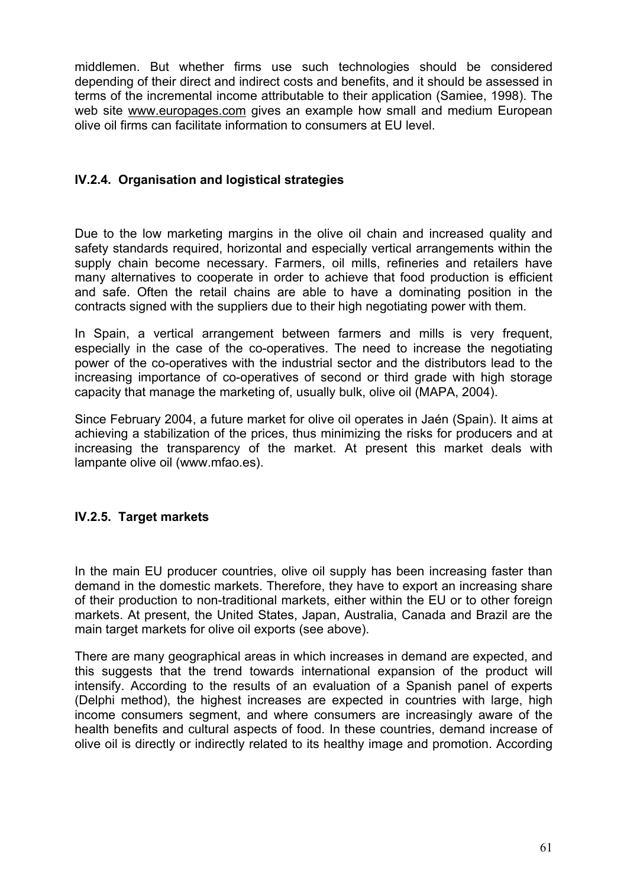middlemen. But whether firms use such technologies should be considered depending of their direct and indirect costs and benefits, and it should be assessed in terms of the incremental income attributable to their application (Samiee, 1998). The web site www.europages.com gives an example how small and medium European olive oil firms can facilitate information to consumers at EU level.

### IV.2.4. Organisation and logistical strategies

Due to the low marketing margins in the olive oil chain and increased quality and safety standards required, horizontal and especially vertical arrangements within the supply chain become necessary. Farmers, oil mills, refineries and retailers have many alternatives to cooperate in order to achieve that food production is efficient and safe. Often the retail chains are able to have a dominating position in the contracts signed with the suppliers due to their high negotiating power with them.

In Spain, a vertical arrangement between farmers and mills is very frequent, especially in the case of the co-operatives. The need to increase the negotiating power of the co-operatives with the industrial sector and the distributors lead to the increasing importance of co-operatives of second or third grade with high storage capacity that manage the marketing of, usually bulk, olive oil (MAPA, 2004).

Since February 2004, a future market for olive oil operates in Jaén (Spain). It aims at achieving a stabilization of the prices, thus minimizing the risks for producers and at increasing the transparency of the market. At present this market deals with lampante olive oil (www.mfao.es).

### IV.2.5. Target markets

In the main EU producer countries, olive oil supply has been increasing faster than demand in the domestic markets. Therefore, they have to export an increasing share of their production to non-traditional markets, either within the EU or to other foreign markets. At present, the United States, Japan, Australia, Canada and Brazil are the main target markets for olive oil exports (see above).

There are many geographical areas in which increases in demand are expected, and this suggests that the trend towards international expansion of the product will intensify. According to the results of an evaluation of a Spanish panel of experts (Delphi method), the highest increases are expected in countries with large, high income consumers segment, and where consumers are increasingly aware of the health benefits and cultural aspects of food. In these countries, demand increase of olive oil is directly or indirectly related to its healthy image and promotion. According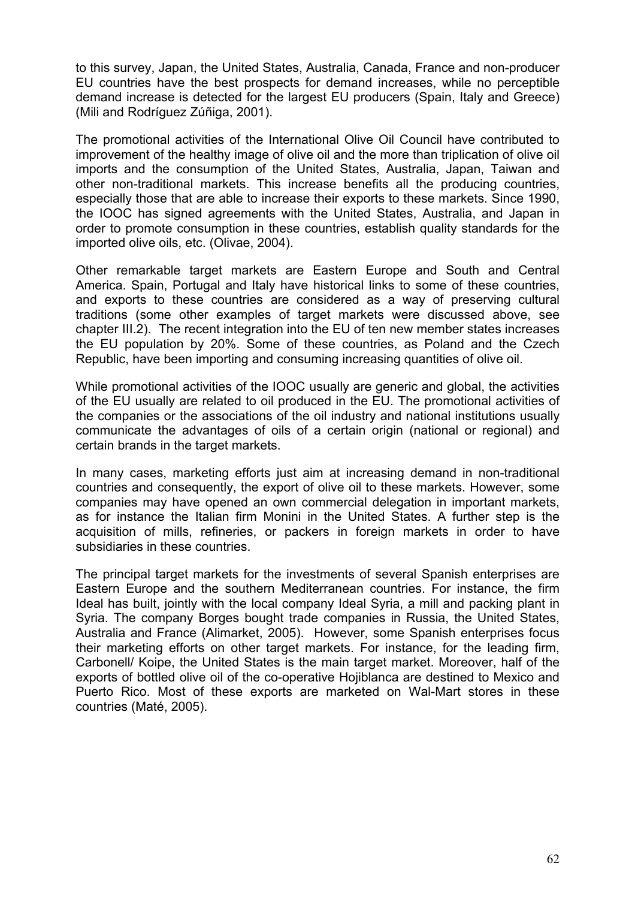to this survey, Japan, the United States, Australia, Canada, France and non-producer EU countries have the best prospects for demand increases, while no perceptible demand increase is detected for the largest EU producers (Spain, Italy and Greece) (Mili and Rodríguez Zúñiga, 2001).

The promotional activities of the International Olive Oil Council have contributed to improvement of the healthy image of olive oil and the more than triplication of olive oil imports and the consumption of the United States, Australia, Japan, Taiwan and other non-traditional markets. This increase benefits all the producing countries, especially those that are able to increase their exports to these markets. Since 1990, the IOOC has signed agreements with the United States, Australia, and Japan in order to promote consumption in these countries, establish quality standards for the imported olive oils, etc. (Olivae, 2004).

Other remarkable target markets are Eastern Europe and South and Central America. Spain, Portugal and Italy have historical links to some of these countries, and exports to these countries are considered as a way of preserving cultural traditions (some other examples of target markets were discussed above, see chapter III.2). The recent integration into the EU of ten new member states increases the EU population by 20%. Some of these countries, as Poland and the Czech Republic, have been importing and consuming increasing quantities of olive oil.

While promotional activities of the IOOC usually are generic and global, the activities of the EU usually are related to oil produced in the EU. The promotional activities of the companies or the associations of the oil industry and national institutions usually communicate the advantages of oils of a certain origin (national or regional) and certain brands in the target markets.

In many cases, marketing efforts just aim at increasing demand in non-traditional countries and consequently, the export of olive oil to these markets. However, some companies may have opened an own commercial delegation in important markets, as for instance the Italian firm Monini in the United States. A further step is the acquisition of mills, refineries, or packers in foreign markets in order to have subsidiaries in these countries.

The principal target markets for the investments of several Spanish enterprises are Eastern Europe and the southern Mediterranean countries. For instance, the firm Ideal has built, jointly with the local company Ideal Syria, a mill and packing plant in Syria. The company Borges bought trade companies in Russia, the United States, Australia and France (Alimarket, 2005). However, some Spanish enterprises focus their marketing efforts on other target markets. For instance, for the leading firm, Carbonell/ Koipe, the United States is the main target market. Moreover, half of the exports of bottled olive oil of the co-operative Hojiblanca are destined to Mexico and Puerto Rico. Most of these exports are marketed on Wal-Mart stores in these countries (Maté, 2005).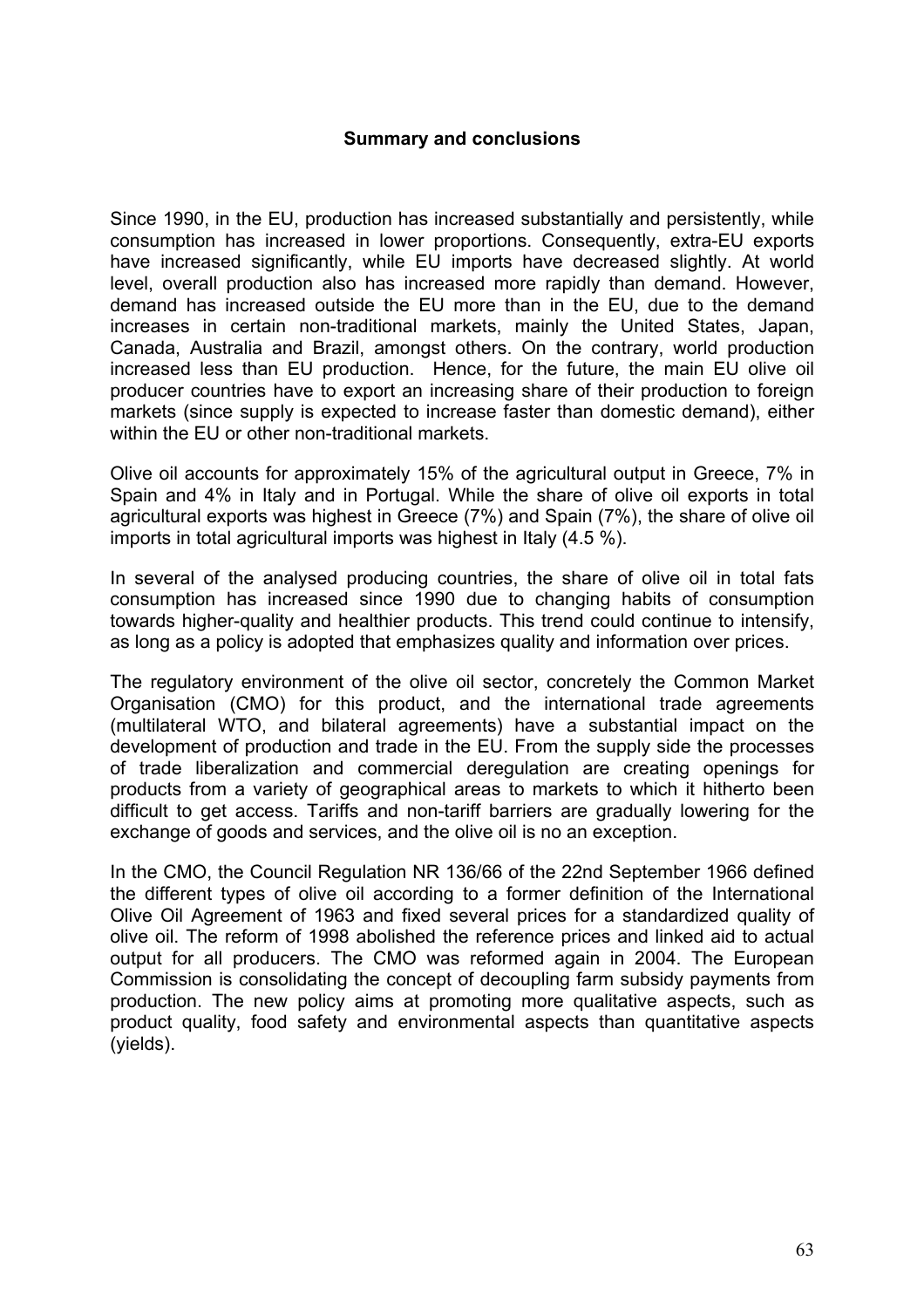## Summary and conclusions

Since 1990, in the EU, production has increased substantially and persistently, while consumption has increased in lower proportions. Consequently, extra-EU exports have increased significantly, while EU imports have decreased slightly. At world level, overall production also has increased more rapidly than demand. However, demand has increased outside the EU more than in the EU, due to the demand increases in certain non-traditional markets, mainly the United States, Japan, Canada, Australia and Brazil, amongst others. On the contrary, world production increased less than EU production. Hence, for the future, the main EU olive oil producer countries have to export an increasing share of their production to foreign markets (since supply is expected to increase faster than domestic demand), either within the EU or other non-traditional markets.

Olive oil accounts for approximately 15% of the agricultural output in Greece, 7% in Spain and 4% in Italy and in Portugal. While the share of olive oil exports in total agricultural exports was highest in Greece (7%) and Spain (7%), the share of olive oil imports in total agricultural imports was highest in Italy (4.5 %).

In several of the analysed producing countries, the share of olive oil in total fats consumption has increased since 1990 due to changing habits of consumption towards higher-quality and healthier products. This trend could continue to intensify, as long as a policy is adopted that emphasizes quality and information over prices.

The regulatory environment of the olive oil sector, concretely the Common Market Organisation (CMO) for this product, and the international trade agreements (multilateral WTO, and bilateral agreements) have a substantial impact on the development of production and trade in the EU. From the supply side the processes of trade liberalization and commercial deregulation are creating openings for products from a variety of geographical areas to markets to which it hitherto been difficult to get access. Tariffs and non-tariff barriers are gradually lowering for the exchange of goods and services, and the olive oil is no an exception.

In the CMO, the Council Regulation NR 136/66 of the 22nd September 1966 defined the different types of olive oil according to a former definition of the International Olive Oil Agreement of 1963 and fixed several prices for a standardized quality of olive oil. The reform of 1998 abolished the reference prices and linked aid to actual output for all producers. The CMO was reformed again in 2004. The European Commission is consolidating the concept of decoupling farm subsidy payments from production. The new policy aims at promoting more qualitative aspects, such as product quality, food safety and environmental aspects than quantitative aspects (yields).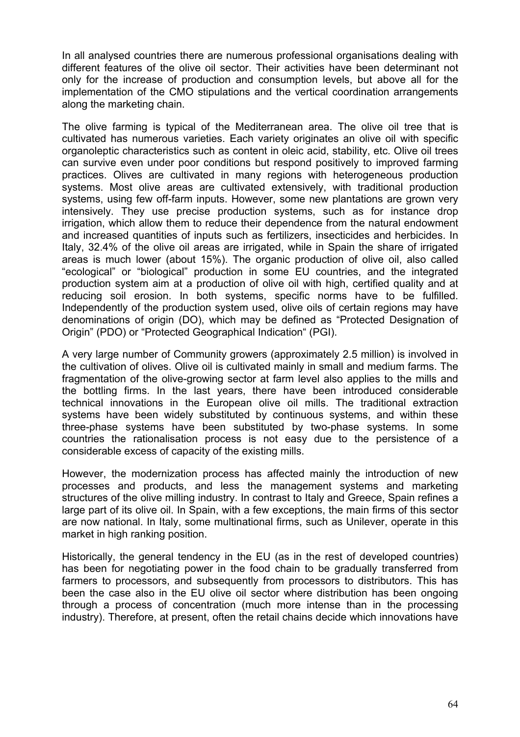In all analysed countries there are numerous professional organisations dealing with different features of the olive oil sector. Their activities have been determinant not only for the increase of production and consumption levels, but above all for the implementation of the CMO stipulations and the vertical coordination arrangements along the marketing chain.

The olive farming is typical of the Mediterranean area. The olive oil tree that is cultivated has numerous varieties. Each variety originates an olive oil with specific organoleptic characteristics such as content in oleic acid, stability, etc. Olive oil trees can survive even under poor conditions but respond positively to improved farming practices. Olives are cultivated in many regions with heterogeneous production systems. Most olive areas are cultivated extensively, with traditional production systems, using few off-farm inputs. However, some new plantations are grown very intensively. They use precise production systems, such as for instance drop irrigation, which allow them to reduce their dependence from the natural endowment and increased quantities of inputs such as fertilizers, insecticides and herbicides. In Italy, 32.4% of the olive oil areas are irrigated, while in Spain the share of irrigated areas is much lower (about 15%). The organic production of olive oil, also called "ecological" or "biological" production in some EU countries, and the integrated production system aim at a production of olive oil with high, certified quality and at reducing soil erosion. In both systems, specific norms have to be fulfilled. Independently of the production system used, olive oils of certain regions may have denominations of origin (DO), which may be defined as "Protected Designation of Origin" (PDO) or "Protected Geographical Indication" (PGI).

A very large number of Community growers (approximately 2.5 million) is involved in the cultivation of olives. Olive oil is cultivated mainly in small and medium farms. The fragmentation of the olive-growing sector at farm level also applies to the mills and the bottling firms. In the last years, there have been introduced considerable technical innovations in the European olive oil mills. The traditional extraction systems have been widely substituted by continuous systems, and within these three-phase systems have been substituted by two-phase systems. In some countries the rationalisation process is not easy due to the persistence of a considerable excess of capacity of the existing mills.

However, the modernization process has affected mainly the introduction of new processes and products, and less the management systems and marketing structures of the olive milling industry. In contrast to Italy and Greece, Spain refines a large part of its olive oil. In Spain, with a few exceptions, the main firms of this sector are now national. In Italy, some multinational firms, such as Unilever, operate in this market in high ranking position.

Historically, the general tendency in the EU (as in the rest of developed countries) has been for negotiating power in the food chain to be gradually transferred from farmers to processors, and subsequently from processors to distributors. This has been the case also in the EU olive oil sector where distribution has been ongoing through a process of concentration (much more intense than in the processing industry). Therefore, at present, often the retail chains decide which innovations have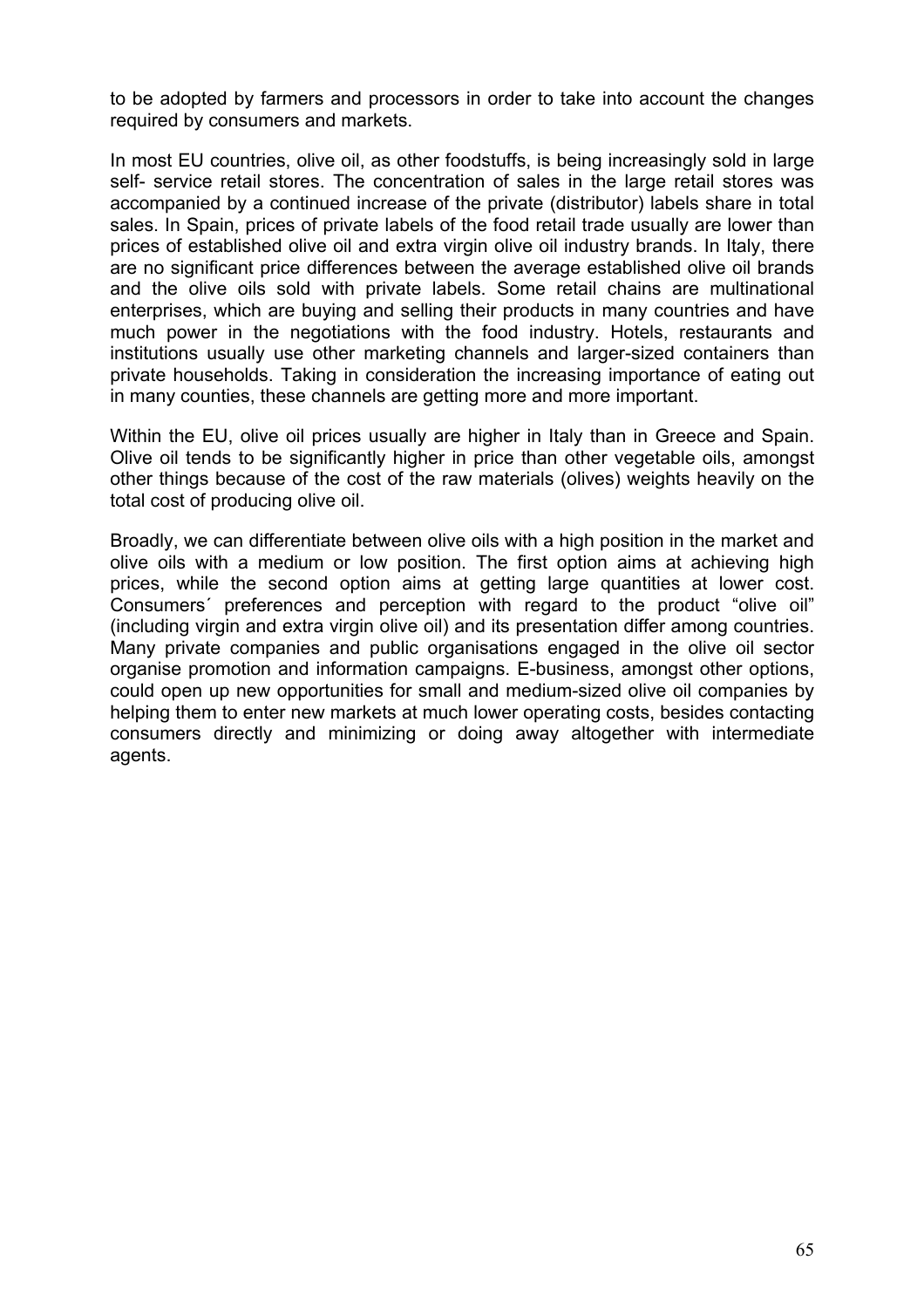to be adopted by farmers and processors in order to take into account the changes required by consumers and markets.

In most EU countries, olive oil, as other foodstuffs, is being increasingly sold in large self- service retail stores. The concentration of sales in the large retail stores was accompanied by a continued increase of the private (distributor) labels share in total sales. In Spain, prices of private labels of the food retail trade usually are lower than prices of established olive oil and extra virgin olive oil industry brands. In Italy, there are no significant price differences between the average established olive oil brands and the olive oils sold with private labels. Some retail chains are multinational enterprises, which are buying and selling their products in many countries and have much power in the negotiations with the food industry. Hotels, restaurants and institutions usually use other marketing channels and larger-sized containers than private households. Taking in consideration the increasing importance of eating out in many counties, these channels are getting more and more important.

Within the EU, olive oil prices usually are higher in Italy than in Greece and Spain. Olive oil tends to be significantly higher in price than other vegetable oils, amongst other things because of the cost of the raw materials (olives) weights heavily on the total cost of producing olive oil.

Broadly, we can differentiate between olive oils with a high position in the market and olive oils with a medium or low position. The first option aims at achieving high prices, while the second option aims at getting large quantities at lower cost. Consumers´ preferences and perception with regard to the product "olive oil" (including virgin and extra virgin olive oil) and its presentation differ among countries. Many private companies and public organisations engaged in the olive oil sector organise promotion and information campaigns. E-business, amongst other options, could open up new opportunities for small and medium-sized olive oil companies by helping them to enter new markets at much lower operating costs, besides contacting consumers directly and minimizing or doing away altogether with intermediate agents.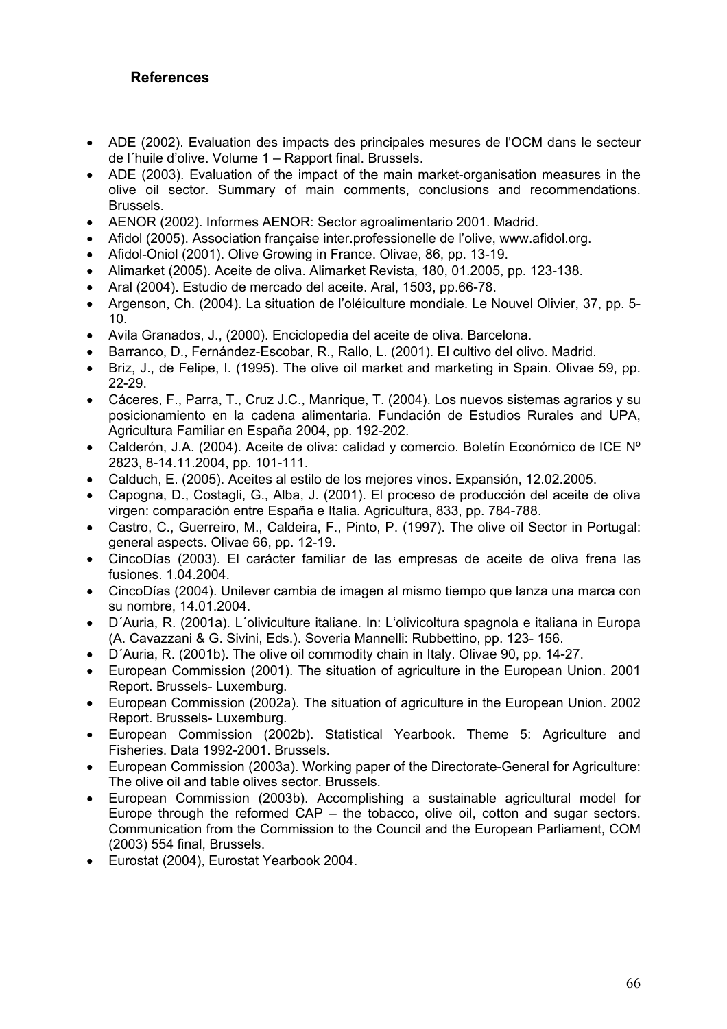## References

- ADE (2002). Evaluation des impacts des principales mesures de l'OCM dans le secteur de l´huile d'olive. Volume 1 – Rapport final. Brussels.
- ADE (2003). Evaluation of the impact of the main market-organisation measures in the olive oil sector. Summary of main comments, conclusions and recommendations. Brussels.
- AENOR (2002). Informes AENOR: Sector agroalimentario 2001. Madrid.
- Afidol (2005). Association française inter.professionelle de l'olive, www.afidol.org.
- Afidol-Oniol (2001). Olive Growing in France. Olivae, 86, pp. 13-19.
- Alimarket (2005). Aceite de oliva. Alimarket Revista, 180, 01.2005, pp. 123-138.
- Aral (2004). Estudio de mercado del aceite. Aral, 1503, pp.66-78.
- Argenson, Ch. (2004). La situation de l'oléiculture mondiale. Le Nouvel Olivier, 37, pp. 5-10.
- Avila Granados, J., (2000). Enciclopedia del aceite de oliva. Barcelona.
- Barranco, D., Fernández-Escobar, R., Rallo, L. (2001). El cultivo del olivo. Madrid.
- Briz, J., de Felipe, I. (1995). The olive oil market and marketing in Spain. Olivae 59, pp. 22-29.
- Cáceres, F., Parra, T., Cruz J.C., Manrique, T. (2004). Los nuevos sistemas agrarios y su posicionamiento en la cadena alimentaria. Fundación de Estudios Rurales and UPA, Agricultura Familiar en España 2004, pp. 192-202.
- Calderón, J.A. (2004). Aceite de oliva: calidad y comercio. Boletín Económico de ICE Nº 2823, 8-14.11.2004, pp. 101-111.
- Calduch, E. (2005). Aceites al estilo de los mejores vinos. Expansión, 12.02.2005.
- Capogna, D., Costagli, G., Alba, J. (2001). El proceso de producción del aceite de oliva virgen: comparación entre España e Italia. Agricultura, 833, pp. 784-788.
- Castro, C., Guerreiro, M., Caldeira, F., Pinto, P. (1997). The olive oil Sector in Portugal: general aspects. Olivae 66, pp. 12-19.
- CincoDías (2003). El carácter familiar de las empresas de aceite de oliva frena las fusiones. 1.04.2004.
- CincoDías (2004). Unilever cambia de imagen al mismo tiempo que lanza una marca con su nombre, 14.01.2004.
- D´Auria, R. (2001a). L´oliviculture italiane. In: L'olivicoltura spagnola e italiana in Europa (A. Cavazzani & G. Sivini, Eds.). Soveria Mannelli: Rubbettino, pp. 123- 156.
- D´Auria, R. (2001b). The olive oil commodity chain in Italy. Olivae 90, pp. 14-27.
- European Commission (2001). The situation of agriculture in the European Union. 2001 Report. Brussels- Luxemburg.
- European Commission (2002a). The situation of agriculture in the European Union. 2002 Report. Brussels- Luxemburg.
- European Commission (2002b). Statistical Yearbook. Theme 5: Agriculture and Fisheries. Data 1992-2001. Brussels.
- European Commission (2003a). Working paper of the Directorate-General for Agriculture: The olive oil and table olives sector. Brussels.
- European Commission (2003b). Accomplishing a sustainable agricultural model for Europe through the reformed CAP – the tobacco, olive oil, cotton and sugar sectors. Communication from the Commission to the Council and the European Parliament, COM (2003) 554 final, Brussels.
- Eurostat (2004), Eurostat Yearbook 2004.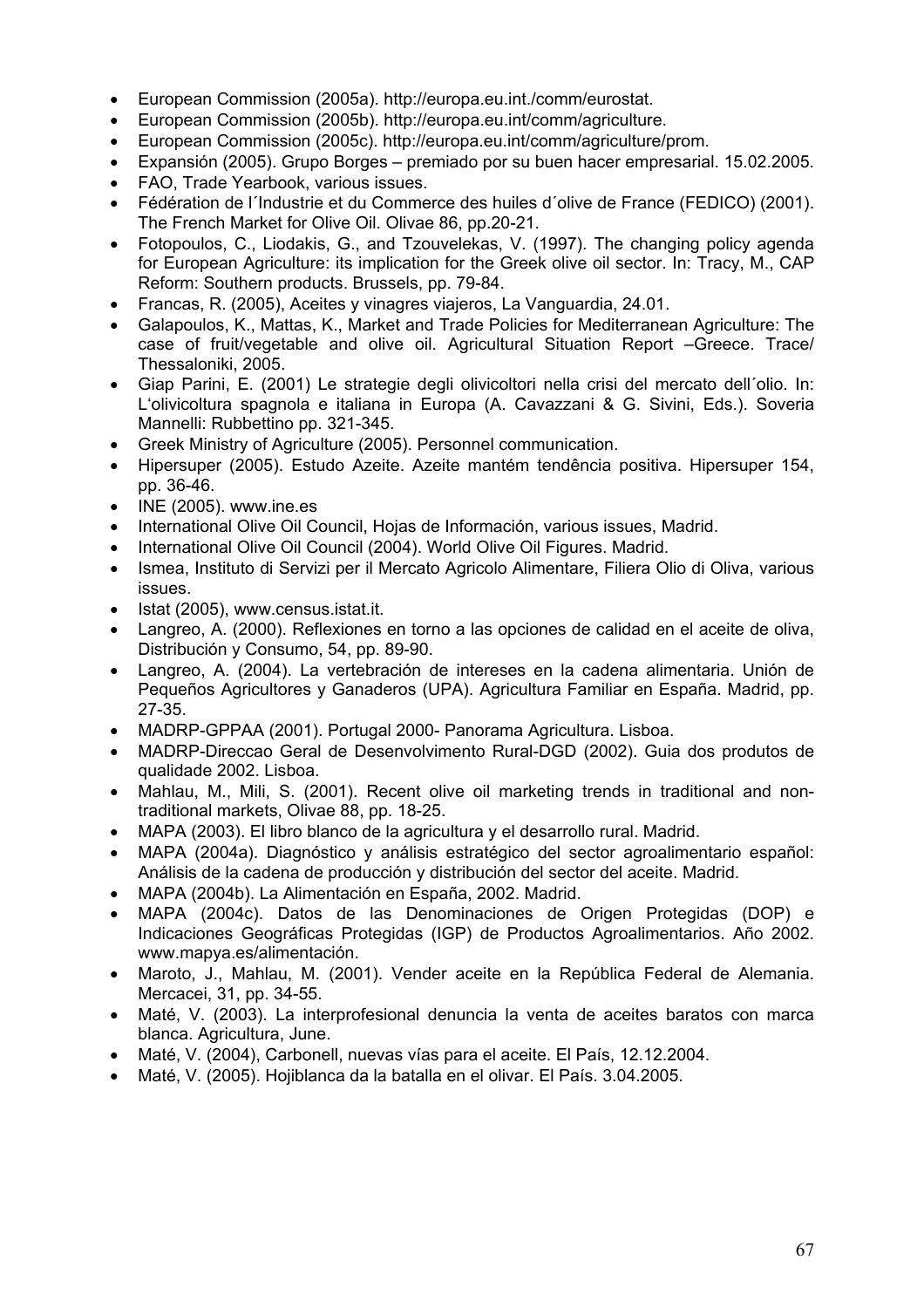- European Commission (2005a). http://europa.eu.int./comm/eurostat.
- European Commission (2005b). http://europa.eu.int/comm/agriculture.
- European Commission (2005c). http://europa.eu.int/comm/agriculture/prom.
- Expansión (2005). Grupo Borges – premiado por su buen hacer empresarial. 15.02.2005.
- FAO, Trade Yearbook, various issues.
- Fédération de l´Industrie et du Commerce des huiles d´olive de France (FEDICO) (2001). The French Market for Olive Oil. Olivae 86, pp.20-21.
- Fotopoulos, C., Liodakis, G., and Tzouvelekas, V. (1997). The changing policy agenda for European Agriculture: its implication for the Greek olive oil sector. In: Tracy, M., CAP Reform: Southern products. Brussels, pp. 79-84.
- Francas, R. (2005), Aceites y vinagres viajeros, La Vanguardia, 24.01.
- Galapoulos, K., Mattas, K., Market and Trade Policies for Mediterranean Agriculture: The case of fruit/vegetable and olive oil. Agricultural Situation Report –Greece. Trace/ Thessaloniki, 2005.
- Giap Parini, E. (2001) Le strategie degli olivicoltori nella crisi del mercato dell´olio. In: L'olivicoltura spagnola e italiana in Europa (A. Cavazzani & G. Sivini, Eds.). Soveria Mannelli: Rubbettino pp. 321-345.
- Greek Ministry of Agriculture (2005). Personnel communication.
- Hipersuper (2005). Estudo Azeite. Azeite mantém tendência positiva. Hipersuper 154, pp. 36-46.
- INE (2005). www.ine.es
- International Olive Oil Council, Hojas de Información, various issues, Madrid.
- International Olive Oil Council (2004). World Olive Oil Figures. Madrid.
- Ismea, Instituto di Servizi per il Mercato Agricolo Alimentare, Filiera Olio di Oliva, various issues.
- Istat (2005), www.census.istat.it.
- Langreo, A. (2000). Reflexiones en torno a las opciones de calidad en el aceite de oliva, Distribución y Consumo, 54, pp. 89-90.
- Langreo, A. (2004). La vertebración de intereses en la cadena alimentaria. Unión de Pequeños Agricultores y Ganaderos (UPA). Agricultura Familiar en España. Madrid, pp. 27-35.
- MADRP-GPPAA (2001). Portugal 2000- Panorama Agricultura. Lisboa.
- MADRP-Direccao Geral de Desenvolvimento Rural-DGD (2002). Guia dos produtos de qualidade 2002. Lisboa.
- Mahlau, M., Mili, S. (2001). Recent olive oil marketing trends in traditional and non-traditional markets, Olivae 88, pp. 18-25.
- MAPA (2003). El libro blanco de la agricultura y el desarrollo rural. Madrid.
- MAPA (2004a). Diagnóstico y análisis estratégico del sector agroalimentario español: Análisis de la cadena de producción y distribución del sector del aceite. Madrid.
- MAPA (2004b). La Alimentación en España, 2002. Madrid.
- MAPA (2004c). Datos de las Denominaciones de Origen Protegidas (DOP) e Indicaciones Geográficas Protegidas (IGP) de Productos Agroalimentarios. Año 2002. www.mapya.es/alimentación.
- Maroto, J., Mahlau, M. (2001). Vender aceite en la República Federal de Alemania. Mercacei, 31, pp. 34-55.
- Maté, V. (2003). La interprofesional denuncia la venta de aceites baratos con marca blanca. Agricultura, June.
- Maté, V. (2004), Carbonell, nuevas vías para el aceite. El País, 12.12.2004.
- Maté, V. (2005). Hojiblanca da la batalla en el olivar. El País. 3.04.2005.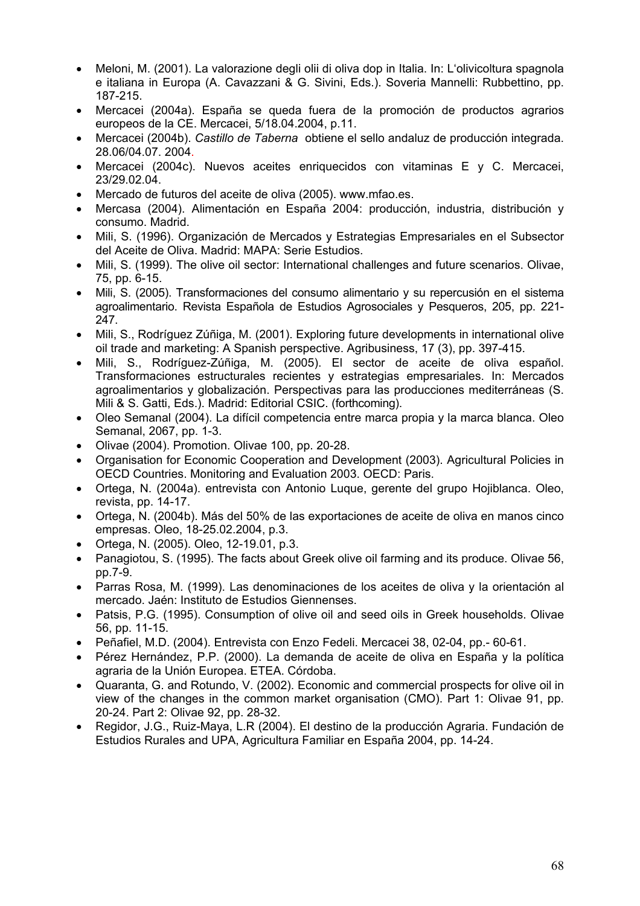- Meloni, M. (2001). La valorazione degli olii di oliva dop in Italia. In: L'olivicoltura spagnola e italiana in Europa (A. Cavazzani & G. Sivini, Eds.). Soveria Mannelli: Rubbettino, pp. 187-215.
- Mercacei (2004a). España se queda fuera de la promoción de productos agrarios europeos de la CE. Mercacei, 5/18.04.2004, p.11.
- Mercacei (2004b). *Castillo de Taberna* obtiene el sello andaluz de producción integrada. 28.06/04.07. 2004.
- Mercacei (2004c). Nuevos aceites enriquecidos con vitaminas E y C. Mercacei, 23/29.02.04.
- Mercado de futuros del aceite de oliva (2005). www.mfao.es.
- Mercasa (2004). Alimentación en España 2004: producción, industria, distribución y consumo. Madrid.
- Mili, S. (1996). Organización de Mercados y Estrategias Empresariales en el Subsector del Aceite de Oliva. Madrid: MAPA: Serie Estudios.
- Mili, S. (1999). The olive oil sector: International challenges and future scenarios. Olivae, 75, pp. 6-15.
- Mili, S. (2005). Transformaciones del consumo alimentario y su repercusión en el sistema agroalimentario. Revista Española de Estudios Agrosociales y Pesqueros, 205, pp. 221-247.
- Mili, S., Rodríguez Zúñiga, M. (2001). Exploring future developments in international olive oil trade and marketing: A Spanish perspective. Agribusiness, 17 (3), pp. 397-415.
- Mili, S., Rodríguez-Zúñiga, M. (2005). El sector de aceite de oliva español. Transformaciones estructurales recientes y estrategias empresariales. In: Mercados agroalimentarios y globalización. Perspectivas para las producciones mediterráneas (S. Mili & S. Gatti, Eds.). Madrid: Editorial CSIC. (forthcoming).
- Oleo Semanal (2004). La difícil competencia entre marca propia y la marca blanca. Oleo Semanal, 2067, pp. 1-3.
- Olivae (2004). Promotion. Olivae 100, pp. 20-28.
- Organisation for Economic Cooperation and Development (2003). Agricultural Policies in OECD Countries. Monitoring and Evaluation 2003. OECD: Paris.
- Ortega, N. (2004a). entrevista con Antonio Luque, gerente del grupo Hojiblanca. Oleo, revista, pp. 14-17.
- Ortega, N. (2004b). Más del 50% de las exportaciones de aceite de oliva en manos cinco empresas. Oleo, 18-25.02.2004, p.3.
- Ortega, N. (2005). Oleo, 12-19.01, p.3.
- Panagiotou, S. (1995). The facts about Greek olive oil farming and its produce. Olivae 56, pp.7-9.
- Parras Rosa, M. (1999). Las denominaciones de los aceites de oliva y la orientación al mercado. Jaén: Instituto de Estudios Giennenses.
- Patsis, P.G. (1995). Consumption of olive oil and seed oils in Greek households. Olivae 56, pp. 11-15.
- Peñafiel, M.D. (2004). Entrevista con Enzo Fedeli. Mercacei 38, 02-04, pp.- 60-61.
- Pérez Hernández, P.P. (2000). La demanda de aceite de oliva en España y la política agraria de la Unión Europea. ETEA. Córdoba.
- Quaranta, G. and Rotundo, V. (2002). Economic and commercial prospects for olive oil in view of the changes in the common market organisation (CMO). Part 1: Olivae 91, pp. 20-24. Part 2: Olivae 92, pp. 28-32.
- Regidor, J.G., Ruiz-Maya, L.R (2004). El destino de la producción Agraria. Fundación de Estudios Rurales and UPA, Agricultura Familiar en España 2004, pp. 14-24.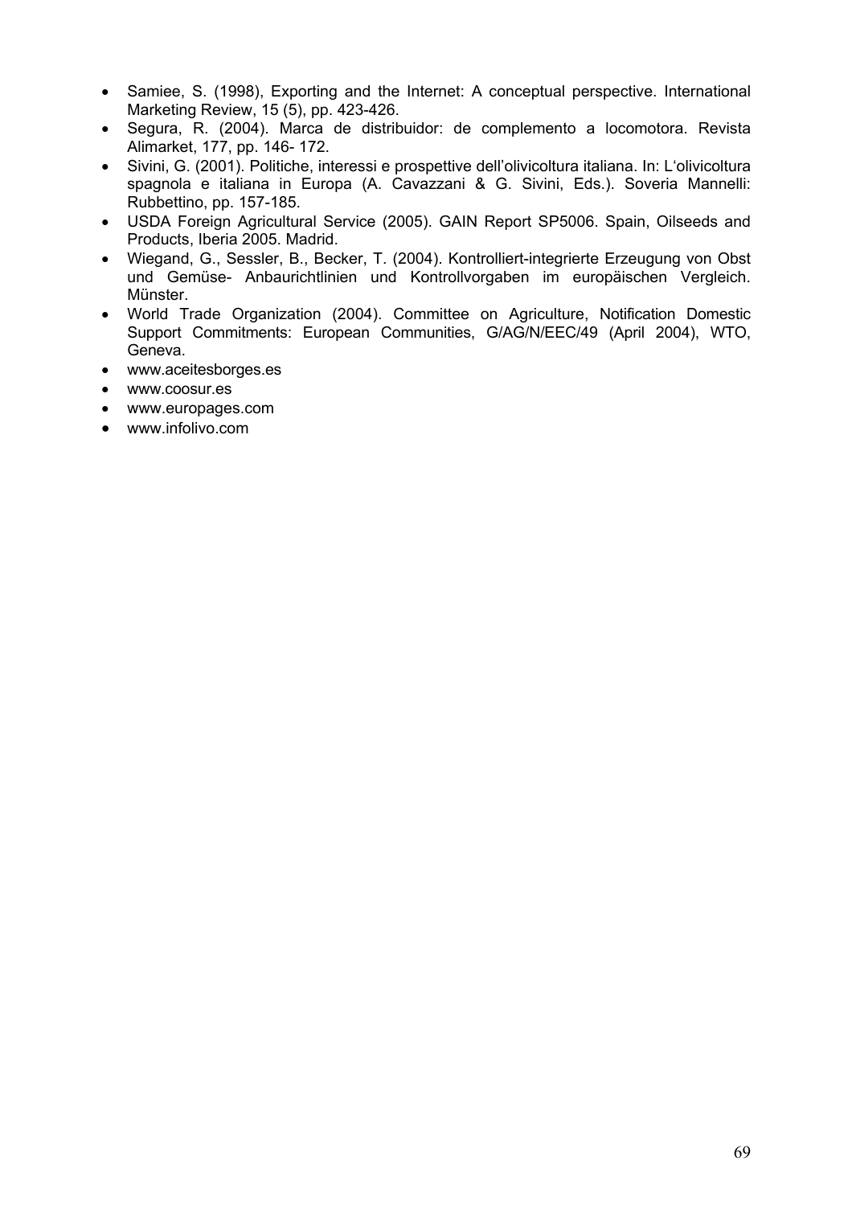- Samiee, S. (1998), Exporting and the Internet: A conceptual perspective. International Marketing Review, 15 (5), pp. 423-426.
- Segura, R. (2004). Marca de distribuidor: de complemento a locomotora. Revista Alimarket, 177, pp. 146- 172.
- Sivini, G. (2001). Politiche, interessi e prospettive dell'olivicoltura italiana. In: L'olivicoltura spagnola e italiana in Europa (A. Cavazzani & G. Sivini, Eds.). Soveria Mannelli: Rubbettino, pp. 157-185.
- USDA Foreign Agricultural Service (2005). GAIN Report SP5006. Spain, Oilseeds and Products, Iberia 2005. Madrid.
- Wiegand, G., Sessler, B., Becker, T. (2004). Kontrolliert-integrierte Erzeugung von Obst und Gemüse- Anbaurichtlinien und Kontrollvorgaben im europäischen Vergleich. Münster.
- World Trade Organization (2004). Committee on Agriculture, Notification Domestic Support Commitments: European Communities, G/AG/N/EEC/49 (April 2004), WTO, Geneva.
- www.aceitesborges.es
- www.coosur.es
- www.europages.com
- www.infolivo.com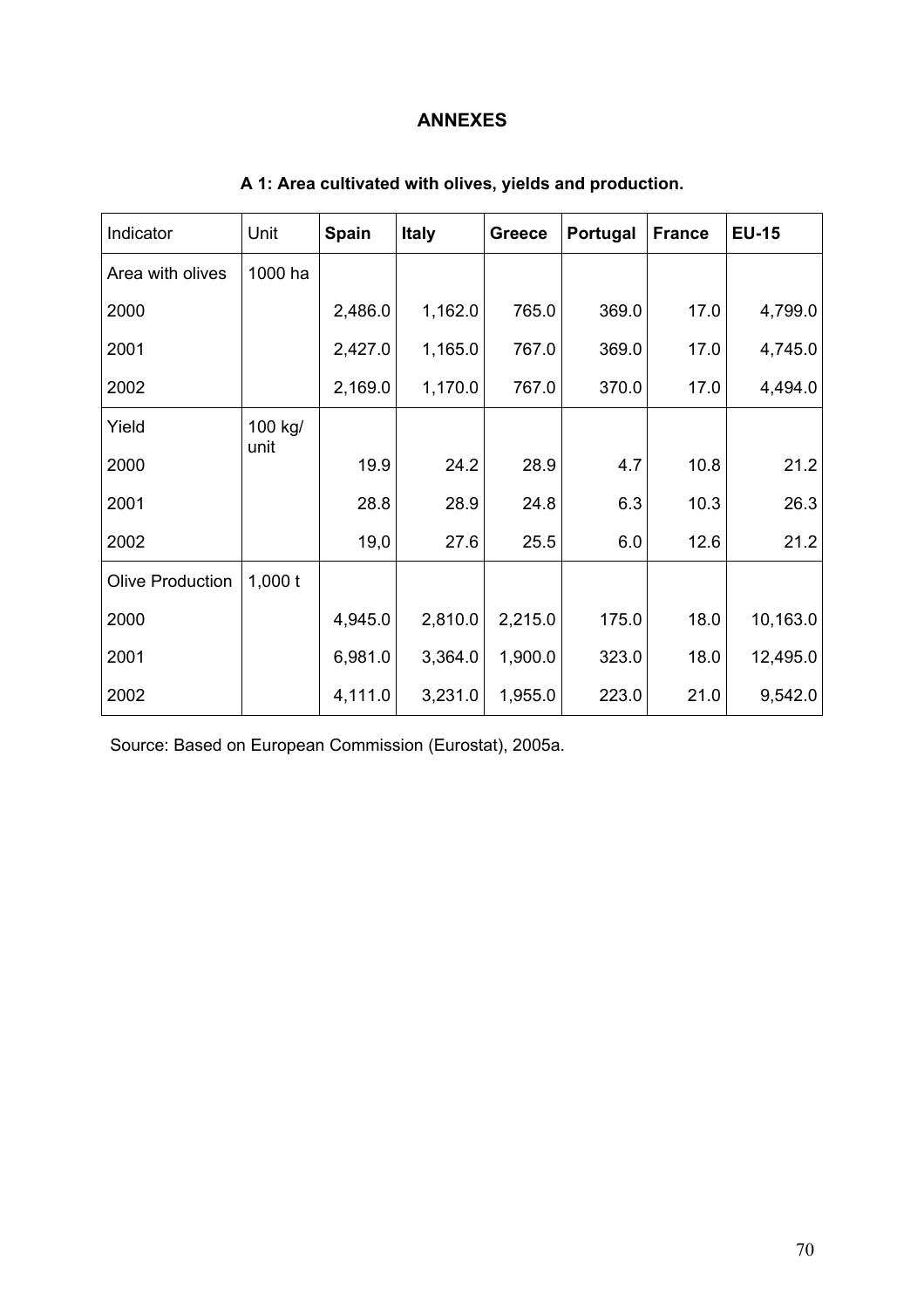# ANNEXES

### A 1: Area cultivated with olives, yields and production.

| Indicator | Unit | **Spain** | **Italy** | **Greece** | **Portugal** | **France** | **EU-15** |
|---|---|---|---|---|---|---|---|
| Area with olives | 1000 ha | | | | | | |
| 2000 | | 2,486.0 | 1,162.0 | 765.0 | 369.0 | 17.0 | 4,799.0 |
| 2001 | | 2,427.0 | 1,165.0 | 767.0 | 369.0 | 17.0 | 4,745.0 |
| 2002 | | 2,169.0 | 1,170.0 | 767.0 | 370.0 | 17.0 | 4,494.0 |
| Yield | 100 kg/ unit | | | | | | |
| 2000 | | 19.9 | 24.2 | 28.9 | 4.7 | 10.8 | 21.2 |
| 2001 | | 28.8 | 28.9 | 24.8 | 6.3 | 10.3 | 26.3 |
| 2002 | | 19,0 | 27.6 | 25.5 | 6.0 | 12.6 | 21.2 |
| Olive Production | 1,000 t | | | | | | |
| 2000 | | 4,945.0 | 2,810.0 | 2,215.0 | 175.0 | 18.0 | 10,163.0 |
| 2001 | | 6,981.0 | 3,364.0 | 1,900.0 | 323.0 | 18.0 | 12,495.0 |
| 2002 | | 4,111.0 | 3,231.0 | 1,955.0 | 223.0 | 21.0 | 9,542.0 |

Source: Based on European Commission (Eurostat), 2005a.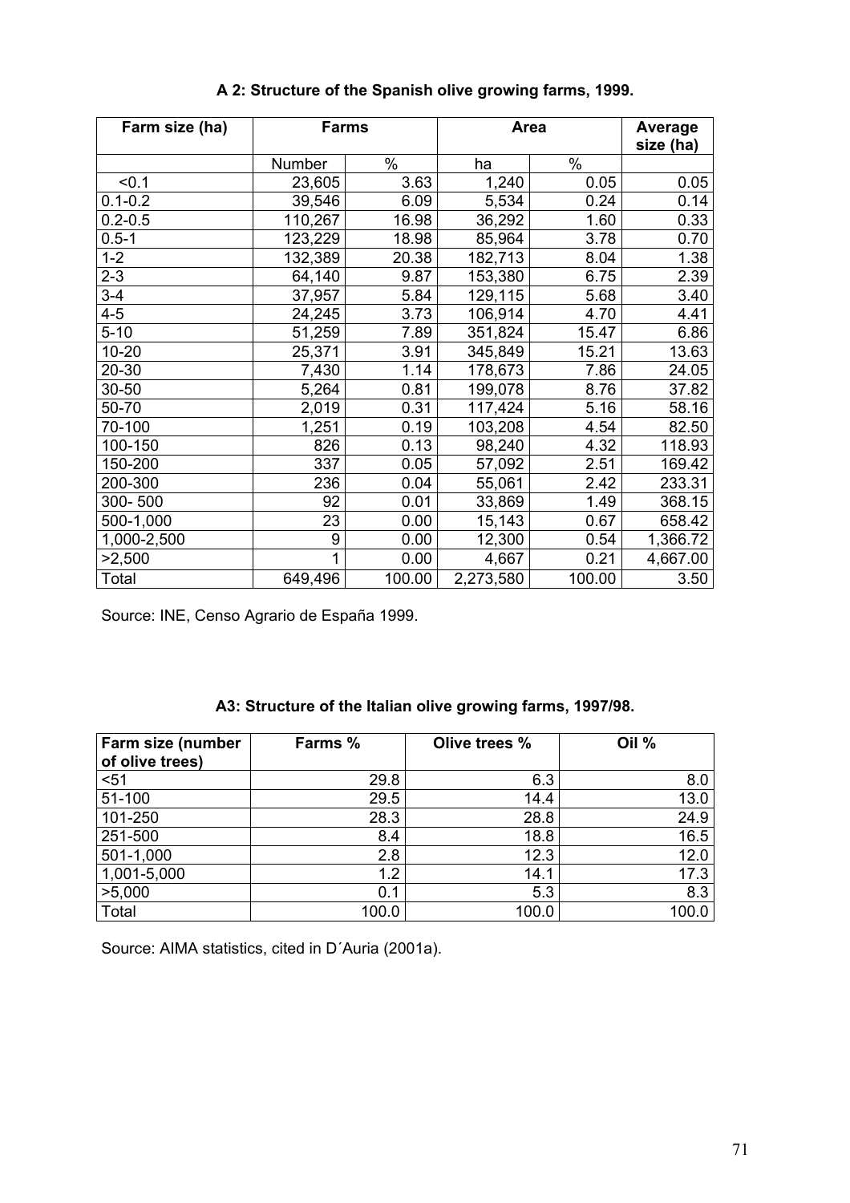**A 2: Structure of the Spanish olive growing farms, 1999.**

| Farm size (ha) | Farms | | Area | | Average size (ha) |
|---|---|---|---|---|---|
| | Number | % | ha | % | |
| <0.1 | 23,605 | 3.63 | 1,240 | 0.05 | 0.05 |
| 0.1-0.2 | 39,546 | 6.09 | 5,534 | 0.24 | 0.14 |
| 0.2-0.5 | 110,267 | 16.98 | 36,292 | 1.60 | 0.33 |
| 0.5-1 | 123,229 | 18.98 | 85,964 | 3.78 | 0.70 |
| 1-2 | 132,389 | 20.38 | 182,713 | 8.04 | 1.38 |
| 2-3 | 64,140 | 9.87 | 153,380 | 6.75 | 2.39 |
| 3-4 | 37,957 | 5.84 | 129,115 | 5.68 | 3.40 |
| 4-5 | 24,245 | 3.73 | 106,914 | 4.70 | 4.41 |
| 5-10 | 51,259 | 7.89 | 351,824 | 15.47 | 6.86 |
| 10-20 | 25,371 | 3.91 | 345,849 | 15.21 | 13.63 |
| 20-30 | 7,430 | 1.14 | 178,673 | 7.86 | 24.05 |
| 30-50 | 5,264 | 0.81 | 199,078 | 8.76 | 37.82 |
| 50-70 | 2,019 | 0.31 | 117,424 | 5.16 | 58.16 |
| 70-100 | 1,251 | 0.19 | 103,208 | 4.54 | 82.50 |
| 100-150 | 826 | 0.13 | 98,240 | 4.32 | 118.93 |
| 150-200 | 337 | 0.05 | 57,092 | 2.51 | 169.42 |
| 200-300 | 236 | 0.04 | 55,061 | 2.42 | 233.31 |
| 300- 500 | 92 | 0.01 | 33,869 | 1.49 | 368.15 |
| 500-1,000 | 23 | 0.00 | 15,143 | 0.67 | 658.42 |
| 1,000-2,500 | 9 | 0.00 | 12,300 | 0.54 | 1,366.72 |
| >2,500 | 1 | 0.00 | 4,667 | 0.21 | 4,667.00 |
| Total | 649,496 | 100.00 | 2,273,580 | 100.00 | 3.50 |

Source: INE, Censo Agrario de España 1999.

**A3: Structure of the Italian olive growing farms, 1997/98.**

| Farm size (number of olive trees) | Farms % | Olive trees % | Oil % |
|---|---|---|---|
| <51 | 29.8 | 6.3 | 8.0 |
| 51-100 | 29.5 | 14.4 | 13.0 |
| 101-250 | 28.3 | 28.8 | 24.9 |
| 251-500 | 8.4 | 18.8 | 16.5 |
| 501-1,000 | 2.8 | 12.3 | 12.0 |
| 1,001-5,000 | 1.2 | 14.1 | 17.3 |
| >5,000 | 0.1 | 5.3 | 8.3 |
| Total | 100.0 | 100.0 | 100.0 |

Source: AIMA statistics, cited in D´Auria (2001a).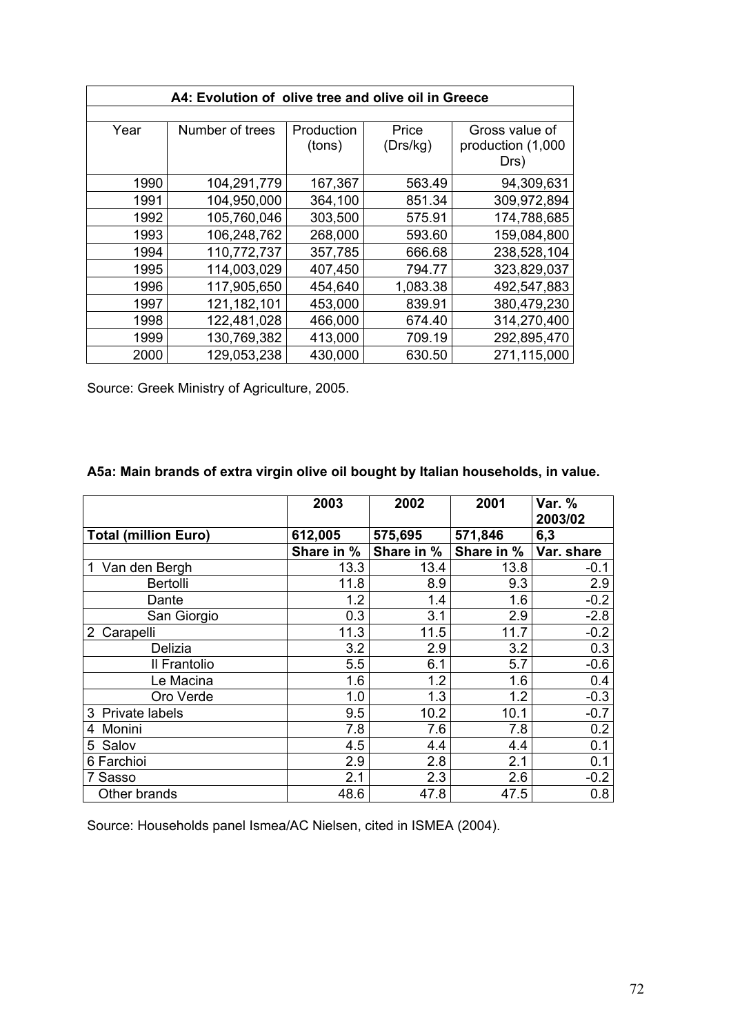| A4: Evolution of olive tree and olive oil in Greece | | | | |
|---|---|---|---|---|
| Year | Number of trees | Production (tons) | Price (Drs/kg) | Gross value of production (1,000 Drs) |
| 1990 | 104,291,779 | 167,367 | 563.49 | 94,309,631 |
| 1991 | 104,950,000 | 364,100 | 851.34 | 309,972,894 |
| 1992 | 105,760,046 | 303,500 | 575.91 | 174,788,685 |
| 1993 | 106,248,762 | 268,000 | 593.60 | 159,084,800 |
| 1994 | 110,772,737 | 357,785 | 666.68 | 238,528,104 |
| 1995 | 114,003,029 | 407,450 | 794.77 | 323,829,037 |
| 1996 | 117,905,650 | 454,640 | 1,083.38 | 492,547,883 |
| 1997 | 121,182,101 | 453,000 | 839.91 | 380,479,230 |
| 1998 | 122,481,028 | 466,000 | 674.40 | 314,270,400 |
| 1999 | 130,769,382 | 413,000 | 709.19 | 292,895,470 |
| 2000 | 129,053,238 | 430,000 | 630.50 | 271,115,000 |

Source: Greek Ministry of Agriculture, 2005.

**A5a: Main brands of extra virgin olive oil bought by Italian households, in value.**

| | 2003 | 2002 | 2001 | Var. % 2003/02 |
|---|---|---|---|---|
| **Total (million Euro)** | **612,005** | **575,695** | **571,846** | **6,3** |
| | **Share in %** | **Share in %** | **Share in %** | **Var. share** |
| 1 Van den Bergh | 13.3 | 13.4 | 13.8 | -0.1 |
| Bertolli | 11.8 | 8.9 | 9.3 | 2.9 |
| Dante | 1.2 | 1.4 | 1.6 | -0.2 |
| San Giorgio | 0.3 | 3.1 | 2.9 | -2.8 |
| 2 Carapelli | 11.3 | 11.5 | 11.7 | -0.2 |
| Delizia | 3.2 | 2.9 | 3.2 | 0.3 |
| Il Frantolio | 5.5 | 6.1 | 5.7 | -0.6 |
| Le Macina | 1.6 | 1.2 | 1.6 | 0.4 |
| Oro Verde | 1.0 | 1.3 | 1.2 | -0.3 |
| 3 Private labels | 9.5 | 10.2 | 10.1 | -0.7 |
| 4 Monini | 7.8 | 7.6 | 7.8 | 0.2 |
| 5 Salov | 4.5 | 4.4 | 4.4 | 0.1 |
| 6 Farchioi | 2.9 | 2.8 | 2.1 | 0.1 |
| 7 Sasso | 2.1 | 2.3 | 2.6 | -0.2 |
| Other brands | 48.6 | 47.8 | 47.5 | 0.8 |

Source: Households panel Ismea/AC Nielsen, cited in ISMEA (2004).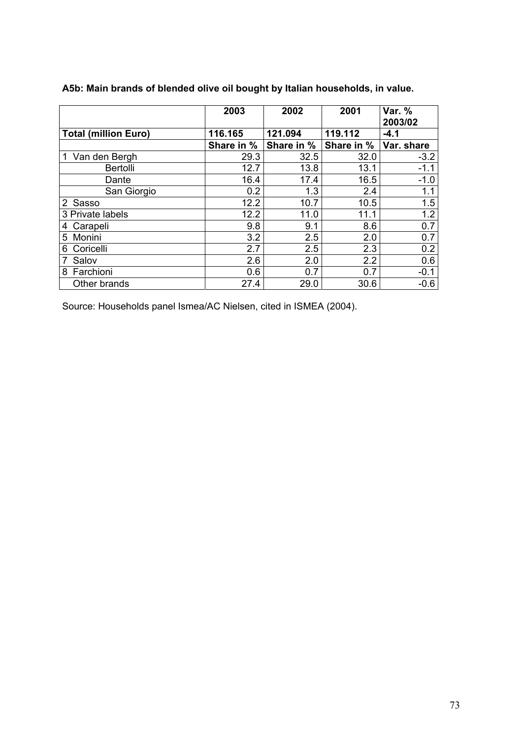**A5b: Main brands of blended olive oil bought by Italian households, in value.**

| | 2003 | 2002 | 2001 | Var. % 2003/02 |
|---|---|---|---|---|
| **Total (million Euro)** | **116.165** | **121.094** | **119.112** | **-4.1** |
| | **Share in %** | **Share in %** | **Share in %** | **Var. share** |
| 1 Van den Bergh | 29.3 | 32.5 | 32.0 | -3.2 |
| Bertolli | 12.7 | 13.8 | 13.1 | -1.1 |
| Dante | 16.4 | 17.4 | 16.5 | -1.0 |
| San Giorgio | 0.2 | 1.3 | 2.4 | 1.1 |
| 2 Sasso | 12.2 | 10.7 | 10.5 | 1.5 |
| 3 Private labels | 12.2 | 11.0 | 11.1 | 1.2 |
| 4 Carapeli | 9.8 | 9.1 | 8.6 | 0.7 |
| 5 Monini | 3.2 | 2.5 | 2.0 | 0.7 |
| 6 Coricelli | 2.7 | 2.5 | 2.3 | 0.2 |
| 7 Salov | 2.6 | 2.0 | 2.2 | 0.6 |
| 8 Farchioni | 0.6 | 0.7 | 0.7 | -0.1 |
| Other brands | 27.4 | 29.0 | 30.6 | -0.6 |

Source: Households panel Ismea/AC Nielsen, cited in ISMEA (2004).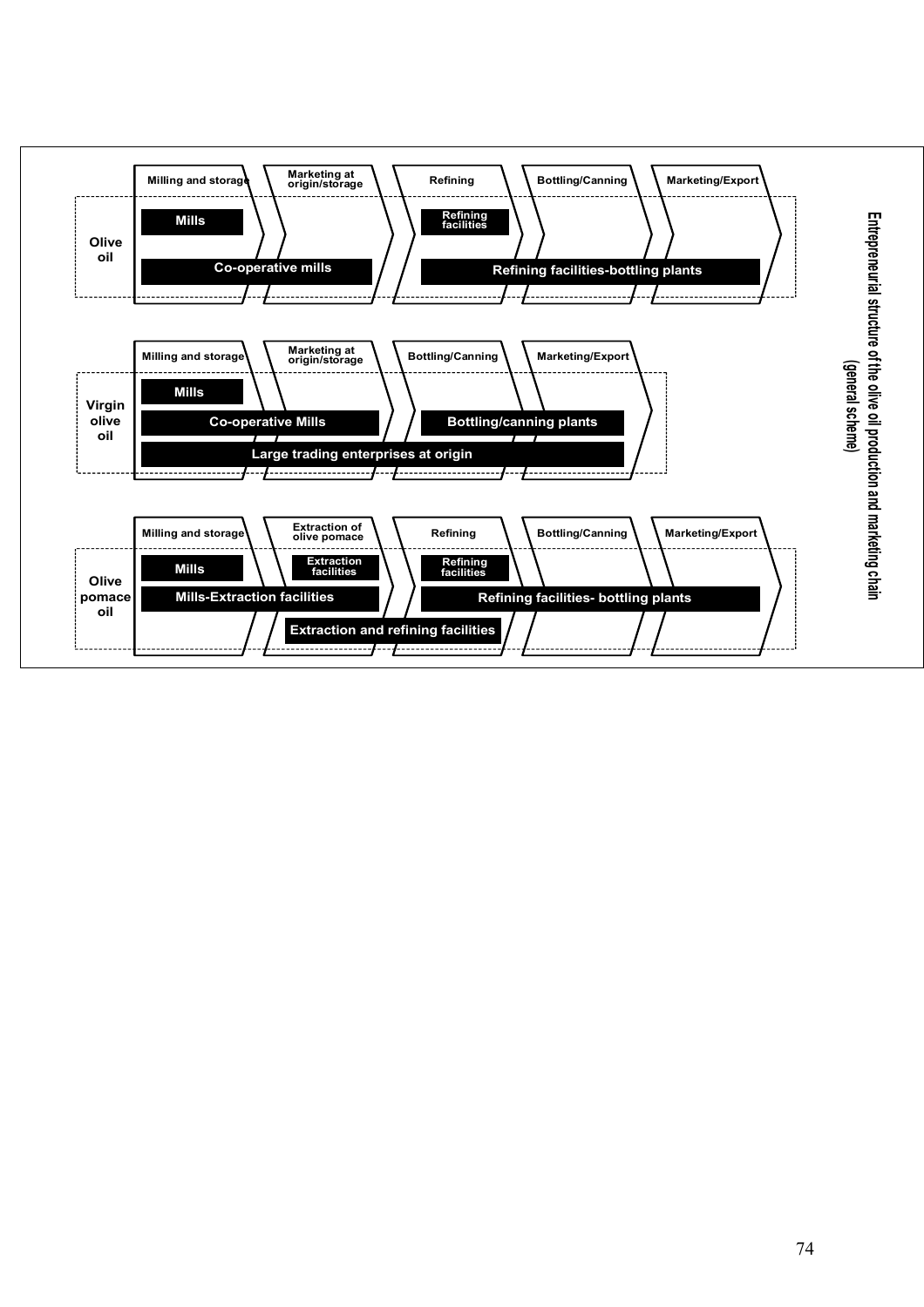**Entrepreneurial structure of the olive oil production and marketing chain (general scheme)**

**Olive oil**

Milling and storage
Marketing at origin/storage
Refining
Bottling/Canning
Marketing/Export

Mills
Refining facilities
Co-operative mills
Refining facilities-bottling plants

**Virgin olive oil**

Milling and storage
Marketing at origin/storage
Bottling/Canning
Marketing/Export

Mills
Co-operative Mills
Bottling/canning plants
Large trading enterprises at origin

**Olive pomace oil**

Milling and storage
Extraction of olive pomace
Refining
Bottling/Canning
Marketing/Export

Mills
Extraction facilities
Refining facilities
Mills-Extraction facilities
Refining facilities- bottling plants
Extraction and refining facilities